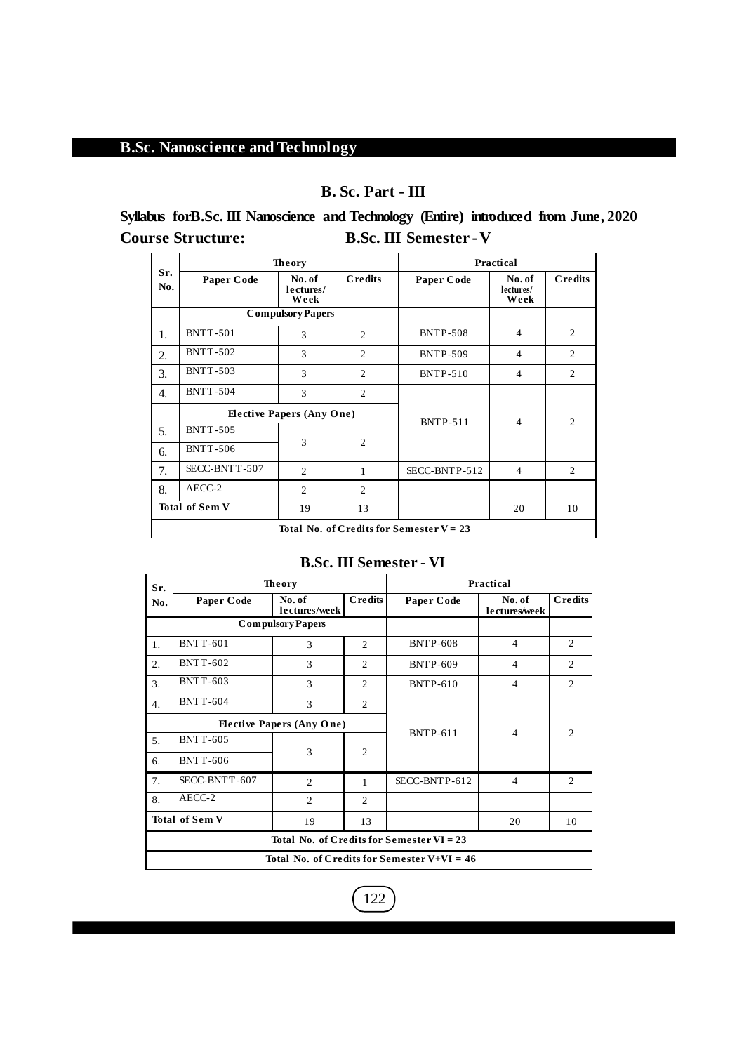# B.Sc. Nanoscience and Technology

## B. Sc. Part - III

**Syllabus for B.Sc. III Nanoscience and Technology (Entire) introduced from June, 2020**

**Course Structure: B.Sc. III Semester - V**

| Sr. No. | Theory | | | Practical | | |
|---|---|---|---|---|---|---|
| | Paper Code | No. of lectures/ Week | Credits | Paper Code | No. of lectures/ Week | Credits |
| | Compulsory Papers | | | | | |
| 1. | BNTT-501 | 3 | 2 | BNTP-508 | 4 | 2 |
| 2. | BNTT-502 | 3 | 2 | BNTP-509 | 4 | 2 |
| 3. | BNTT-503 | 3 | 2 | BNTP-510 | 4 | 2 |
| 4. | BNTT-504 | 3 | 2 | BNTP-511 | 4 | 2 |
| | Elective Papers (Any One) | | | | | |
| 5. | BNTT-505 | 3 | 2 | | | |
| 6. | BNTT-506 | | | | | |
| 7. | SECC-BNTT-507 | 2 | 1 | SECC-BNTP-512 | 4 | 2 |
| 8. | AECC-2 | 2 | 2 | | | |
| Total of Sem V | | 19 | 13 | | 20 | 10 |
| Total No. of Credits for Semester V = 23 | | | | | | |

**B.Sc. III Semester - VI**

| Sr. No. | Theory | | | Practical | | |
|---|---|---|---|---|---|---|
| | Paper Code | No. of lectures/week | Credits | Paper Code | No. of lectures/week | Credits |
| | Compulsory Papers | | | | | |
| 1. | BNTT-601 | 3 | 2 | BNTP-608 | 4 | 2 |
| 2. | BNTT-602 | 3 | 2 | BNTP-609 | 4 | 2 |
| 3. | BNTT-603 | 3 | 2 | BNTP-610 | 4 | 2 |
| 4. | BNTT-604 | 3 | 2 | BNTP-611 | 4 | 2 |
| | Elective Papers (Any One) | | | | | |
| 5. | BNTT-605 | 3 | 2 | | | |
| 6. | BNTT-606 | | | | | |
| 7. | SECC-BNTT-607 | 2 | 1 | SECC-BNTP-612 | 4 | 2 |
| 8. | AECC-2 | 2 | 2 | | | |
| Total of Sem V | | 19 | 13 | | 20 | 10 |
| Total No. of Credits for Semester VI = 23 | | | | | | |
| Total No. of Credits for Semester V+VI = 46 | | | | | | |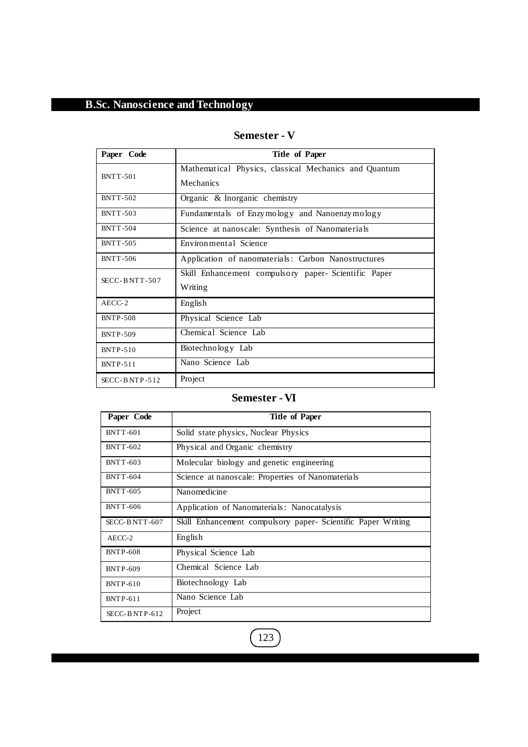# B.Sc. Nanoscience and Technology

## Semester - V

| Paper Code | Title of Paper |
|---|---|
| BNTT-501 | Mathematical Physics, classical Mechanics and Quantum Mechanics |
| BNTT-502 | Organic & Inorganic chemistry |
| BNTT-503 | Fundamentals of Enzymology and Nanoenzymology |
| BNTT-504 | Science at nanoscale: Synthesis of Nanomaterials |
| BNTT-505 | Environmental Science |
| BNTT-506 | Application of nanomaterials: Carbon Nanostructures |
| SECC-BNTT-507 | Skill Enhancement compulsory paper- Scientific Paper Writing |
| AECC-2 | English |
| BNTP-508 | Physical Science Lab |
| BNTP-509 | Chemical Science Lab |
| BNTP-510 | Biotechnology Lab |
| BNTP-511 | Nano Science Lab |
| SECC-BNTP-512 | Project |

## Semester - VI

| Paper Code | Title of Paper |
|---|---|
| BNTT-601 | Solid state physics, Nuclear Physics |
| BNTT-602 | Physical and Organic chemistry |
| BNTT-603 | Molecular biology and genetic engineering |
| BNTT-604 | Science at nanoscale: Properties of Nanomaterials |
| BNTT-605 | Nanomedicine |
| BNTT-606 | Application of Nanomaterials: Nanocatalysis |
| SECC-BNTT-607 | Skill Enhancement compulsory paper- Scientific Paper Writing |
| AECC-2 | English |
| BNTP-608 | Physical Science Lab |
| BNTP-609 | Chemical Science Lab |
| BNTP-610 | Biotechnology Lab |
| BNTP-611 | Nano Science Lab |
| SECC-BNTP-612 | Project |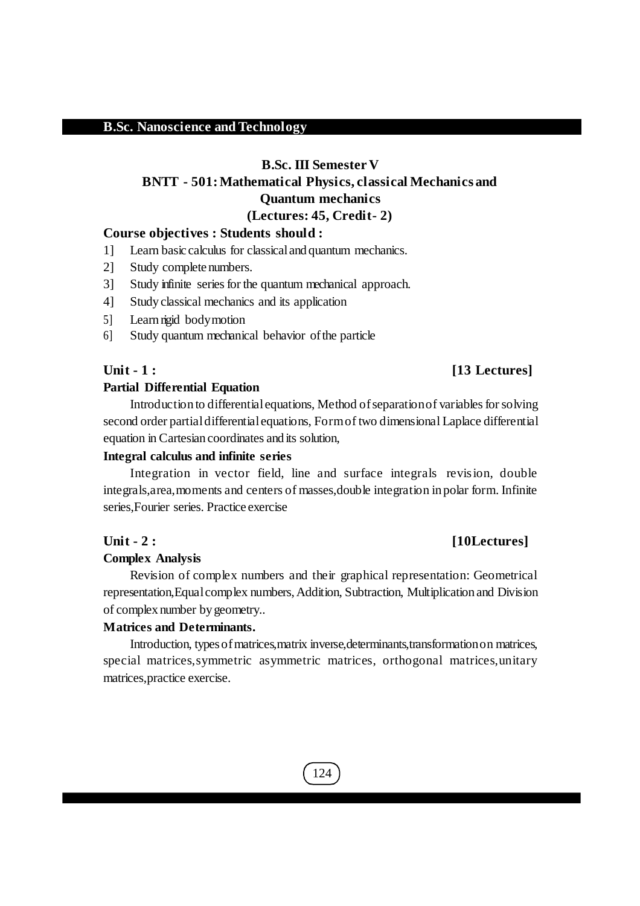## B.Sc. III Semester V

## BNTT - 501: Mathematical Physics, classical Mechanics and Quantum mechanics

**(Lectures: 45, Credit- 2)**

**Course objectives : Students should :**

1] Learn basic calculus for classical and quantum mechanics.

2] Study complete numbers.

3] Study infinite series for the quantum mechanical approach.

4] Study classical mechanics and its application

5] Learn rigid body motion

6] Study quantum mechanical behavior of the particle

### Unit - 1 : [13 Lectures]

**Partial Differential Equation**

Introduction to differential equations, Method of separation of variables for solving second order partial differential equations, Form of two dimensional Laplace differential equation in Cartesian coordinates and its solution,

**Integral calculus and infinite series**

Integration in vector field, line and surface integrals revision, double integrals,area,moments and centers of masses,double integration in polar form. Infinite series,Fourier series. Practice exercise

### Unit - 2 : [10Lectures]

**Complex Analysis**

Revision of complex numbers and their graphical representation: Geometrical representation,Equal complex numbers, Addition, Subtraction, Multiplication and Division of complex number by geometry..

**Matrices and Determinants.**

Introduction, types of matrices,matrix inverse,determinants,transformation on matrices, special matrices,symmetric asymmetric matrices, orthogonal matrices,unitary matrices,practice exercise.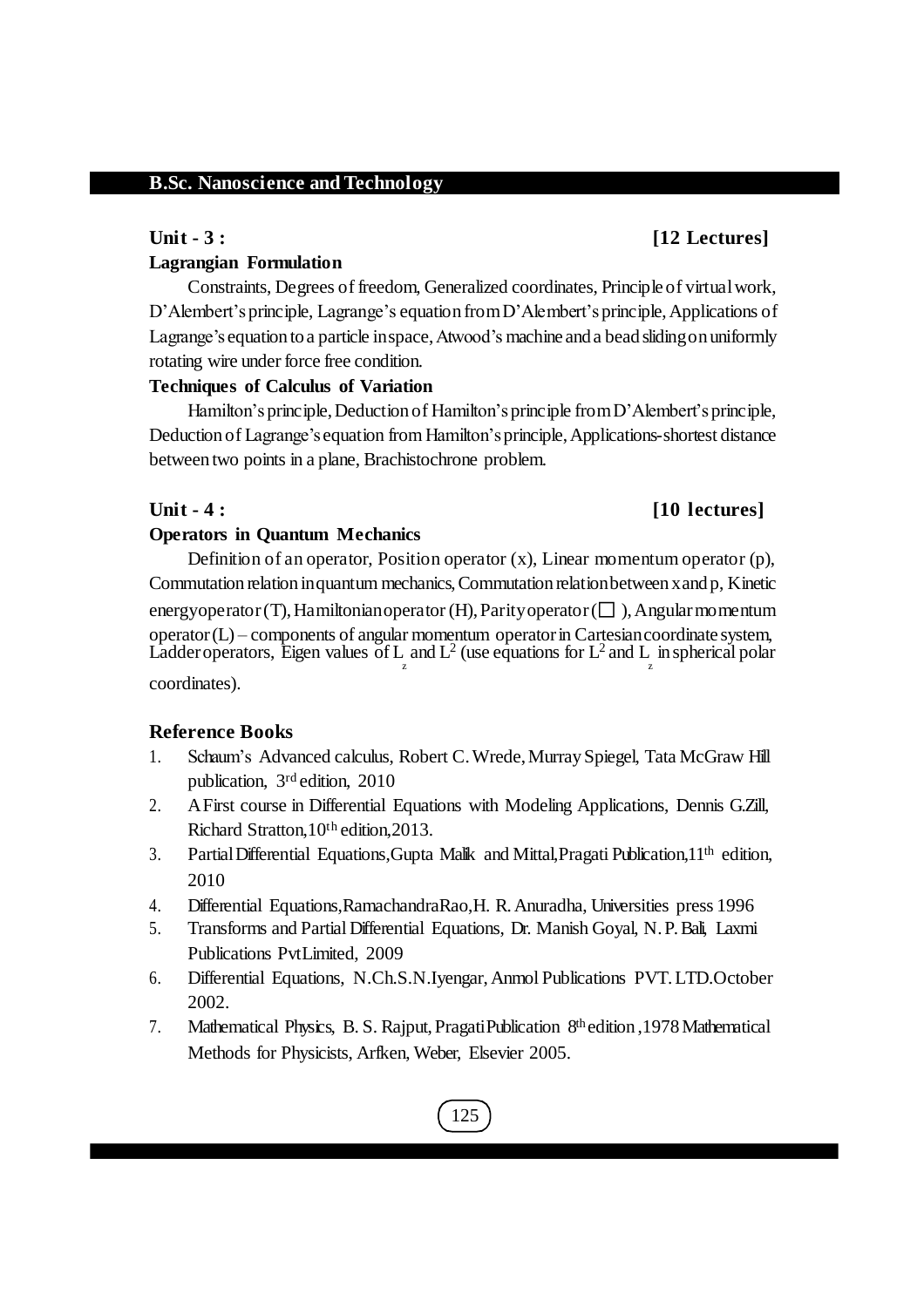### Unit - 3 : [12 Lectures]

**Lagrangian Formulation**

Constraints, Degrees of freedom, Generalized coordinates, Principle of virtual work, D'Alembert's principle, Lagrange's equation from D'Alembert's principle, Applications of Lagrange's equation to a particle in space, Atwood's machine and a bead sliding on uniformly rotating wire under force free condition.

**Techniques of Calculus of Variation**

Hamilton's principle, Deduction of Hamilton's principle from D'Alembert's principle, Deduction of Lagrange's equation from Hamilton's principle, Applications-shortest distance between two points in a plane, Brachistochrone problem.

### Unit - 4 : [10 lectures]

**Operators in Quantum Mechanics**

Definition of an operator, Position operator (x), Linear momentum operator (p), Commutation relation in quantum mechanics, Commutation relation between x and p, Kinetic energy operator (T), Hamiltonian operator (H), Parity operator (□), Angular momentum operator (L) – components of angular momentum operator in Cartesian coordinate system, Ladder operators, Eigen values of $L_z$ and $L^2$ (use equations for $L^2$ and $L_z$ in spherical polar coordinates).

### Reference Books

1. Schaum's Advanced calculus, Robert C. Wrede, Murray Spiegel, Tata McGraw Hill publication, 3rd edition, 2010
2. A First course in Differential Equations with Modeling Applications, Dennis G.Zill, Richard Stratton, 10th edition, 2013.
3. Partial Differential Equations, Gupta Malik and Mittal, Pragati Publication, 11th edition, 2010
4. Differential Equations, Ramachandra Rao, H. R. Anuradha, Universities press 1996
5. Transforms and Partial Differential Equations, Dr. Manish Goyal, N. P. Bali, Laxmi Publications Pvt Limited, 2009
6. Differential Equations, N.Ch.S.N.Iyengar, Anmol Publications PVT. LTD. October 2002.
7. Mathematical Physics, B. S. Rajput, Pragati Publication 8th edition ,1978 Mathematical Methods for Physicists, Arfken, Weber, Elsevier 2005.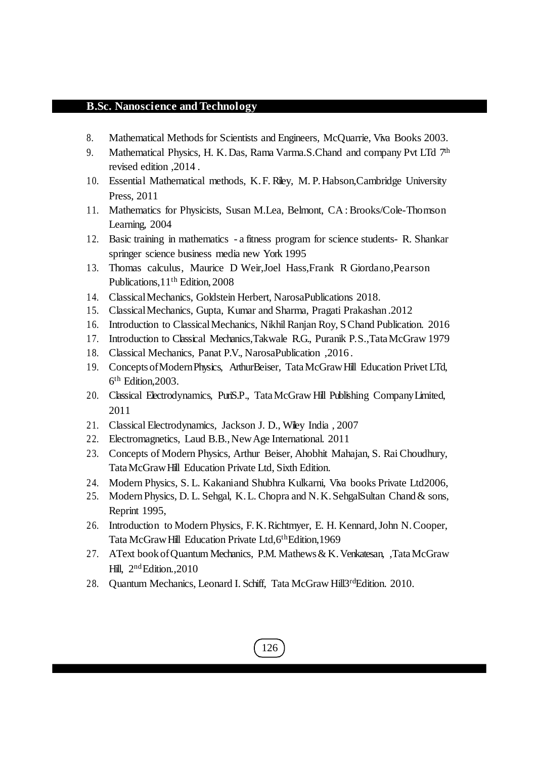8. Mathematical Methods for Scientists and Engineers, McQuarrie, Viva Books 2003.
9. Mathematical Physics, H. K. Das, Rama Varma.S.Chand and company Pvt LTd 7th revised edition ,2014 .
10. Essential Mathematical methods, K. F. Riley, M. P. Habson,Cambridge University Press, 2011
11. Mathematics for Physicists, Susan M.Lea, Belmont, CA : Brooks/Cole-Thomson Learning, 2004
12. Basic training in mathematics - a fitness program for science students- R. Shankar springer science business media new York 1995
13. Thomas calculus, Maurice D Weir,Joel Hass,Frank R Giordano,Pearson Publications,11th Edition, 2008
14. Classical Mechanics, Goldstein Herbert, NarosaPublications 2018.
15. Classical Mechanics, Gupta, Kumar and Sharma, Pragati Prakashan .2012
16. Introduction to Classical Mechanics, Nikhil Ranjan Roy, S Chand Publication. 2016
17. Introduction to Classical Mechanics,Takwale R.G., Puranik P.S.,Tata McGraw 1979
18. Classical Mechanics, Panat P.V., NarosaPublication ,2016 .
19. Concepts of Modern Physics, ArthurBeiser, Tata McGraw Hill Education Privet LTd, 6th Edition,2003.
20. Classical Electrodynamics, PuriS.P., Tata McGraw Hill Publishing Company Limited, 2011
21. Classical Electrodynamics, Jackson J. D., Wiley India , 2007
22. Electromagnetics, Laud B.B., New Age International. 2011
23. Concepts of Modern Physics, Arthur Beiser, Ahobhit Mahajan, S. Rai Choudhury, Tata McGraw Hill Education Private Ltd, Sixth Edition.
24. Modern Physics, S. L. Kakaniand Shubhra Kulkarni, Viva books Private Ltd2006,
25. Modern Physics, D. L. Sehgal, K. L. Chopra and N. K. SehgalSultan Chand & sons, Reprint 1995,
26. Introduction to Modern Physics, F. K. Richtmyer, E. H. Kennard, John N. Cooper, Tata McGraw Hill Education Private Ltd,6thEdition,1969
27. AText book of Quantum Mechanics, P.M. Mathews & K. Venkatesan, ,Tata McGraw Hill, 2nd Edition.,2010
28. Quantum Mechanics, Leonard I. Schiff, Tata McGraw Hill3rdEdition. 2010.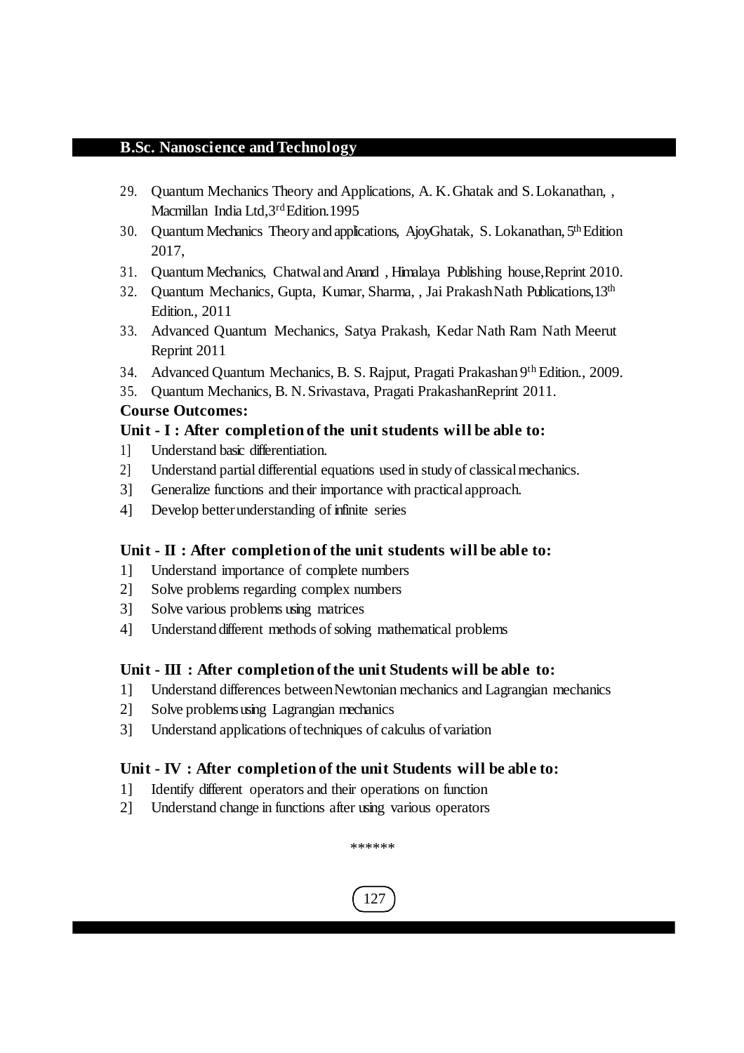29. Quantum Mechanics Theory and Applications, A. K. Ghatak and S. Lokanathan, , Macmillan India Ltd, 3rd Edition. 1995
30. Quantum Mechanics Theory and applications, AjoyGhatak, S. Lokanathan, 5th Edition 2017,
31. Quantum Mechanics, Chatwal and Anand , Himalaya Publishing house, Reprint 2010.
32. Quantum Mechanics, Gupta, Kumar, Sharma, , Jai Prakash Nath Publications, 13th Edition., 2011
33. Advanced Quantum Mechanics, Satya Prakash, Kedar Nath Ram Nath Meerut Reprint 2011
34. Advanced Quantum Mechanics, B. S. Rajput, Pragati Prakashan 9th Edition., 2009.
35. Quantum Mechanics, B. N. Srivastava, Pragati PrakashanReprint 2011.

**Course Outcomes:**

**Unit - I : After completion of the unit students will be able to:**

1] Understand basic differentiation.
2] Understand partial differential equations used in study of classical mechanics.
3] Generalize functions and their importance with practical approach.
4] Develop better understanding of infinite series

**Unit - II : After completion of the unit students will be able to:**

1] Understand importance of complete numbers
2] Solve problems regarding complex numbers
3] Solve various problems using matrices
4] Understand different methods of solving mathematical problems

**Unit - III : After completion of the unit Students will be able to:**

1] Understand differences between Newtonian mechanics and Lagrangian mechanics
2] Solve problems using Lagrangian mechanics
3] Understand applications of techniques of calculus of variation

**Unit - IV : After completion of the unit Students will be able to:**

1] Identify different operators and their operations on function
2] Understand change in functions after using various operators

******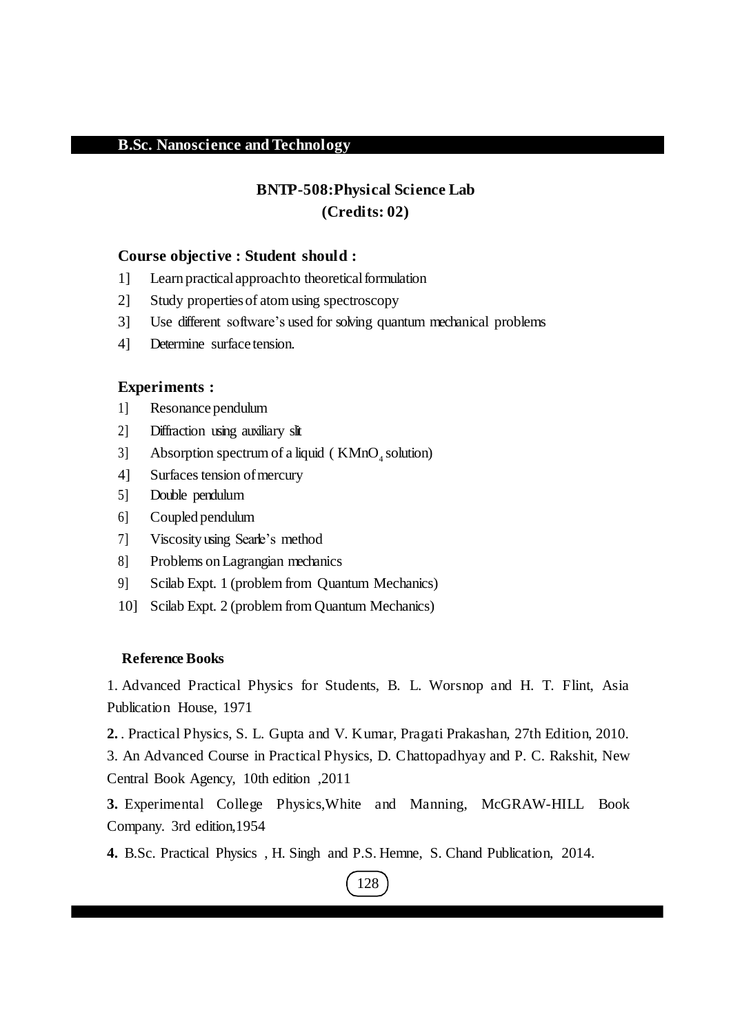## B.Sc. Nanoscience and Technology

### BNTP-508:Physical Science Lab
### (Credits: 02)

**Course objective : Student should :**

1] Learn practical approach to theoretical formulation

2] Study properties of atom using spectroscopy

3] Use different software's used for solving quantum mechanical problems

4] Determine surface tension.

**Experiments :**

1] Resonance pendulum

2] Diffraction using auxiliary slit

3] Absorption spectrum of a liquid ( $KMnO_4$ solution)

4] Surfaces tension of mercury

5] Double pendulum

6] Coupled pendulum

7] Viscosity using Searle's method

8] Problems on Lagrangian mechanics

9] Scilab Expt. 1 (problem from Quantum Mechanics)

10] Scilab Expt. 2 (problem from Quantum Mechanics)

**Reference Books**

1. Advanced Practical Physics for Students, B. L. Worsnop and H. T. Flint, Asia Publication House, 1971

**2.** . Practical Physics, S. L. Gupta and V. Kumar, Pragati Prakashan, 27th Edition, 2010.

3. An Advanced Course in Practical Physics, D. Chattopadhyay and P. C. Rakshit, New Central Book Agency, 10th edition ,2011

**3.** Experimental College Physics,White and Manning, McGRAW-HILL Book Company. 3rd edition,1954

**4.** B.Sc. Practical Physics , H. Singh and P.S. Hemne, S. Chand Publication, 2014.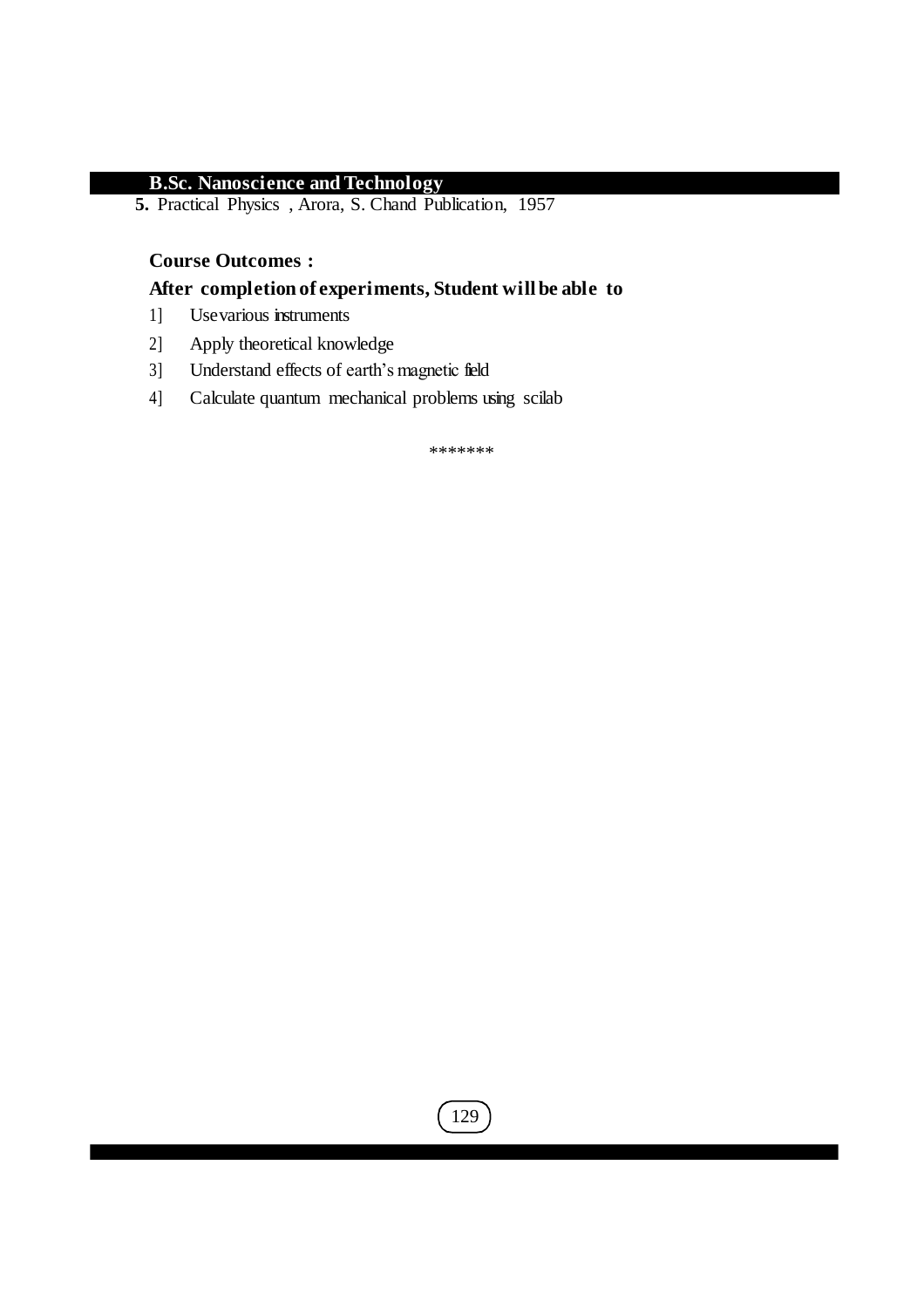**5.** Practical Physics , Arora, S. Chand Publication, 1957

**Course Outcomes :**

**After completion of experiments, Student will be able to**

1] Use various instruments

2] Apply theoretical knowledge

3] Understand effects of earth's magnetic field

4] Calculate quantum mechanical problems using scilab

*******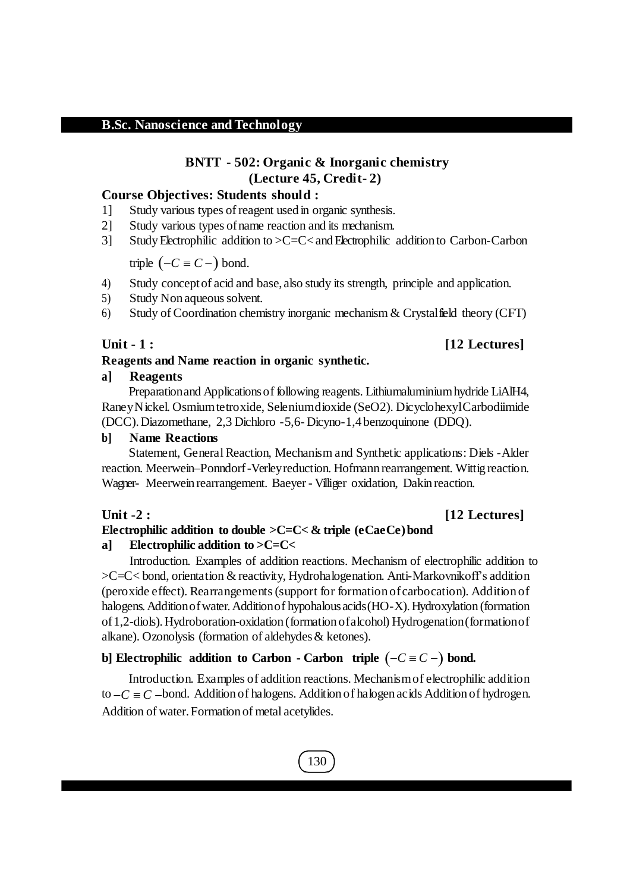**B.Sc. Nanoscience and Technology**

## BNTT - 502: Organic & Inorganic chemistry
### (Lecture 45, Credit- 2)

**Course Objectives: Students should :**

1] Study various types of reagent used in organic synthesis.
2] Study various types of name reaction and its mechanism.
3] Study Electrophilic addition to >C=C< and Electrophilic addition to Carbon-Carbon triple $(-C \equiv C-)$ bond.
4) Study concept of acid and base, also study its strength, principle and application.
5) Study Non aqueous solvent.
6) Study of Coordination chemistry inorganic mechanism & Crystal field theory (CFT)

**Unit - 1 : [12 Lectures]**

**Reagents and Name reaction in organic synthetic.**

**a] Reagents**

Preparation and Applications of following reagents. Lithiumaluminium hydride LiAlH4, Raney Nickel. Osmium tetroxide, Selenium dioxide (SeO2). Dicyclohexyl Carbodiimide (DCC). Diazomethane, 2,3 Dichloro -5,6- Dicyno-1,4 benzoquinone (DDQ).

**b] Name Reactions**

Statement, General Reaction, Mechanism and Synthetic applications: Diels -Alder reaction. Meerwein–Ponndorf -Verley reduction. Hofmann rearrangement. Wittig reaction. Wagner- Meerwein rearrangement. Baeyer - Villiger oxidation, Dakin reaction.

**Unit -2 : [12 Lectures]**

**Electrophilic addition to double >C=C< & triple (eCaeCe) bond**

**a] Electrophilic addition to >C=C<**

Introduction. Examples of addition reactions. Mechanism of electrophilic addition to >C=C< bond, orientation & reactivity, Hydrohalogenation. Anti-Markovnikoff's addition (peroxide effect). Rearrangements (support for formation of carbocation). Addition of halogens. Addition of water. Addition of hypohalous acids (HO-X). Hydroxylation (formation of 1,2-diols). Hydroboration-oxidation (formation of alcohol) Hydrogenation (formation of alkane). Ozonolysis (formation of aldehydes & ketones).

**b] Electrophilic addition to Carbon - Carbon triple $(-C \equiv C-)$ bond.**

Introduction. Examples of addition reactions. Mechanism of electrophilic addition to $-C \equiv C-$ bond. Addition of halogens. Addition of halogen acids Addition of hydrogen. Addition of water. Formation of metal acetylides.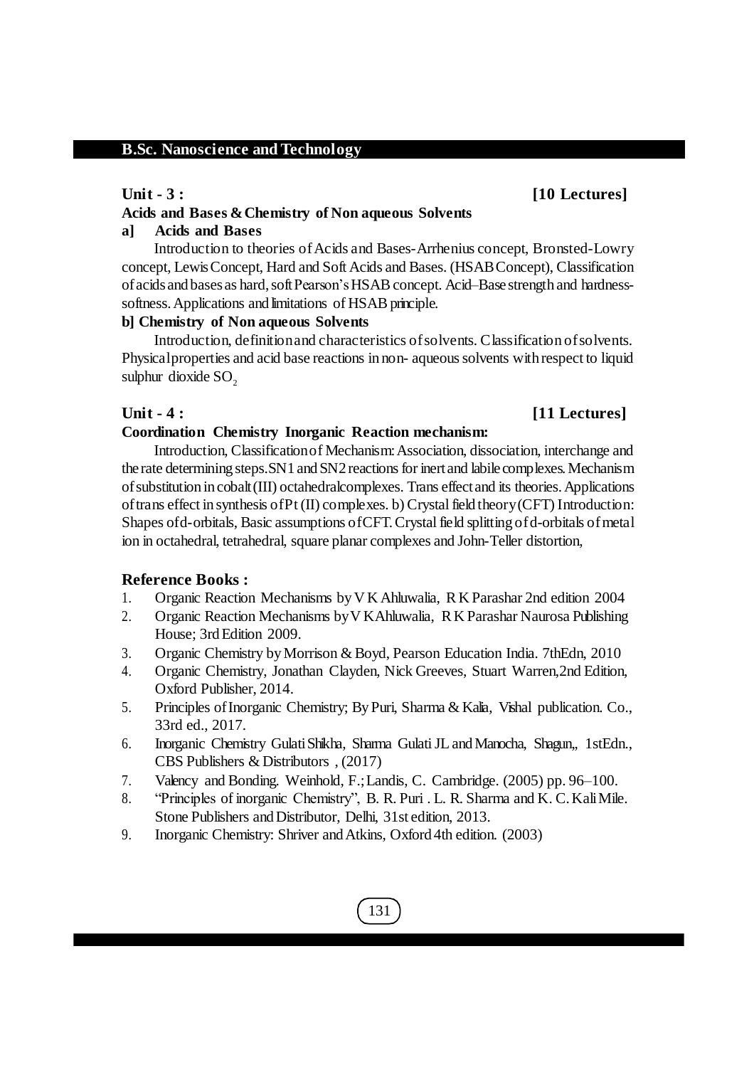## Unit - 3 : [10 Lectures]

### Acids and Bases & Chemistry of Non aqueous Solvents

**a] Acids and Bases**

Introduction to theories of Acids and Bases-Arrhenius concept, Bronsted-Lowry concept, Lewis Concept, Hard and Soft Acids and Bases. (HSAB Concept), Classification of acids and bases as hard, soft Pearson's HSAB concept. Acid–Base strength and hardness-softness. Applications and limitations of HSAB principle.

**b] Chemistry of Non aqueous Solvents**

Introduction, definition and characteristics of solvents. Classification of solvents. Physical properties and acid base reactions in non- aqueous solvents with respect to liquid sulphur dioxide $SO_2$

## Unit - 4 : [11 Lectures]

### Coordination Chemistry Inorganic Reaction mechanism:

Introduction, Classification of Mechanism: Association, dissociation, interchange and the rate determining steps.SN1 and SN2 reactions for inert and labile complexes. Mechanism of substitution in cobalt (III) octahedralcomplexes. Trans effect and its theories. Applications of trans effect in synthesis of Pt (II) complexes. b) Crystal field theory (CFT) Introduction: Shapes of d-orbitals, Basic assumptions of CFT. Crystal field splitting of d-orbitals of metal ion in octahedral, tetrahedral, square planar complexes and John-Teller distortion,

### Reference Books :

1. Organic Reaction Mechanisms by V K Ahluwalia, R K Parashar 2nd edition 2004
2. Organic Reaction Mechanisms by V K Ahluwalia, R K Parashar Naurosa Publishing House; 3rd Edition 2009.
3. Organic Chemistry by Morrison & Boyd, Pearson Education India. 7thEdn, 2010
4. Organic Chemistry, Jonathan Clayden, Nick Greeves, Stuart Warren,2nd Edition, Oxford Publisher, 2014.
5. Principles of Inorganic Chemistry; By Puri, Sharma & Kalia, Vishal publication. Co., 33rd ed., 2017.
6. Inorganic Chemistry Gulati Shikha, Sharma Gulati JL and Manocha, Shagun,, 1stEdn., CBS Publishers & Distributors , (2017)
7. Valency and Bonding. Weinhold, F.; Landis, C. Cambridge. (2005) pp. 96–100.
8. "Principles of inorganic Chemistry", B. R. Puri . L. R. Sharma and K. C. Kali Mile. Stone Publishers and Distributor, Delhi, 31st edition, 2013.
9. Inorganic Chemistry: Shriver and Atkins, Oxford 4th edition. (2003)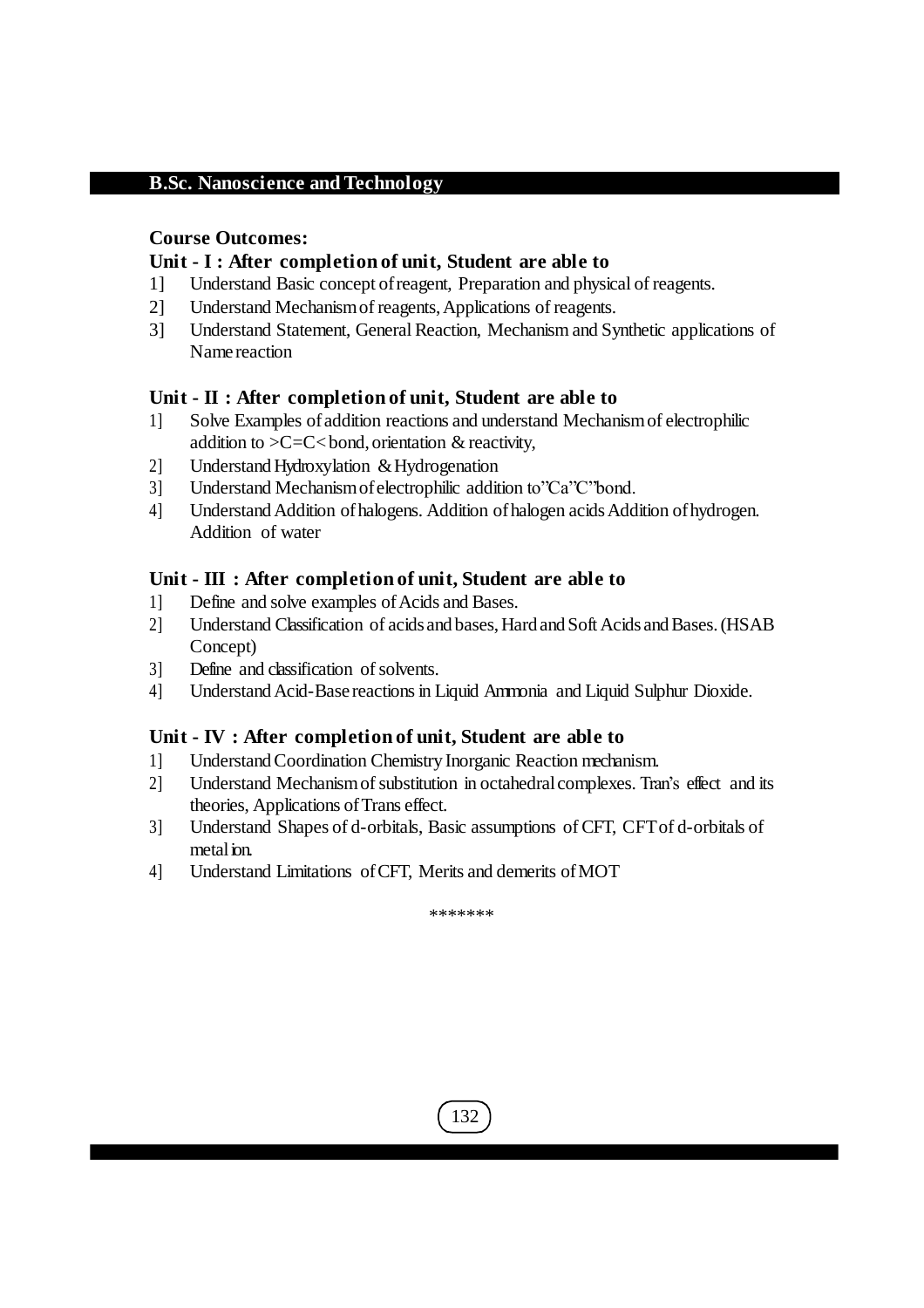## B.Sc. Nanoscience and Technology

**Course Outcomes:**

**Unit - I : After completion of unit, Student are able to**

1] Understand Basic concept of reagent, Preparation and physical of reagents.
2] Understand Mechanism of reagents, Applications of reagents.
3] Understand Statement, General Reaction, Mechanism and Synthetic applications of Name reaction

**Unit - II : After completion of unit, Student are able to**

1] Solve Examples of addition reactions and understand Mechanism of electrophilic addition to >C=C< bond, orientation & reactivity,
2] Understand Hydroxylation & Hydrogenation
3] Understand Mechanism of electrophilic addition to"Ca"C"bond.
4] Understand Addition of halogens. Addition of halogen acids Addition of hydrogen. Addition of water

**Unit - III : After completion of unit, Student are able to**

1] Define and solve examples of Acids and Bases.
2] Understand Classification of acids and bases, Hard and Soft Acids and Bases. (HSAB Concept)
3] Define and classification of solvents.
4] Understand Acid-Base reactions in Liquid Ammonia and Liquid Sulphur Dioxide.

**Unit - IV : After completion of unit, Student are able to**

1] Understand Coordination Chemistry Inorganic Reaction mechanism.
2] Understand Mechanism of substitution in octahedral complexes. Tran's effect and its theories, Applications of Trans effect.
3] Understand Shapes of d-orbitals, Basic assumptions of CFT, CFT of d-orbitals of metal ion.
4] Understand Limitations of CFT, Merits and demerits of MOT

*******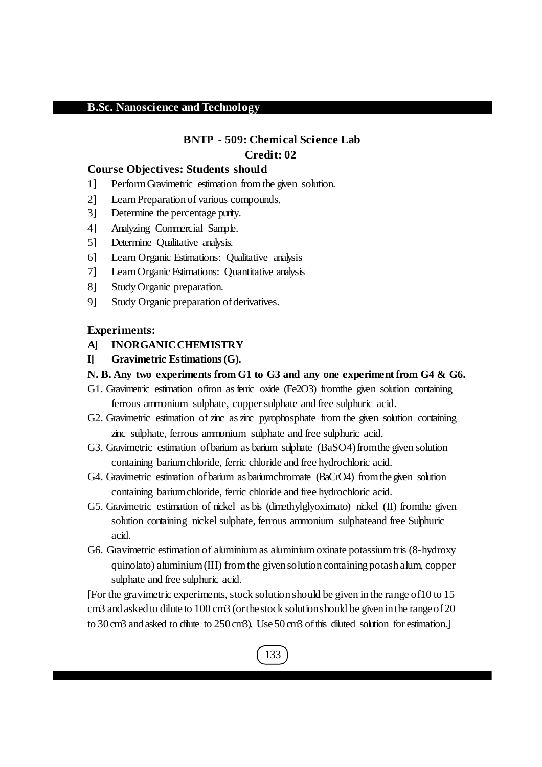## B.Sc. Nanoscience and Technology

### BNTP - 509: Chemical Science Lab

**Credit: 02**

**Course Objectives: Students should**

1] Perform Gravimetric estimation from the given solution.

2] Learn Preparation of various compounds.

3] Determine the percentage purity.

4] Analyzing Commercial Sample.

5] Determine Qualitative analysis.

6] Learn Organic Estimations: Qualitative analysis

7] Learn Organic Estimations: Quantitative analysis

8] Study Organic preparation.

9] Study Organic preparation of derivatives.

**Experiments:**

**A] INORGANIC CHEMISTRY**

**I] Gravimetric Estimations (G).**

**N. B. Any two experiments from G1 to G3 and any one experiment from G4 & G6.**

G1. Gravimetric estimation of iron as ferric oxide ($Fe_2O_3$) from the given solution containing ferrous ammonium sulphate, copper sulphate and free sulphuric acid.

G2. Gravimetric estimation of zinc as zinc pyrophosphate from the given solution containing zinc sulphate, ferrous ammonium sulphate and free sulphuric acid.

G3. Gravimetric estimation of barium as barium sulphate ($BaSO_4$) from the given solution containing barium chloride, ferric chloride and free hydrochloric acid.

G4. Gravimetric estimation of barium as barium chromate ($BaCrO_4$) from the given solution containing barium chloride, ferric chloride and free hydrochloric acid.

G5. Gravimetric estimation of nickel as bis (dimethylglyoximato) nickel (II) from the given solution containing nickel sulphate, ferrous ammonium sulphate and free Sulphuric acid.

G6. Gravimetric estimation of aluminium as aluminium oxinate potassium tris (8-hydroxy quinolato) aluminium (III) from the given solution containing potash alum, copper sulphate and free sulphuric acid.

[For the gravimetric experiments, stock solution should be given in the range of 10 to 15 $cm^3$ and asked to dilute to 100 $cm^3$ (or the stock solution should be given in the range of 20 to 30 $cm^3$ and asked to dilute to 250 $cm^3$). Use 50 $cm^3$ of this diluted solution for estimation.]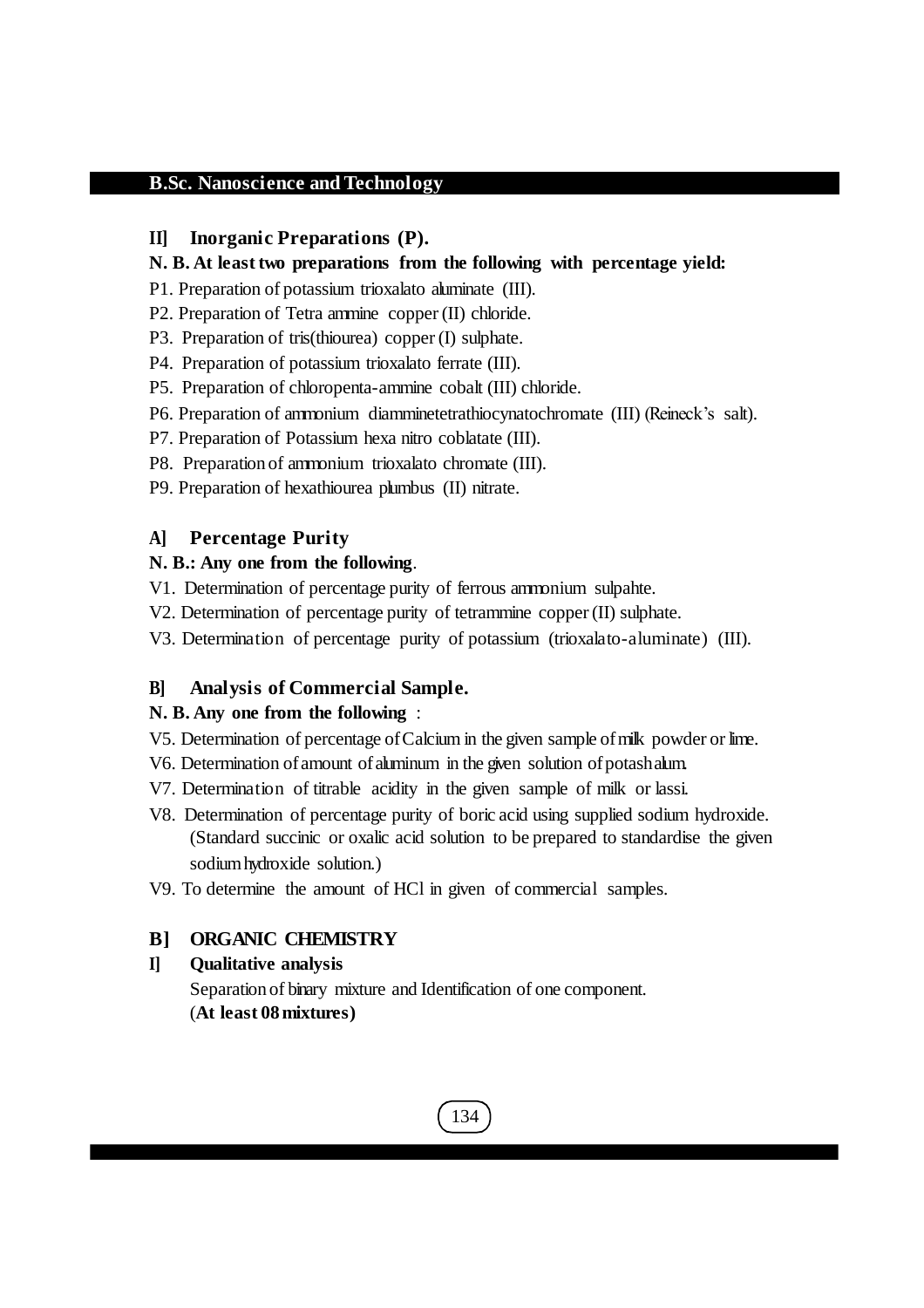## II] Inorganic Preparations (P).

**N. B. At least two preparations from the following with percentage yield:**

P1. Preparation of potassium trioxalato aluminate (III).

P2. Preparation of Tetra ammine copper (II) chloride.

P3. Preparation of tris(thiourea) copper (I) sulphate.

P4. Preparation of potassium trioxalato ferrate (III).

P5. Preparation of chloropenta-ammine cobalt (III) chloride.

P6. Preparation of ammonium diamminetetrathiocynatochromate (III) (Reineck's salt).

P7. Preparation of Potassium hexa nitro coblatate (III).

P8. Preparation of ammonium trioxalato chromate (III).

P9. Preparation of hexathiourea plumbus (II) nitrate.

## A] Percentage Purity

**N. B.: Any one from the following**.

V1. Determination of percentage purity of ferrous ammonium sulpahte.

V2. Determination of percentage purity of tetrammine copper (II) sulphate.

V3. Determination of percentage purity of potassium (trioxalato-aluminate) (III).

## B] Analysis of Commercial Sample.

**N. B. Any one from the following** :

V5. Determination of percentage of Calcium in the given sample of milk powder or lime.

V6. Determination of amount of aluminum in the given solution of potash alum.

V7. Determination of titrable acidity in the given sample of milk or lassi.

V8. Determination of percentage purity of boric acid using supplied sodium hydroxide. (Standard succinic or oxalic acid solution to be prepared to standardise the given sodium hydroxide solution.)

V9. To determine the amount of HCl in given of commercial samples.

## B] ORGANIC CHEMISTRY

### I] Qualitative analysis

Separation of binary mixture and Identification of one component.
(**At least 08 mixtures)**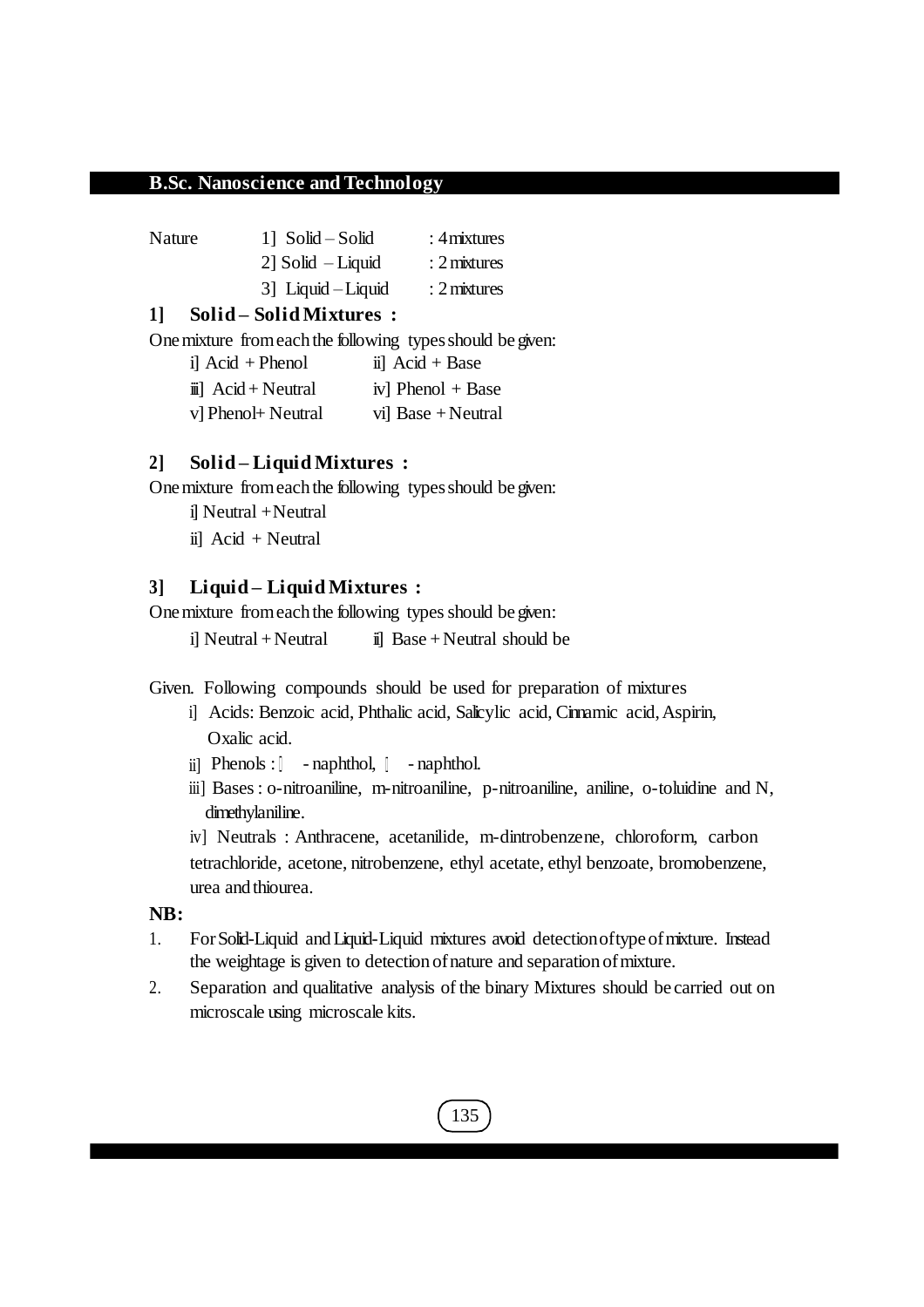| Nature | 1] Solid – Solid | : 4 mixtures |
|---|---|---|
| | 2] Solid – Liquid | : 2 mixtures |
| | 3] Liquid – Liquid | : 2 mixtures |

### 1] Solid – Solid Mixtures :

One mixture from each the following types should be given:

i] Acid + Phenol　　ii] Acid + Base

iii] Acid + Neutral　　iv] Phenol + Base

v] Phenol+ Neutral　　vi] Base + Neutral

### 2] Solid – Liquid Mixtures :

One mixture from each the following types should be given:

i] Neutral + Neutral

ii] Acid + Neutral

### 3] Liquid – Liquid Mixtures :

One mixture from each the following types should be given:

i] Neutral + Neutral　　ii] Base + Neutral should be

Given. Following compounds should be used for preparation of mixtures

i] Acids: Benzoic acid, Phthalic acid, Salicylic acid, Cinnamic acid, Aspirin, Oxalic acid.

ii] Phenols : $\alpha$ - naphthol, $\beta$ - naphthol.

iii] Bases : o-nitroaniline, m-nitroaniline, p-nitroaniline, aniline, o-toluidine and N, dimethylaniline.

iv] Neutrals : Anthracene, acetanilide, m-dintrobenzene, chloroform, carbon tetrachloride, acetone, nitrobenzene, ethyl acetate, ethyl benzoate, bromobenzene, urea and thiourea.

**NB:**

1. For Solid-Liquid and Liquid-Liquid mixtures avoid detection of type of mixture. Instead the weightage is given to detection of nature and separation of mixture.
2. Separation and qualitative analysis of the binary Mixtures should be carried out on microscale using microscale kits.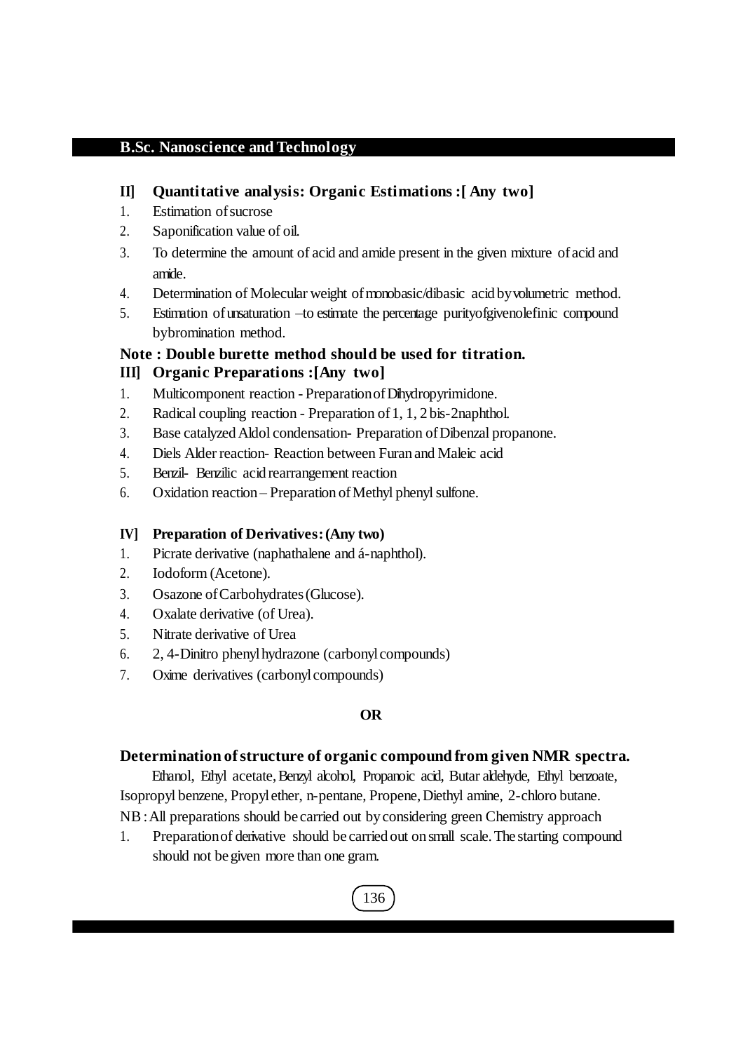## II] Quantitative analysis: Organic Estimations :[ Any two]

1. Estimation of sucrose
2. Saponification value of oil.
3. To determine the amount of acid and amide present in the given mixture of acid and amide.
4. Determination of Molecular weight of monobasic/dibasic acid by volumetric method.
5. Estimation of unsaturation –to estimate the percentage purityofgivenolefinic compound bybromination method.

**Note : Double burette method should be used for titration.**

## III] Organic Preparations :[Any two]

1. Multicomponent reaction - Preparation of Dihydropyrimidone.
2. Radical coupling reaction - Preparation of 1, 1, 2 bis-2naphthol.
3. Base catalyzed Aldol condensation- Preparation of Dibenzal propanone.
4. Diels Alder reaction- Reaction between Furan and Maleic acid
5. Benzil- Benzilic acid rearrangement reaction
6. Oxidation reaction – Preparation of Methyl phenyl sulfone.

## IV] Preparation of Derivatives: (Any two)

1. Picrate derivative (naphathalene and á-naphthol).
2. Iodoform (Acetone).
3. Osazone of Carbohydrates (Glucose).
4. Oxalate derivative (of Urea).
5. Nitrate derivative of Urea
6. 2, 4-Dinitro phenyl hydrazone (carbonyl compounds)
7. Oxime derivatives (carbonyl compounds)

**OR**

### Determination of structure of organic compound from given NMR spectra.

Ethanol, Ethyl acetate, Benzyl alcohol, Propanoic acid, Butar aldehyde, Ethyl benzoate, Isopropyl benzene, Propyl ether, n-pentane, Propene, Diethyl amine, 2-chloro butane.

NB : All preparations should be carried out by considering green Chemistry approach

1. Preparation of derivative should be carried out on small scale. The starting compound should not be given more than one gram.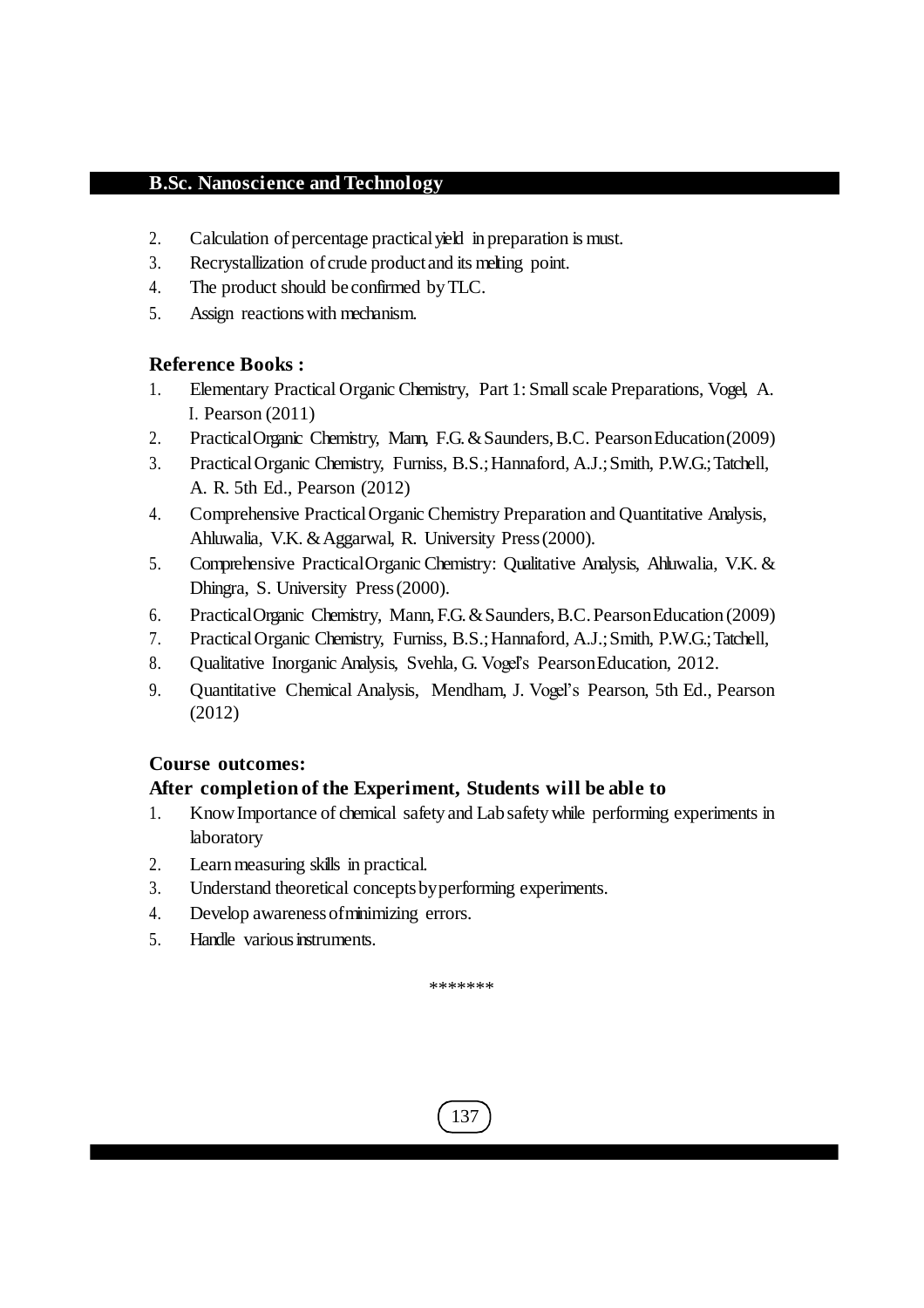2. Calculation of percentage practical yield in preparation is must.
3. Recrystallization of crude product and its melting point.
4. The product should be confirmed by TLC.
5. Assign reactions with mechanism.

**Reference Books :**

1. Elementary Practical Organic Chemistry, Part 1: Small scale Preparations, Vogel, A. I. Pearson (2011)
2. Practical Organic Chemistry, Mann, F.G. & Saunders, B.C. Pearson Education (2009)
3. Practical Organic Chemistry, Furniss, B.S.; Hannaford, A.J.; Smith, P.W.G.; Tatchell, A. R. 5th Ed., Pearson (2012)
4. Comprehensive Practical Organic Chemistry Preparation and Quantitative Analysis, Ahluwalia, V.K. & Aggarwal, R. University Press (2000).
5. Comprehensive Practical Organic Chemistry: Qualitative Analysis, Ahluwalia, V.K. & Dhingra, S. University Press (2000).
6. Practical Organic Chemistry, Mann, F.G. & Saunders, B.C. Pearson Education (2009)
7. Practical Organic Chemistry, Furniss, B.S.; Hannaford, A.J.; Smith, P.W.G.; Tatchell,
8. Qualitative Inorganic Analysis, Svehla, G. Vogel's Pearson Education, 2012.
9. Quantitative Chemical Analysis, Mendham, J. Vogel's Pearson, 5th Ed., Pearson (2012)

**Course outcomes:**

**After completion of the Experiment, Students will be able to**

1. Know Importance of chemical safety and Lab safety while performing experiments in laboratory
2. Learn measuring skills in practical.
3. Understand theoretical concepts by performing experiments.
4. Develop awareness of minimizing errors.
5. Handle various instruments.

*******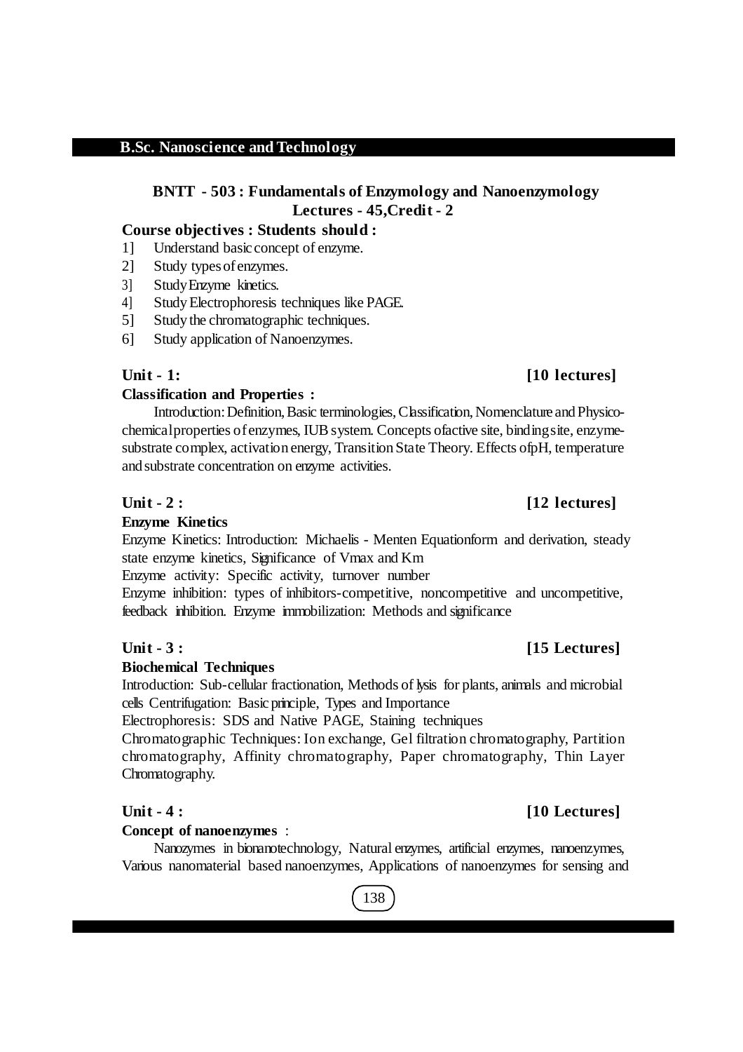B.Sc. Nanoscience and Technology

## BNTT - 503 : Fundamentals of Enzymology and Nanoenzymology

**Lectures - 45,Credit - 2**

**Course objectives : Students should :**

1] Understand basic concept of enzyme.
2] Study types of enzymes.
3] Study Enzyme kinetics.
4] Study Electrophoresis techniques like PAGE.
5] Study the chromatographic techniques.
6] Study application of Nanoenzymes.

**Unit - 1: [10 lectures]**

**Classification and Properties :**

Introduction: Definition, Basic terminologies, Classification, Nomenclature and Physico-chemical properties of enzymes, IUB system. Concepts of active site, binding site, enzyme-substrate complex, activation energy, Transition State Theory. Effects of pH, temperature and substrate concentration on enzyme activities.

**Unit - 2 : [12 lectures]**

**Enzyme Kinetics**

Enzyme Kinetics: Introduction: Michaelis - Menten Equationform and derivation, steady state enzyme kinetics, Significance of Vmax and Km

Enzyme activity: Specific activity, turnover number

Enzyme inhibition: types of inhibitors-competitive, noncompetitive and uncompetitive, feedback inhibition. Enzyme immobilization: Methods and significance

**Unit - 3 : [15 Lectures]**

**Biochemical Techniques**

Introduction: Sub-cellular fractionation, Methods of lysis for plants, animals and microbial cells Centrifugation: Basic principle, Types and Importance

Electrophoresis: SDS and Native PAGE, Staining techniques

Chromatographic Techniques: Ion exchange, Gel filtration chromatography, Partition chromatography, Affinity chromatography, Paper chromatography, Thin Layer Chromatography.

**Unit - 4 : [10 Lectures]**

**Concept of nanoenzymes** :

Nanozymes in bionanotechnology, Natural enzymes, artificial enzymes, nanoenzymes, Various nanomaterial based nanoenzymes, Applications of nanoenzymes for sensing and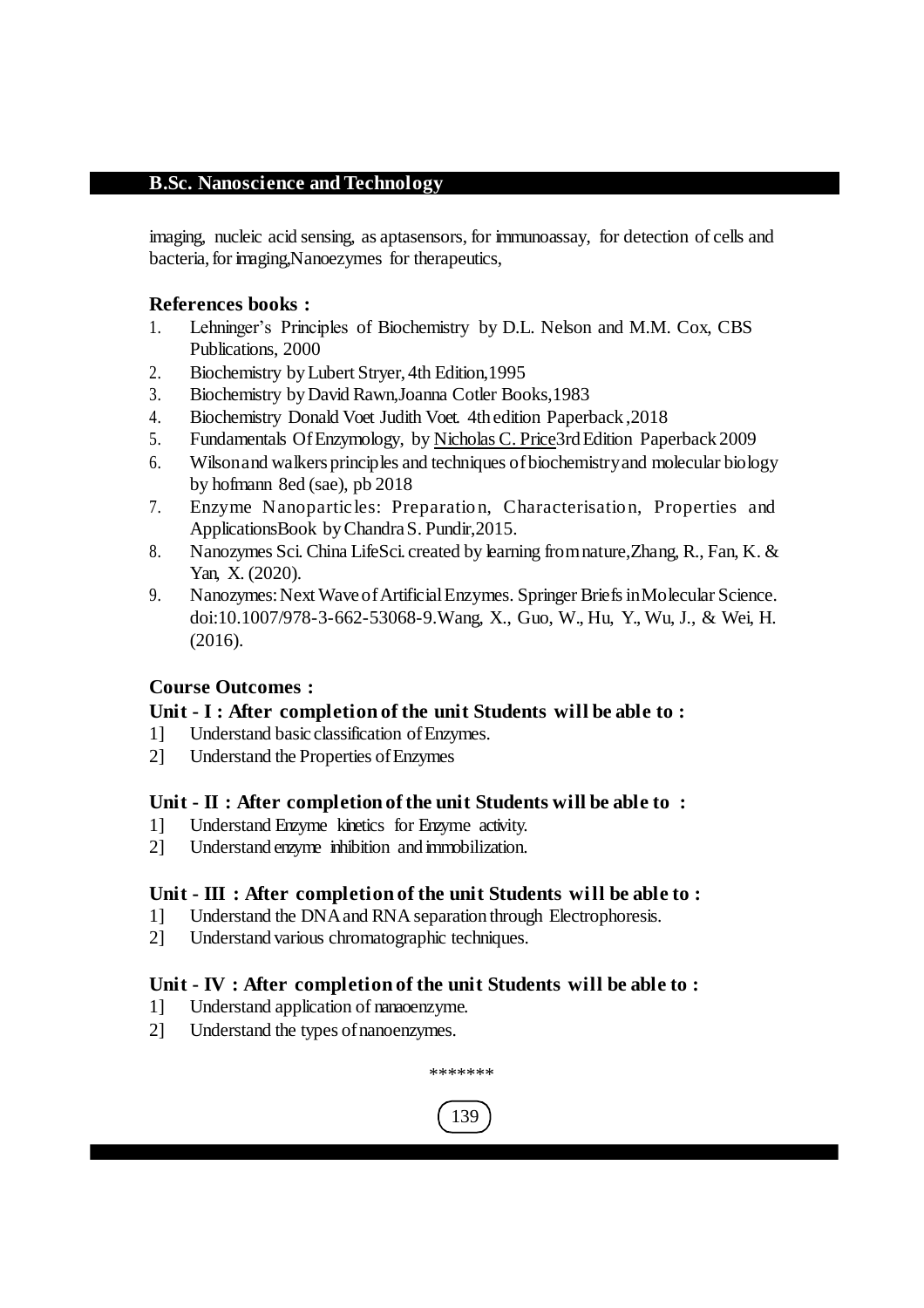imaging, nucleic acid sensing, as aptasensors, for immunoassay, for detection of cells and bacteria, for imaging,Nanoezymes for therapeutics,

### References books :

1. Lehninger's Principles of Biochemistry by D.L. Nelson and M.M. Cox, CBS Publications, 2000
2. Biochemistry by Lubert Stryer, 4th Edition,1995
3. Biochemistry by David Rawn,Joanna Cotler Books,1983
4. Biochemistry Donald Voet Judith Voet. 4th edition Paperback ,2018
5. Fundamentals Of Enzymology, by Nicholas C. Price3rd Edition Paperback 2009
6. Wilson and walkers principles and techniques of biochemistry and molecular biology by hofmann 8ed (sae), pb 2018
7. Enzyme Nanoparticles: Preparation, Characterisation, Properties and ApplicationsBook by Chandra S. Pundir,2015.
8. Nanozymes Sci. China LifeSci. created by learning from nature,Zhang, R., Fan, K. & Yan, X. (2020).
9. Nanozymes: Next Wave of Artificial Enzymes. Springer Briefs in Molecular Science. doi:10.1007/978-3-662-53068-9.Wang, X., Guo, W., Hu, Y., Wu, J., & Wei, H. (2016).

### Course Outcomes :

### Unit - I : After completion of the unit Students will be able to :

1] Understand basic classification of Enzymes.

2] Understand the Properties of Enzymes

### Unit - II : After completion of the unit Students will be able to :

1] Understand Enzyme kinetics for Enzyme activity.

2] Understand enzyme inhibition and immobilization.

### Unit - III : After completion of the unit Students will be able to :

1] Understand the DNA and RNA separation through Electrophoresis.

2] Understand various chromatographic techniques.

### Unit - IV : After completion of the unit Students will be able to :

1] Understand application of nanaoenzyme.

2] Understand the types of nanoenzymes.

*******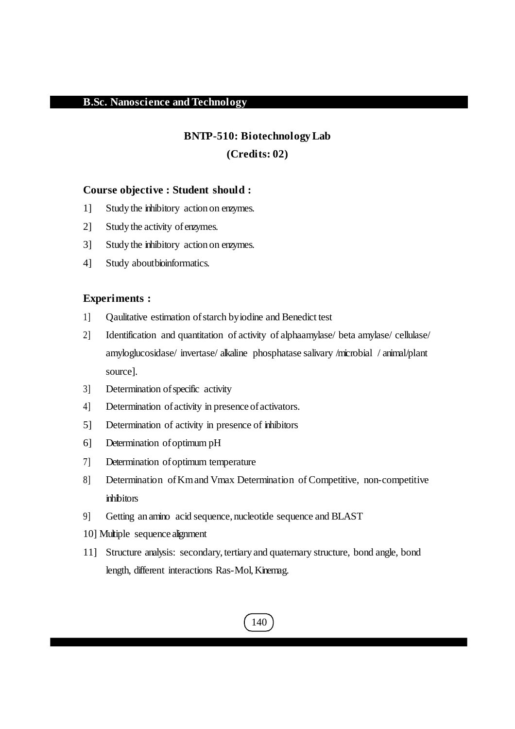## B.Sc. Nanoscience and Technology

### BNTP-510: Biotechnology Lab

**(Credits: 02)**

**Course objective : Student should :**

1] Study the inhibitory action on enzymes.

2] Study the activity of enzymes.

3] Study the inhibitory action on enzymes.

4] Study aboutbioinformatics.

**Experiments :**

1] Qaulitative estimation of starch by iodine and Benedict test

2] Identification and quantitation of activity of alphaamylase/ beta amylase/ cellulase/ amyloglucosidase/ invertase/ alkaline phosphatase salivary /microbial / animal/plant source].

3] Determination of specific activity

4] Determination of activity in presence of activators.

5] Determination of activity in presence of inhibitors

6] Determination of optimum pH

7] Determination of optimum temperature

8] Determination of Km and Vmax Determination of Competitive, non-competitive inhibitors

9] Getting an amino acid sequence, nucleotide sequence and BLAST

10] Multiple sequence alignment

11] Structure analysis: secondary, tertiary and quaternary structure, bond angle, bond length, different interactions Ras-Mol, Kinemag.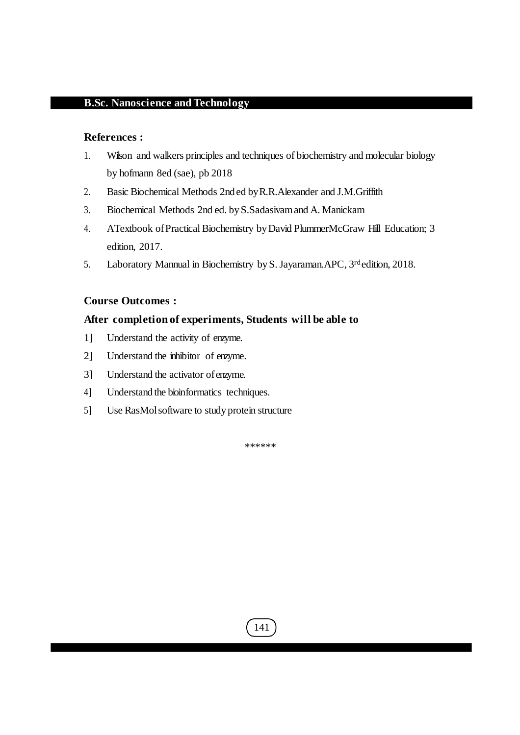**References :**

1. Wilson and walkers principles and techniques of biochemistry and molecular biology by hofmann 8ed (sae), pb 2018
2. Basic Biochemical Methods 2nd ed by R.R.Alexander and J.M.Griffith
3. Biochemical Methods 2nd ed. by S.Sadasivam and A. Manickam
4. ATextbook of Practical Biochemistry by David PlummerMcGraw Hill Education; 3 edition, 2017.
5. Laboratory Mannual in Biochemistry by S. Jayaraman.APC, 3rd edition, 2018.

**Course Outcomes :**

**After completion of experiments, Students will be able to**

1] Understand the activity of enzyme.

2] Understand the inhibitor of enzyme.

3] Understand the activator of enzyme.

4] Understand the bioinformatics techniques.

5] Use RasMol software to study protein structure

******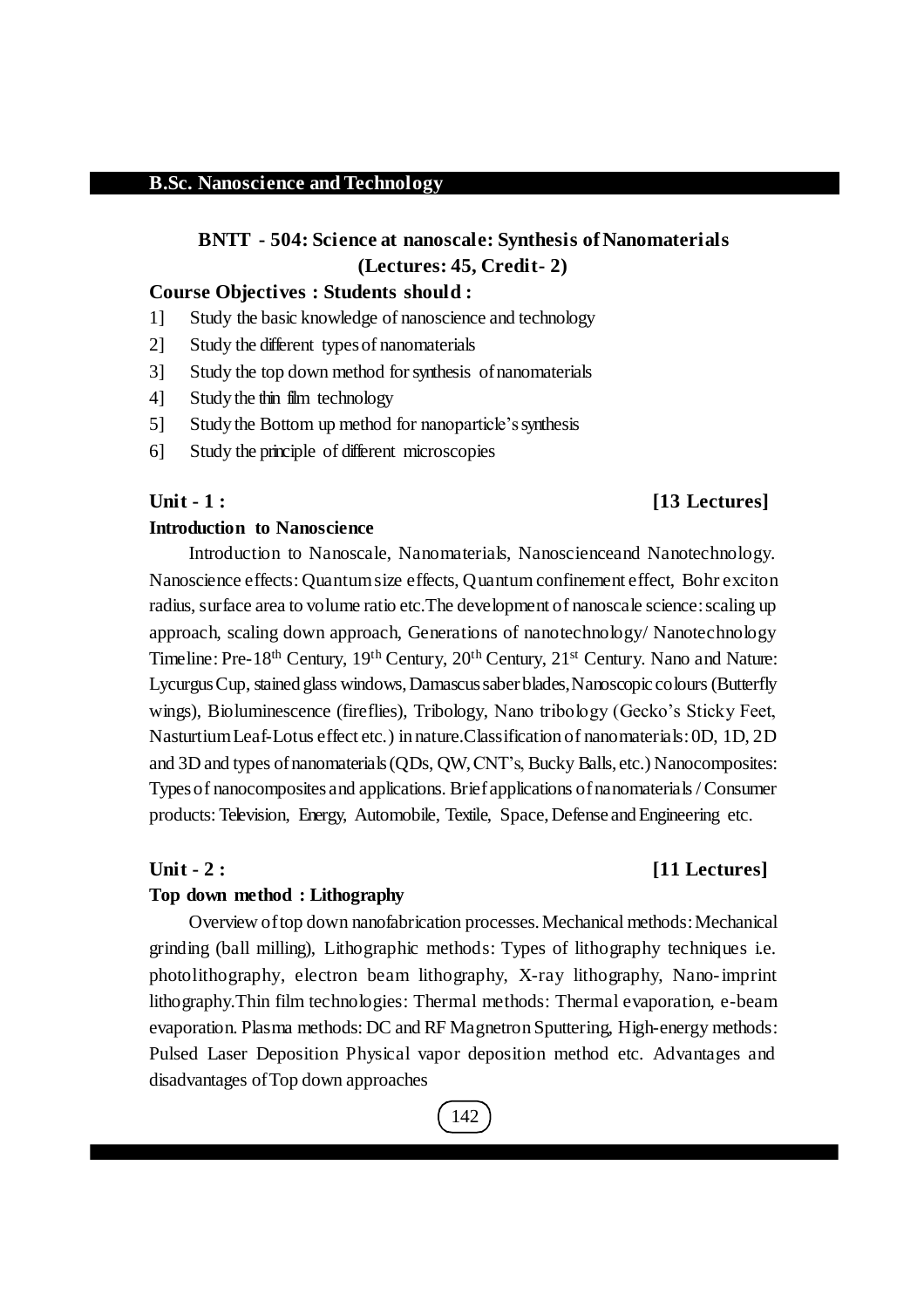## B.Sc. Nanoscience and Technology

### BNTT - 504: Science at nanoscale: Synthesis of Nanomaterials
### (Lectures: 45, Credit- 2)

**Course Objectives : Students should :**

1] Study the basic knowledge of nanoscience and technology
2] Study the different types of nanomaterials
3] Study the top down method for synthesis of nanomaterials
4] Study the thin film technology
5] Study the Bottom up method for nanoparticle's synthesis
6] Study the principle of different microscopies

**Unit - 1 :** **[13 Lectures]**

**Introduction to Nanoscience**

Introduction to Nanoscale, Nanomaterials, Nanoscienceand Nanotechnology. Nanoscience effects: Quantum size effects, Quantum confinement effect, Bohr exciton radius, surface area to volume ratio etc.The development of nanoscale science: scaling up approach, scaling down approach, Generations of nanotechnology/ Nanotechnology Timeline: Pre-18$^{th}$ Century, 19$^{th}$ Century, 20$^{th}$ Century, 21$^{st}$ Century. Nano and Nature: Lycurgus Cup, stained glass windows, Damascus saber blades, Nanoscopic colours (Butterfly wings), Bioluminescence (fireflies), Tribology, Nano tribology (Gecko's Sticky Feet, Nasturtium Leaf-Lotus effect etc.) in nature.Classification of nanomaterials: 0D, 1D, 2D and 3D and types of nanomaterials (QDs, QW, CNT's, Bucky Balls, etc.) Nanocomposites: Types of nanocomposites and applications. Brief applications of nanomaterials / Consumer products: Television, Energy, Automobile, Textile, Space, Defense and Engineering etc.

**Unit - 2 :** **[11 Lectures]**

**Top down method : Lithography**

Overview of top down nanofabrication processes. Mechanical methods: Mechanical grinding (ball milling), Lithographic methods: Types of lithography techniques i.e. photolithography, electron beam lithography, X-ray lithography, Nano-imprint lithography.Thin film technologies: Thermal methods: Thermal evaporation, e-beam evaporation. Plasma methods: DC and RF Magnetron Sputtering, High-energy methods: Pulsed Laser Deposition Physical vapor deposition method etc. Advantages and disadvantages of Top down approaches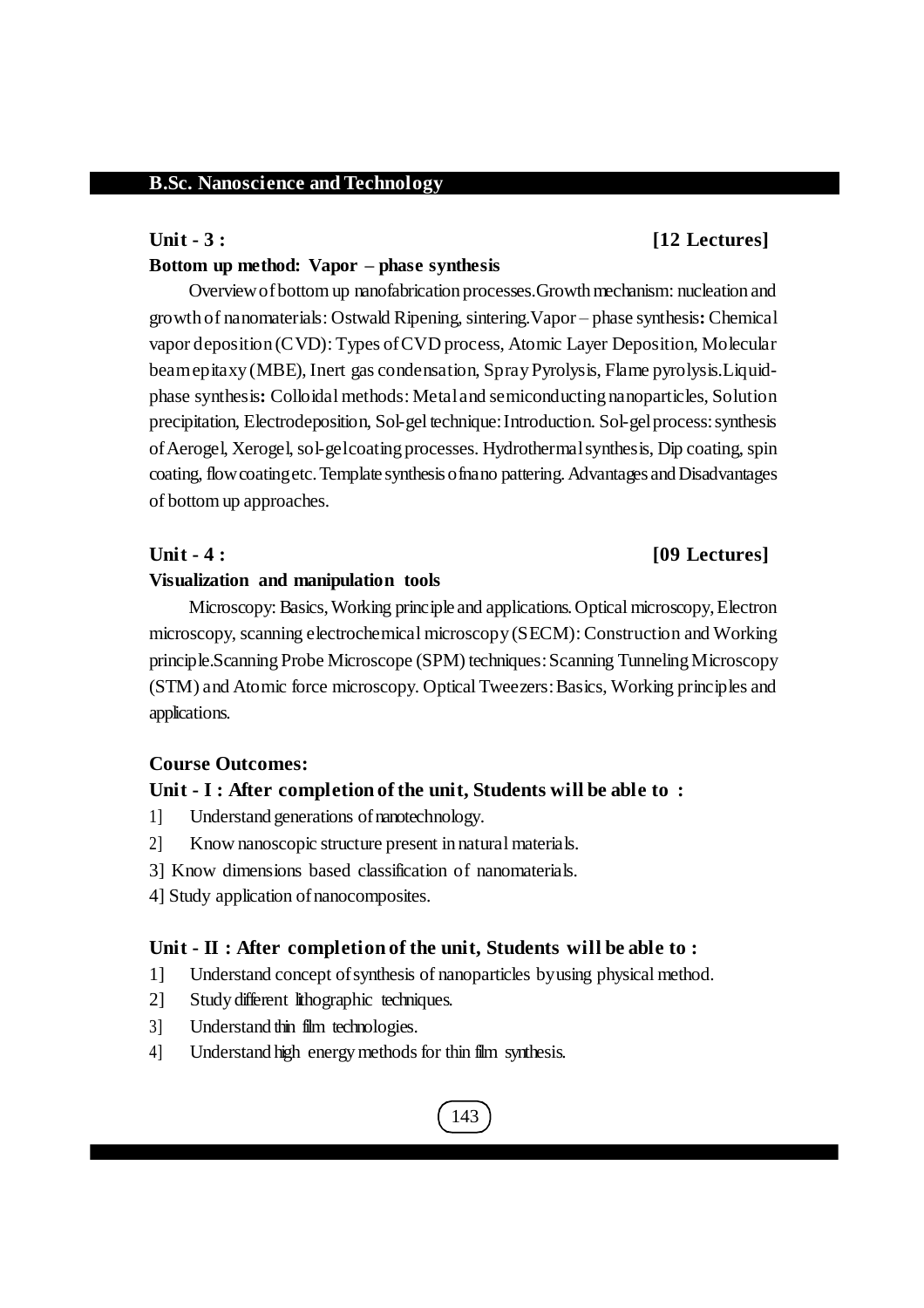**Unit - 3 :** **[12 Lectures]**

**Bottom up method: Vapor – phase synthesis**

Overview of bottom up nanofabrication processes.Growth mechanism: nucleation and growth of nanomaterials: Ostwald Ripening, sintering.Vapor – phase synthesis**:** Chemical vapor deposition (CVD): Types of CVD process, Atomic Layer Deposition, Molecular beam epitaxy (MBE), Inert gas condensation, Spray Pyrolysis, Flame pyrolysis.Liquid-phase synthesis**:** Colloidal methods: Metal and semiconducting nanoparticles, Solution precipitation, Electrodeposition, Sol-gel technique: Introduction. Sol-gel process: synthesis of Aerogel, Xerogel, sol-gel coating processes. Hydrothermal synthesis, Dip coating, spin coating, flow coating etc. Template synthesis of nano pattering. Advantages and Disadvantages of bottom up approaches.

**Unit - 4 :** **[09 Lectures]**

**Visualization and manipulation tools**

Microscopy: Basics, Working principle and applications. Optical microscopy, Electron microscopy, scanning electrochemical microscopy (SECM): Construction and Working principle.Scanning Probe Microscope (SPM) techniques: Scanning Tunneling Microscopy (STM) and Atomic force microscopy. Optical Tweezers: Basics, Working principles and applications.

**Course Outcomes:**

**Unit - I : After completion of the unit, Students will be able to :**

1] Understand generations of nanotechnology.

2] Know nanoscopic structure present in natural materials.

3] Know dimensions based classification of nanomaterials.

4] Study application of nanocomposites.

**Unit - II : After completion of the unit, Students will be able to :**

1] Understand concept of synthesis of nanoparticles by using physical method.

2] Study different lithographic techniques.

3] Understand thin film technologies.

4] Understand high energy methods for thin film synthesis.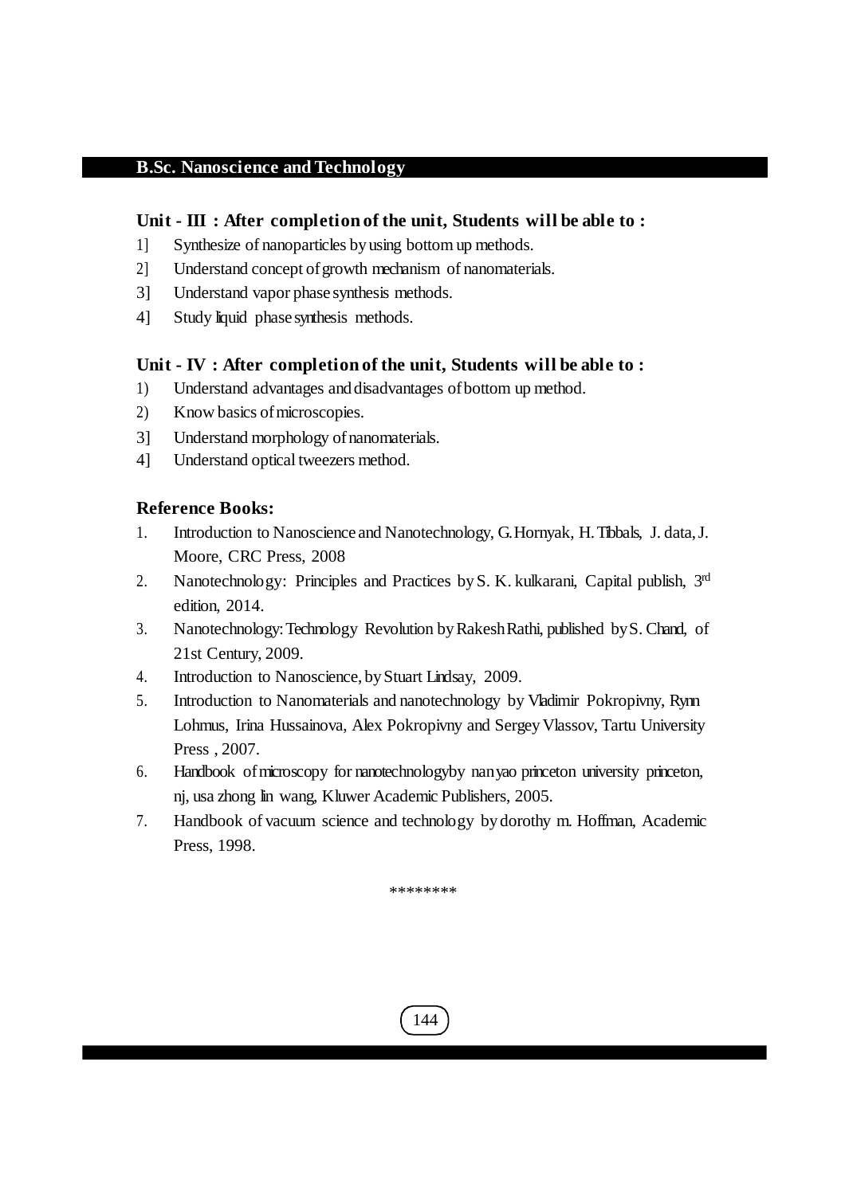**B.Sc. Nanoscience and Technology**

### Unit - III : After completion of the unit, Students will be able to :

1] Synthesize of nanoparticles by using bottom up methods.
2] Understand concept of growth mechanism of nanomaterials.
3] Understand vapor phase synthesis methods.
4] Study liquid phase synthesis methods.

### Unit - IV : After completion of the unit, Students will be able to :

1) Understand advantages and disadvantages of bottom up method.
2) Know basics of microscopies.
3] Understand morphology of nanomaterials.
4] Understand optical tweezers method.

### Reference Books:

1. Introduction to Nanoscience and Nanotechnology, G.Hornyak, H. Tibbals, J. data, J. Moore, CRC Press, 2008
2. Nanotechnology: Principles and Practices by S. K. kulkarani, Capital publish, 3rd edition, 2014.
3. Nanotechnology: Technology Revolution by Rakesh Rathi, published by S. Chand, of 21st Century, 2009.
4. Introduction to Nanoscience, by Stuart Lindsay, 2009.
5. Introduction to Nanomaterials and nanotechnology by Vladimir Pokropivny, Rynn Lohmus, Irina Hussainova, Alex Pokropivny and Sergey Vlassov, Tartu University Press , 2007.
6. Handbook of microscopy for nanotechnologyby nan yao princeton university princeton, nj, usa zhong lin wang, Kluwer Academic Publishers, 2005.
7. Handbook of vacuum science and technology by dorothy m. Hoffman, Academic Press, 1998.

********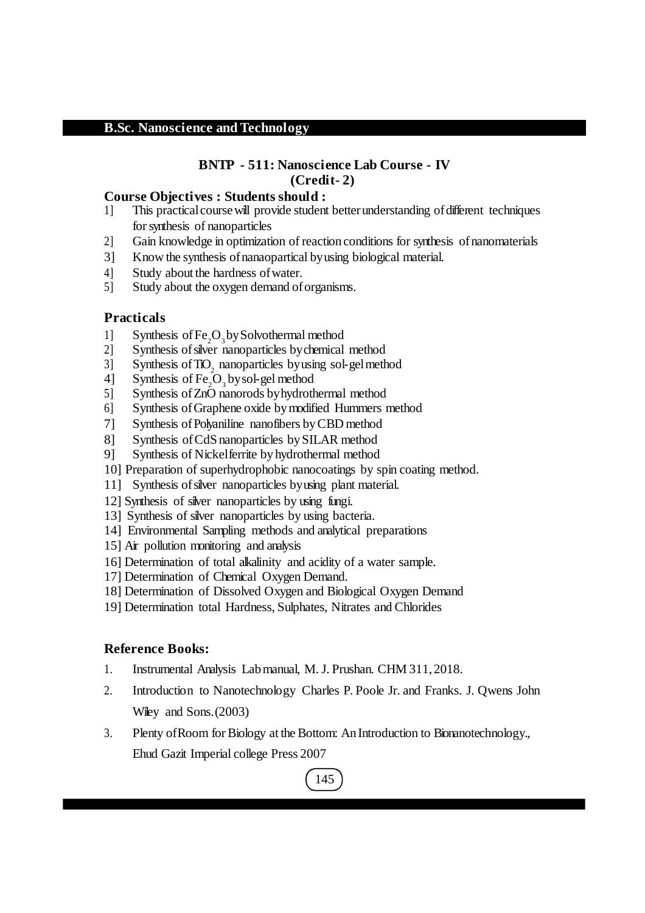## B.Sc. Nanoscience and Technology

### BNTP - 511: Nanoscience Lab Course - IV
**(Credit- 2)**

**Course Objectives : Students should :**

1] This practical course will provide student better understanding of different techniques for synthesis of nanoparticles

2] Gain knowledge in optimization of reaction conditions for synthesis of nanomaterials

3] Know the synthesis of nanaopartical by using biological material.

4] Study about the hardness of water.

5] Study about the oxygen demand of organisms.

### Practicals

1] Synthesis of $Fe_2O_3$ by Solvothermal method

2] Synthesis of silver nanoparticles by chemical method

3] Synthesis of $TiO_2$ nanoparticles by using sol-gel method

4] Synthesis of $Fe_2O_3$ by sol-gel method

5] Synthesis of ZnO nanorods by hydrothermal method

6] Synthesis of Graphene oxide by modified Hummers method

7] Synthesis of Polyaniline nanofibers by CBD method

8] Synthesis of CdS nanoparticles by SILAR method

9] Synthesis of Nickel ferrite by hydrothermal method

10] Preparation of superhydrophobic nanocoatings by spin coating method.

11] Synthesis of silver nanoparticles by using plant material.

12] Synthesis of silver nanoparticles by using fungi.

13] Synthesis of silver nanoparticles by using bacteria.

14] Environmental Sampling methods and analytical preparations

15] Air pollution monitoring and analysis

16] Determination of total alkalinity and acidity of a water sample.

17] Determination of Chemical Oxygen Demand.

18] Determination of Dissolved Oxygen and Biological Oxygen Demand

19] Determination total Hardness, Sulphates, Nitrates and Chlorides

### Reference Books:

1. Instrumental Analysis Lab manual, M. J. Prushan. CHM 311, 2018.
2. Introduction to Nanotechnology Charles P. Poole Jr. and Franks. J. Qwens John Wiley and Sons.(2003)
3. Plenty of Room for Biology at the Bottom: An Introduction to Bionanotechnology., Ehud Gazit Imperial college Press 2007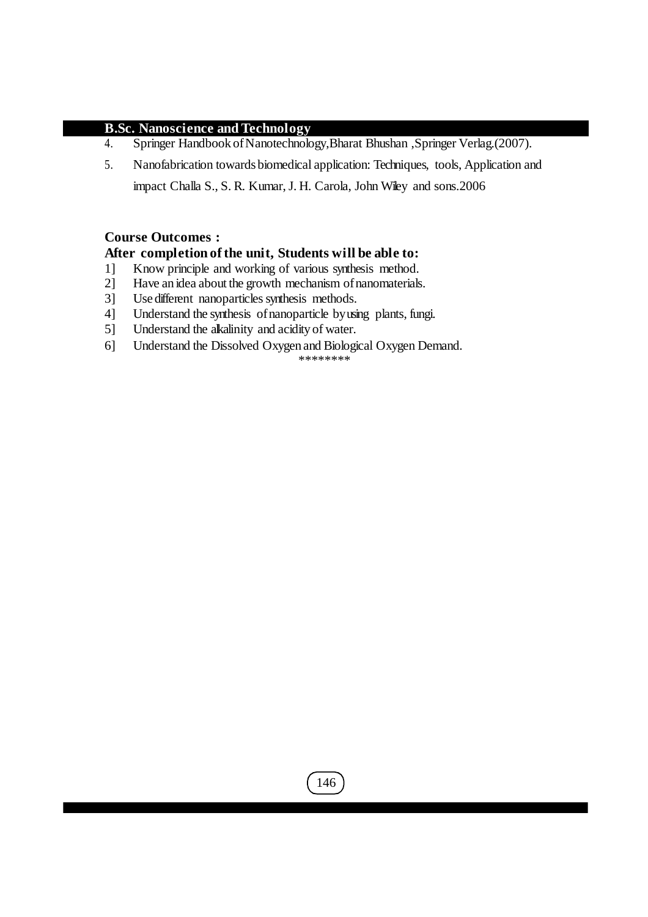4. Springer Handbook of Nanotechnology,Bharat Bhushan ,Springer Verlag.(2007).
5. Nanofabrication towards biomedical application: Techniques, tools, Application and impact Challa S., S. R. Kumar, J. H. Carola, John Wiley and sons.2006

**Course Outcomes :**

**After completion of the unit, Students will be able to:**

1] Know principle and working of various synthesis method.

2] Have an idea about the growth mechanism of nanomaterials.

3] Use different nanoparticles synthesis methods.

4] Understand the synthesis of nanoparticle by using plants, fungi.

5] Understand the alkalinity and acidity of water.

6] Understand the Dissolved Oxygen and Biological Oxygen Demand.

********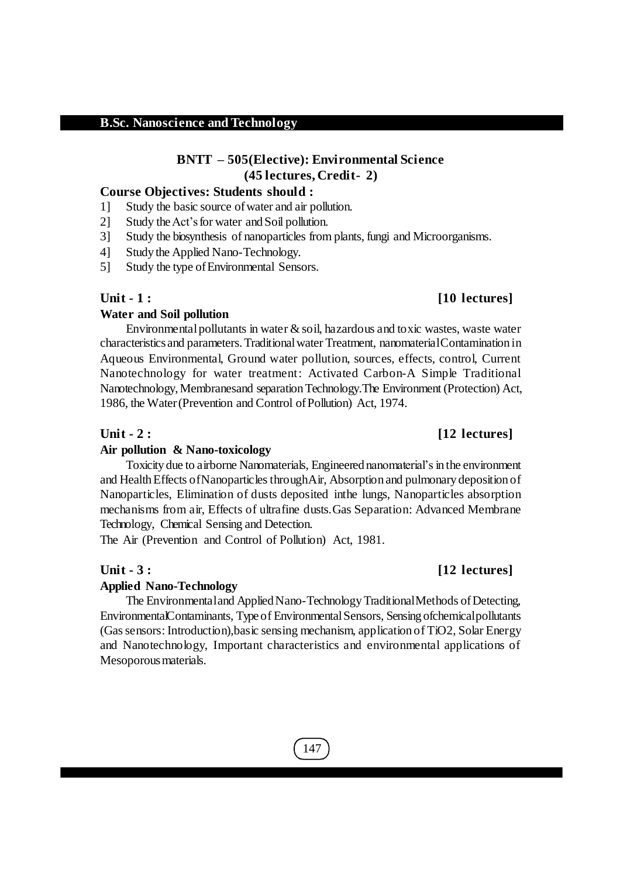## B.Sc. Nanoscience and Technology

### BNTT – 505(Elective): Environmental Science
### (45 lectures, Credit- 2)

**Course Objectives: Students should :**

1] Study the basic source of water and air pollution.
2] Study the Act's for water and Soil pollution.
3] Study the biosynthesis of nanoparticles from plants, fungi and Microorganisms.
4] Study the Applied Nano-Technology.
5] Study the type of Environmental Sensors.

**Unit - 1 : [10 lectures]**

**Water and Soil pollution**

Environmental pollutants in water & soil, hazardous and toxic wastes, waste water characteristics and parameters. Traditional water Treatment, nanomaterial Contamination in Aqueous Environmental, Ground water pollution, sources, effects, control, Current Nanotechnology for water treatment: Activated Carbon-A Simple Traditional Nanotechnology, Membranesand separation Technology.The Environment (Protection) Act, 1986, the Water (Prevention and Control of Pollution) Act, 1974.

**Unit - 2 : [12 lectures]**

**Air pollution & Nano-toxicology**

Toxicity due to airborne Nanomaterials, Engineered nanomaterial's in the environment and Health Effects of Nanoparticles through Air, Absorption and pulmonary deposition of Nanoparticles, Elimination of dusts deposited inthe lungs, Nanoparticles absorption mechanisms from air, Effects of ultrafine dusts.Gas Separation: Advanced Membrane Technology, Chemical Sensing and Detection.

The Air (Prevention and Control of Pollution) Act, 1981.

**Unit - 3 : [12 lectures]**

**Applied Nano-Technology**

The Environmental and Applied Nano-Technology Traditional Methods of Detecting, Environmental Contaminants, Type of Environmental Sensors, Sensing of chemical pollutants (Gas sensors: Introduction),basic sensing mechanism, application of $TiO_2$, Solar Energy and Nanotechnology, Important characteristics and environmental applications of Mesoporous materials.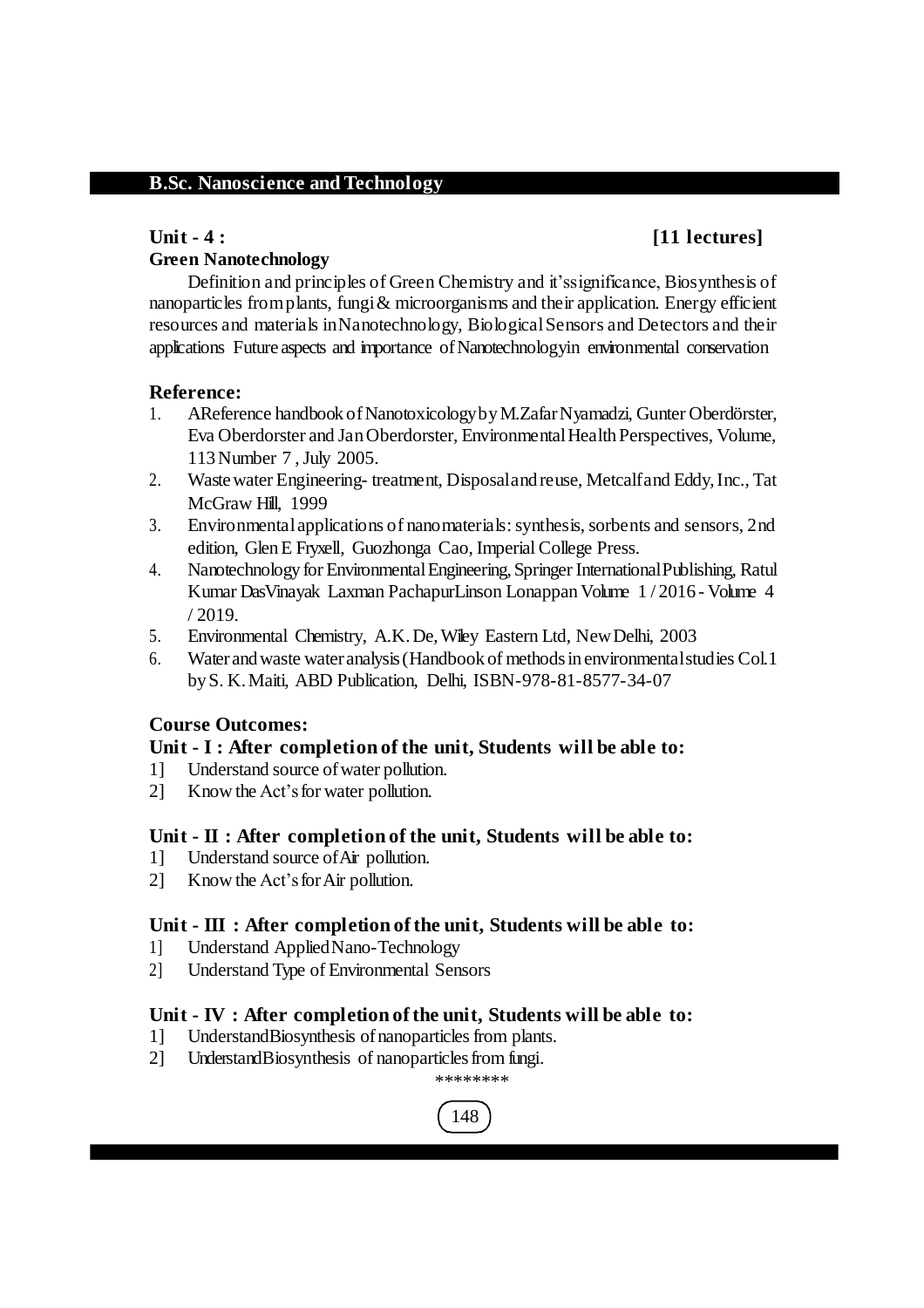**Unit - 4 : [11 lectures]**

**Green Nanotechnology**

Definition and principles of Green Chemistry and it'ssignificance, Biosynthesis of nanoparticles from plants, fungi & microorganisms and their application. Energy efficient resources and materials in Nanotechnology, Biological Sensors and Detectors and their applications Future aspects and importance of Nanotechnologyin environmental conservation

## Reference:

1. AReference handbook of Nanotoxicology by M.Zafar Nyamadzi, Gunter Oberdörster, Eva Oberdorster and Jan Oberdorster, Environmental Health Perspectives, Volume, 113 Number 7 , July 2005.
2. Waste water Engineering- treatment, Disposal and reuse, Metcalf and Eddy, Inc., Tat McGraw Hill, 1999
3. Environmental applications of nanomaterials: synthesis, sorbents and sensors, 2nd edition, Glen E Fryxell, Guozhonga Cao, Imperial College Press.
4. Nanotechnology for Environmental Engineering, Springer International Publishing, Ratul Kumar DasVinayak Laxman PachapurLinson Lonappan Volume 1 / 2016 - Volume 4 / 2019.
5. Environmental Chemistry, A.K. De, Wiley Eastern Ltd, New Delhi, 2003
6. Water and waste water analysis (Handbook of methods in environmental studies Col.1 by S. K. Maiti, ABD Publication, Delhi, ISBN-978-81-8577-34-07

## Course Outcomes:

### Unit - I : After completion of the unit, Students will be able to:

1] Understand source of water pollution.

2] Know the Act's for water pollution.

### Unit - II : After completion of the unit, Students will be able to:

1] Understand source of Air pollution.

2] Know the Act's for Air pollution.

### Unit - III : After completion of the unit, Students will be able to:

1] Understand Applied Nano-Technology

2] Understand Type of Environmental Sensors

### Unit - IV : After completion of the unit, Students will be able to:

1] UnderstandBiosynthesis of nanoparticles from plants.

2] UnderstandBiosynthesis of nanoparticles from fungi.

********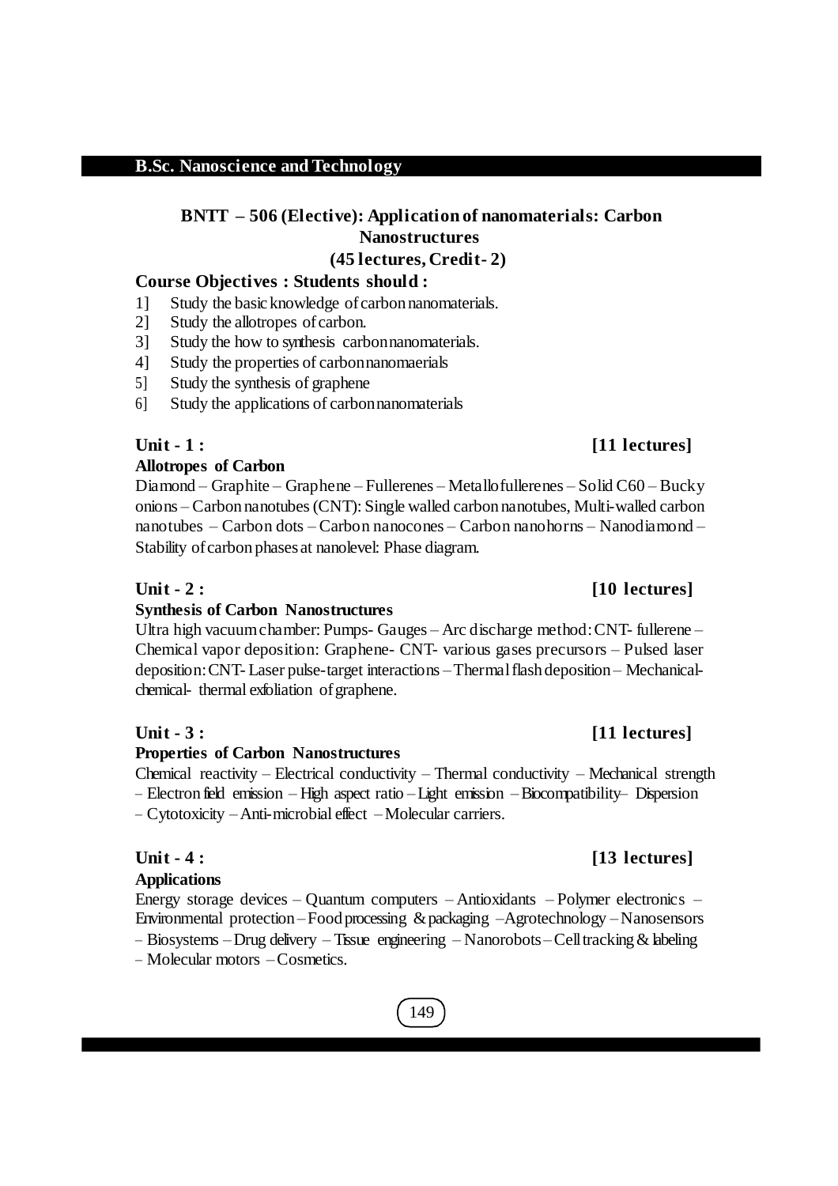## B.Sc. Nanoscience and Technology

### BNTT – 506 (Elective): Application of nanomaterials: Carbon Nanostructures
### (45 lectures, Credit- 2)

**Course Objectives : Students should :**

1] Study the basic knowledge of carbon nanomaterials.
2] Study the allotropes of carbon.
3] Study the how to synthesis carbon nanomaterials.
4] Study the properties of carbon nanomaerials
5] Study the synthesis of graphene
6] Study the applications of carbon nanomaterials

**Unit - 1 :** **[11 lectures]**

**Allotropes of Carbon**

Diamond – Graphite – Graphene – Fullerenes – Metallofullerenes – Solid C60 – Bucky onions – Carbon nanotubes (CNT): Single walled carbon nanotubes, Multi-walled carbon nanotubes – Carbon dots – Carbon nanocones – Carbon nanohorns – Nanodiamond – Stability of carbon phases at nanolevel: Phase diagram.

**Unit - 2 :** **[10 lectures]**

**Synthesis of Carbon Nanostructures**

Ultra high vacuum chamber: Pumps- Gauges – Arc discharge method: CNT- fullerene – Chemical vapor deposition: Graphene- CNT- various gases precursors – Pulsed laser deposition: CNT- Laser pulse-target interactions – Thermal flash deposition – Mechanical-chemical- thermal exfoliation of graphene.

**Unit - 3 :** **[11 lectures]**

**Properties of Carbon Nanostructures**

Chemical reactivity – Electrical conductivity – Thermal conductivity – Mechanical strength – Electron field emission – High aspect ratio – Light emission – Biocompatibility– Dispersion – Cytotoxicity – Anti-microbial effect – Molecular carriers.

**Unit - 4 :** **[13 lectures]**

**Applications**

Energy storage devices – Quantum computers – Antioxidants – Polymer electronics – Environmental protection – Food processing & packaging – Agrotechnology – Nanosensors – Biosystems – Drug delivery – Tissue engineering – Nanorobots – Cell tracking & labeling – Molecular motors – Cosmetics.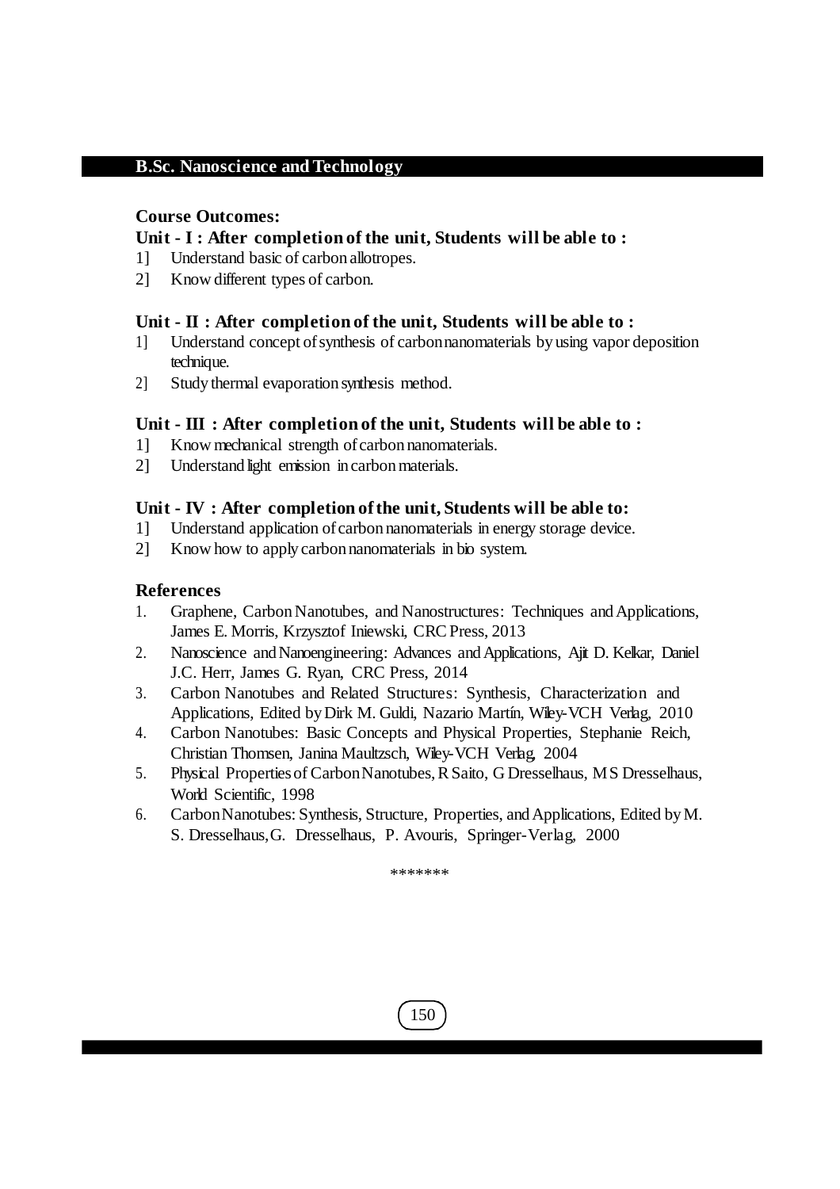## B.Sc. Nanoscience and Technology

### Course Outcomes:

**Unit - I : After completion of the unit, Students will be able to :**

1] Understand basic of carbon allotropes.
2] Know different types of carbon.

**Unit - II : After completion of the unit, Students will be able to :**

1] Understand concept of synthesis of carbon nanomaterials by using vapor deposition technique.
2] Study thermal evaporation synthesis method.

**Unit - III : After completion of the unit, Students will be able to :**

1] Know mechanical strength of carbon nanomaterials.
2] Understand light emission in carbon materials.

**Unit - IV : After completion of the unit, Students will be able to:**

1] Understand application of carbon nanomaterials in energy storage device.
2] Know how to apply carbon nanomaterials in bio system.

### References

1. Graphene, Carbon Nanotubes, and Nanostructures: Techniques and Applications, James E. Morris, Krzysztof Iniewski, CRC Press, 2013
2. Nanoscience and Nanoengineering: Advances and Applications, Ajit D. Kelkar, Daniel J.C. Herr, James G. Ryan, CRC Press, 2014
3. Carbon Nanotubes and Related Structures: Synthesis, Characterization and Applications, Edited by Dirk M. Guldi, Nazario Martín, Wiley-VCH Verlag, 2010
4. Carbon Nanotubes: Basic Concepts and Physical Properties, Stephanie Reich, Christian Thomsen, Janina Maultzsch, Wiley-VCH Verlag, 2004
5. Physical Properties of Carbon Nanotubes, R Saito, G Dresselhaus, M S Dresselhaus, World Scientific, 1998
6. Carbon Nanotubes: Synthesis, Structure, Properties, and Applications, Edited by M. S. Dresselhaus, G. Dresselhaus, P. Avouris, Springer-Verlag, 2000

*******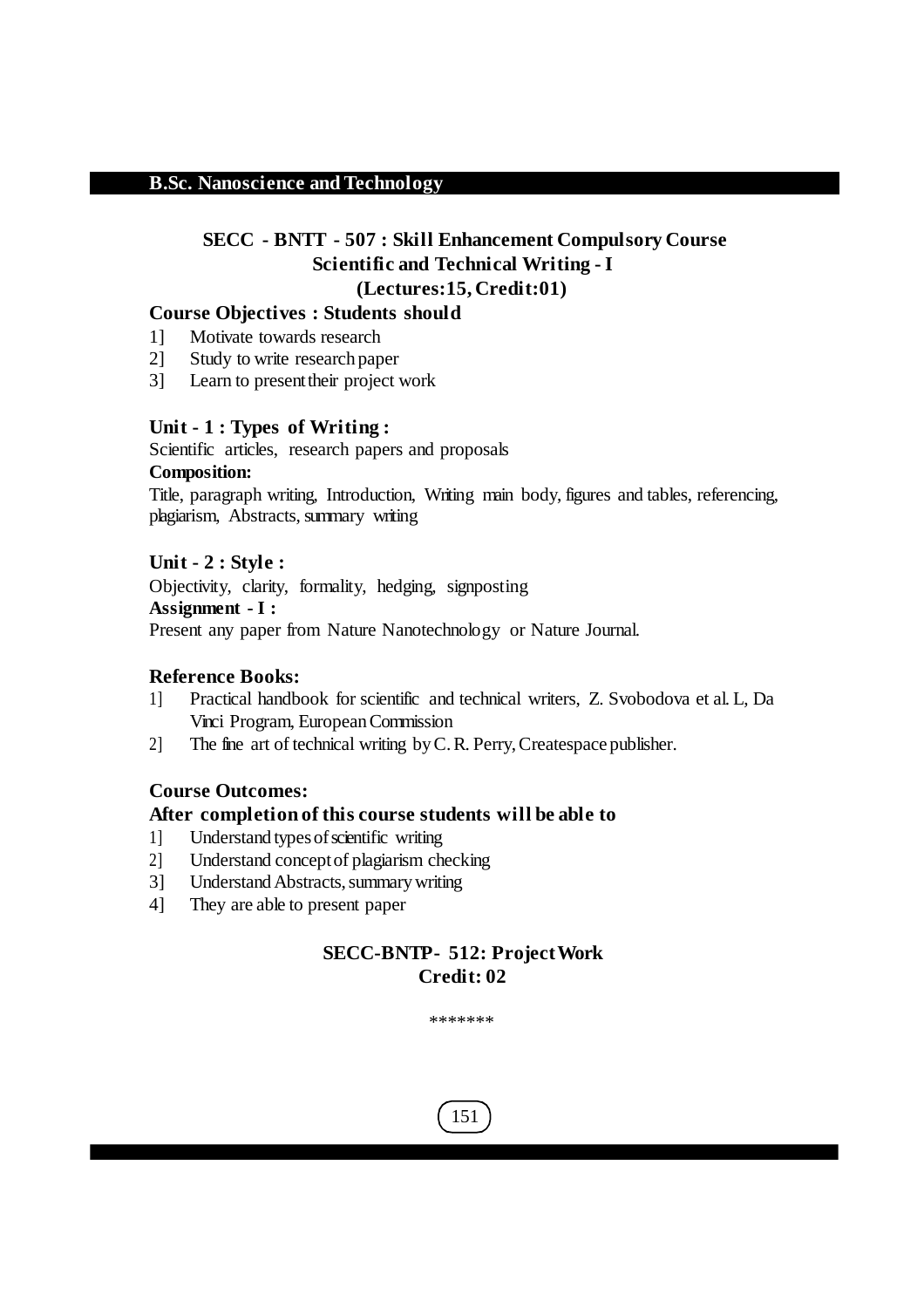## SECC - BNTT - 507 : Skill Enhancement Compulsory Course

### Scientific and Technical Writing - I

### (Lectures:15, Credit:01)

**Course Objectives : Students should**

1] Motivate towards research
2] Study to write research paper
3] Learn to present their project work

**Unit - 1 : Types of Writing :**

Scientific articles, research papers and proposals

**Composition:**

Title, paragraph writing, Introduction, Writing main body, figures and tables, referencing, plagiarism, Abstracts, summary writing

**Unit - 2 : Style :**

Objectivity, clarity, formality, hedging, signposting

**Assignment - I :**

Present any paper from Nature Nanotechnology or Nature Journal.

**Reference Books:**

1] Practical handbook for scientific and technical writers, Z. Svobodova et al. L, Da Vinci Program, European Commission
2] The fine art of technical writing by C. R. Perry, Createspace publisher.

**Course Outcomes:**

**After completion of this course students will be able to**

1] Understand types of scientific writing
2] Understand concept of plagiarism checking
3] Understand Abstracts, summary writing
4] They are able to present paper

### SECC-BNTP- 512: Project Work

### Credit: 02

*******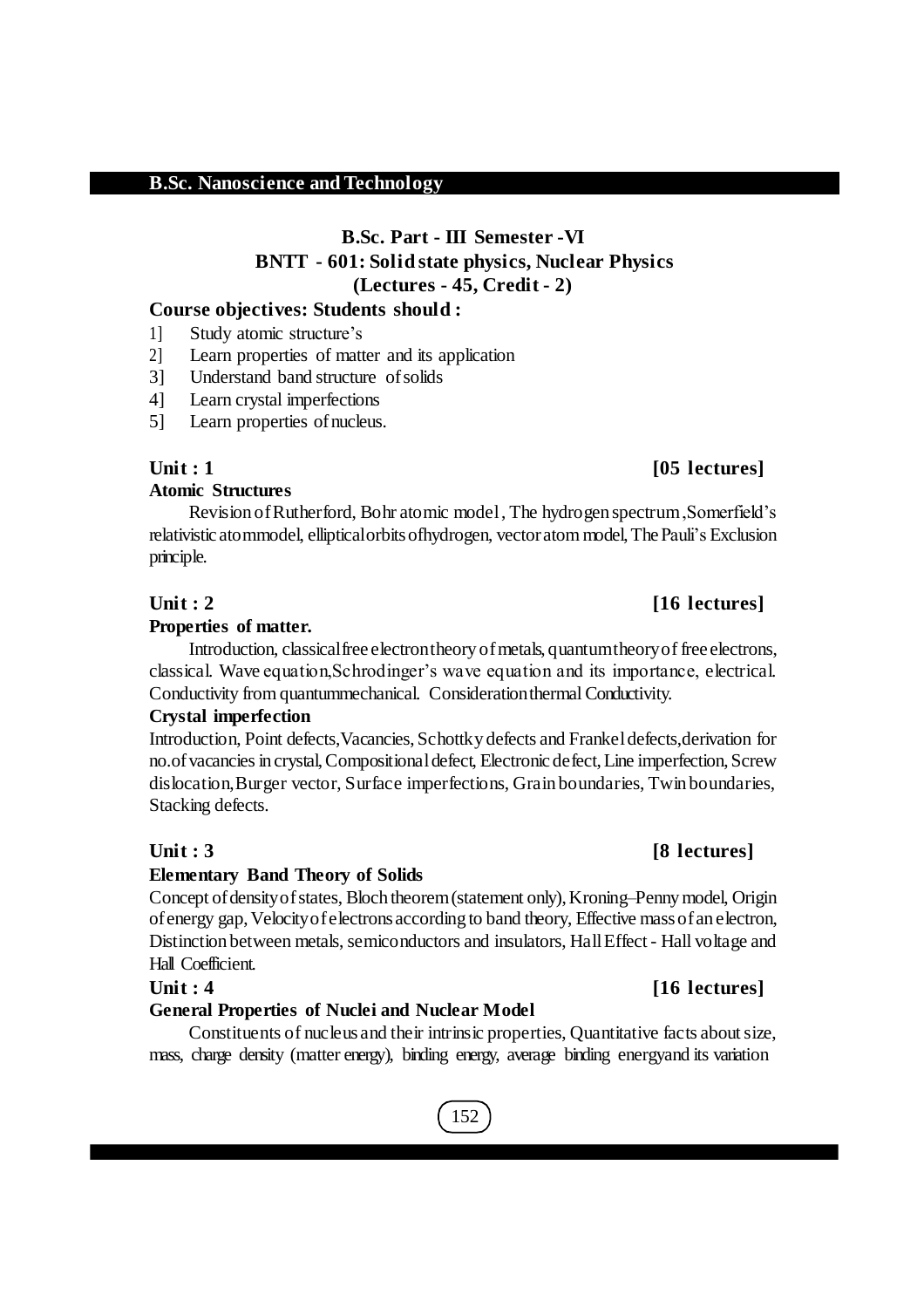## B.Sc. Nanoscience and Technology

### B.Sc. Part - III Semester -VI
### BNTT - 601: Solid state physics, Nuclear Physics
### (Lectures - 45, Credit - 2)

**Course objectives: Students should :**

1] Study atomic structure's
2] Learn properties of matter and its application
3] Understand band structure of solids
4] Learn crystal imperfections
5] Learn properties of nucleus.

**Unit : 1** **[05 lectures]**

**Atomic Structures**

Revision of Rutherford, Bohr atomic model, The hydrogen spectrum ,Somerfield's relativistic atommodel, ellipticalorbits ofhydrogen, vector atom model, The Pauli's Exclusion principle.

**Unit : 2** **[16 lectures]**

**Properties of matter.**

Introduction, classical free electron theory of metals, quantum theory of free electrons, classical. Wave equation,Schrodinger's wave equation and its importance, electrical. Conductivity from quantummechanical. Consideration thermal Conductivity.

**Crystal imperfection**

Introduction, Point defects,Vacancies, Schottky defects and Frankel defects,derivation for no.of vacancies in crystal, Compositional defect, Electronic defect, Line imperfection, Screw dislocation,Burger vector, Surface imperfections, Grain boundaries, Twin boundaries, Stacking defects.

**Unit : 3** **[8 lectures]**

**Elementary Band Theory of Solids**

Concept of density of states, Bloch theorem (statement only), Kroning–Penny model, Origin of energy gap, Velocity of electrons according to band theory, Effective mass of an electron, Distinction between metals, semiconductors and insulators, Hall Effect - Hall voltage and Hall Coefficient.

**Unit : 4** **[16 lectures]**

**General Properties of Nuclei and Nuclear Model**

Constituents of nucleus and their intrinsic properties, Quantitative facts about size, mass, charge density (matter energy), binding energy, average binding energyand its variation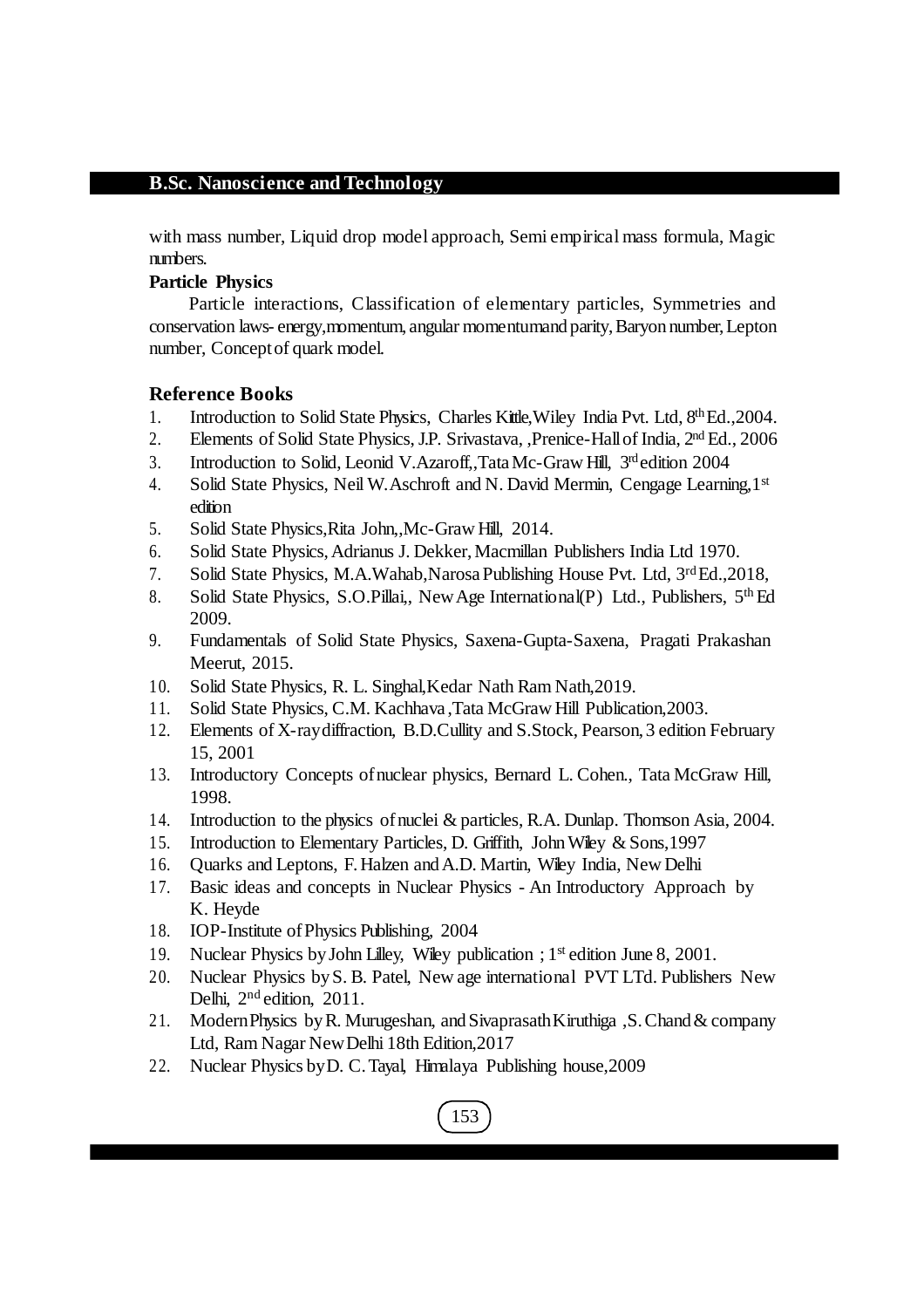with mass number, Liquid drop model approach, Semi empirical mass formula, Magic numbers.

**Particle Physics**

Particle interactions, Classification of elementary particles, Symmetries and conservation laws- energy,momentum, angular momentumand parity, Baryon number, Lepton number, Concept of quark model.

### Reference Books

1. Introduction to Solid State Physics, Charles Kittle,Wiley India Pvt. Ltd, 8th Ed.,2004.
2. Elements of Solid State Physics, J.P. Srivastava, ,Prenice-Hall of India, 2nd Ed., 2006
3. Introduction to Solid, Leonid V.Azaroff,,Tata Mc-Graw Hill, 3rd edition 2004
4. Solid State Physics, Neil W.Aschroft and N. David Mermin, Cengage Learning,1st edition
5. Solid State Physics,Rita John,,Mc-Graw Hill, 2014.
6. Solid State Physics, Adrianus J. Dekker, Macmillan Publishers India Ltd 1970.
7. Solid State Physics, M.A.Wahab,Narosa Publishing House Pvt. Ltd, 3rd Ed.,2018,
8. Solid State Physics, S.O.Pillai,, New Age International(P) Ltd., Publishers, 5th Ed 2009.
9. Fundamentals of Solid State Physics, Saxena-Gupta-Saxena, Pragati Prakashan Meerut, 2015.
10. Solid State Physics, R. L. Singhal,Kedar Nath Ram Nath,2019.
11. Solid State Physics, C.M. Kachhava ,Tata McGraw Hill Publication,2003.
12. Elements of X-ray diffraction, B.D.Cullity and S.Stock, Pearson, 3 edition February 15, 2001
13. Introductory Concepts of nuclear physics, Bernard L. Cohen., Tata McGraw Hill, 1998.
14. Introduction to the physics of nuclei & particles, R.A. Dunlap. Thomson Asia, 2004.
15. Introduction to Elementary Particles, D. Griffith, John Wiley & Sons,1997
16. Quarks and Leptons, F. Halzen and A.D. Martin, Wiley India, New Delhi
17. Basic ideas and concepts in Nuclear Physics - An Introductory Approach by K. Heyde
18. IOP-Institute of Physics Publishing, 2004
19. Nuclear Physics by John Lilley, Wiley publication ; 1st edition June 8, 2001.
20. Nuclear Physics by S. B. Patel, New age international PVT LTd. Publishers New Delhi, 2nd edition, 2011.
21. Modern Physics by R. Murugeshan, and Sivaprasath Kiruthiga ,S. Chand & company Ltd, Ram Nagar New Delhi 18th Edition,2017
22. Nuclear Physics by D. C. Tayal, Himalaya Publishing house,2009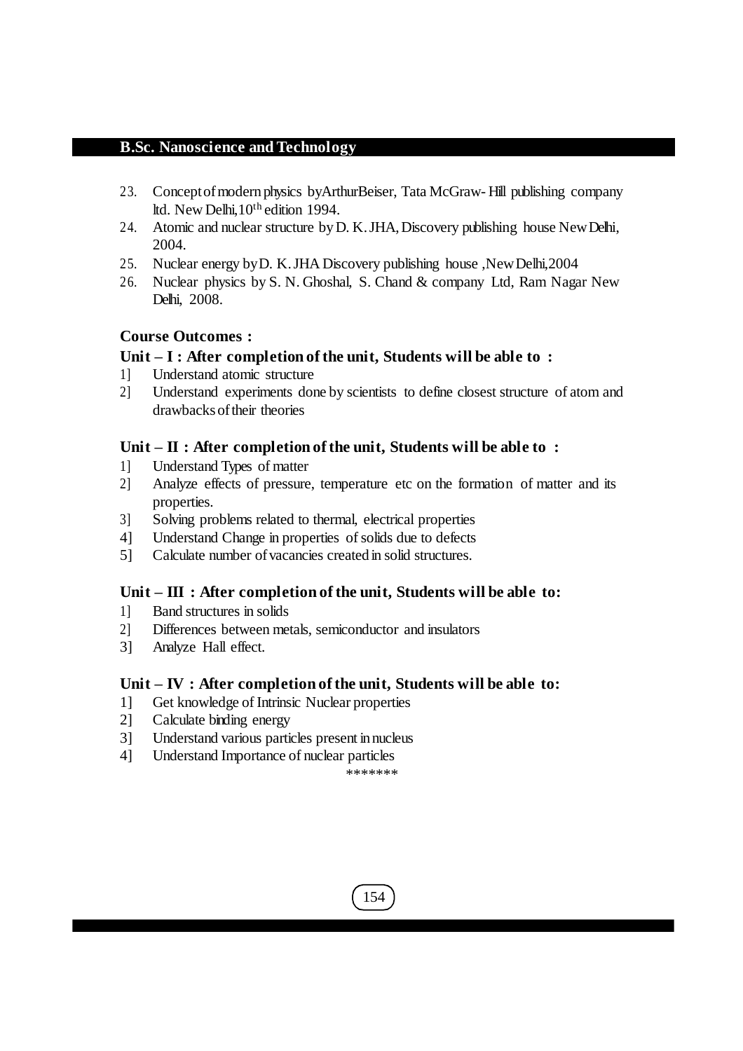23. Concept of modern physics by Arthur Beiser, Tata McGraw- Hill publishing company ltd. New Delhi, 10th edition 1994.
24. Atomic and nuclear structure by D. K. JHA, Discovery publishing house New Delhi, 2004.
25. Nuclear energy by D. K. JHA Discovery publishing house ,New Delhi,2004
26. Nuclear physics by S. N. Ghoshal, S. Chand & company Ltd, Ram Nagar New Delhi, 2008.

### Course Outcomes :

#### Unit – I : After completion of the unit, Students will be able to :

1] Understand atomic structure

2] Understand experiments done by scientists to define closest structure of atom and drawbacks of their theories

#### Unit – II : After completion of the unit, Students will be able to :

1] Understand Types of matter

2] Analyze effects of pressure, temperature etc on the formation of matter and its properties.

3] Solving problems related to thermal, electrical properties

4] Understand Change in properties of solids due to defects

5] Calculate number of vacancies created in solid structures.

#### Unit – III : After completion of the unit, Students will be able to:

1] Band structures in solids

2] Differences between metals, semiconductor and insulators

3] Analyze Hall effect.

#### Unit – IV : After completion of the unit, Students will be able to:

1] Get knowledge of Intrinsic Nuclear properties

2] Calculate binding energy

3] Understand various particles present in nucleus

4] Understand Importance of nuclear particles

*******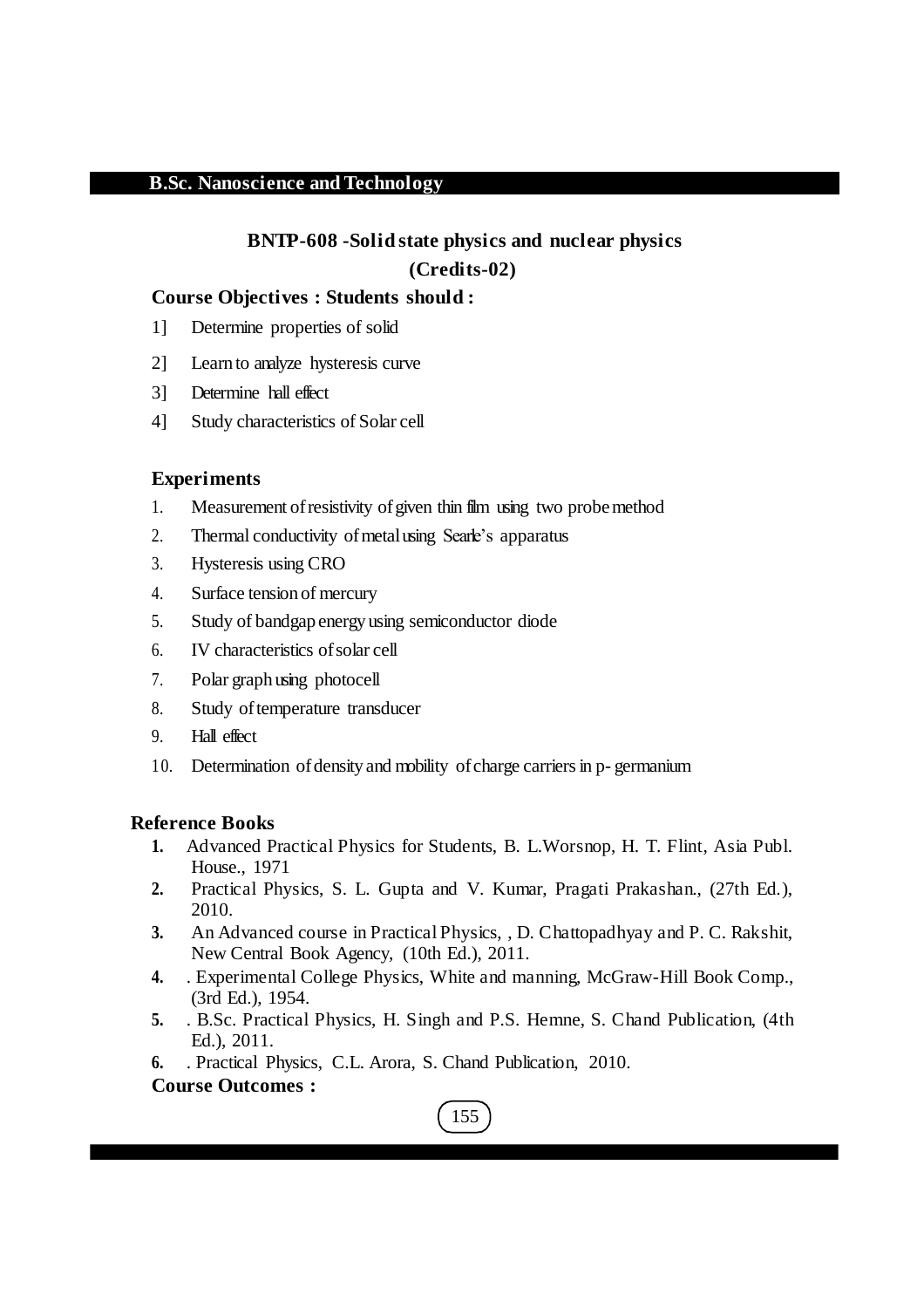## BNTP-608 -Solid state physics and nuclear physics

**(Credits-02)**

**Course Objectives : Students should :**

1] Determine properties of solid

2] Learn to analyze hysteresis curve

3] Determine hall effect

4] Study characteristics of Solar cell

**Experiments**

1. Measurement of resistivity of given thin film using two probe method
2. Thermal conductivity of metal using Searle's apparatus
3. Hysteresis using CRO
4. Surface tension of mercury
5. Study of bandgap energy using semiconductor diode
6. IV characteristics of solar cell
7. Polar graph using photocell
8. Study of temperature transducer
9. Hall effect
10. Determination of density and mobility of charge carriers in p- germanium

**Reference Books**

1. Advanced Practical Physics for Students, B. L.Worsnop, H. T. Flint, Asia Publ. House., 1971
2. Practical Physics, S. L. Gupta and V. Kumar, Pragati Prakashan., (27th Ed.), 2010.
3. An Advanced course in Practical Physics, , D. Chattopadhyay and P. C. Rakshit, New Central Book Agency, (10th Ed.), 2011.
4. . Experimental College Physics, White and manning, McGraw-Hill Book Comp., (3rd Ed.), 1954.
5. . B.Sc. Practical Physics, H. Singh and P.S. Hemne, S. Chand Publication, (4th Ed.), 2011.
6. . Practical Physics, C.L. Arora, S. Chand Publication, 2010.

**Course Outcomes :**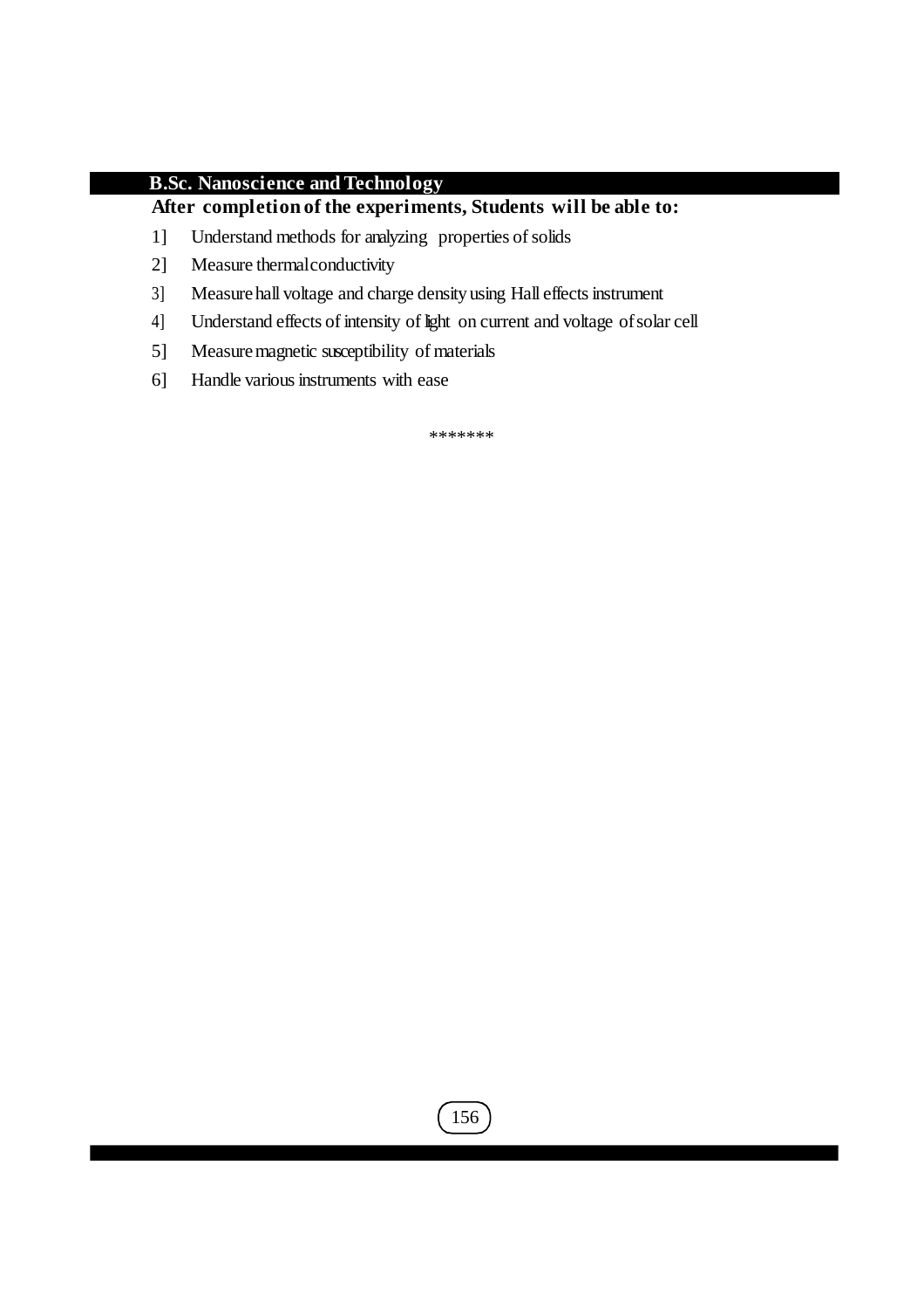## B.Sc. Nanoscience and Technology

**After completion of the experiments, Students will be able to:**

1] Understand methods for analyzing properties of solids

2] Measure thermal conductivity

3] Measure hall voltage and charge density using Hall effects instrument

4] Understand effects of intensity of light on current and voltage of solar cell

5] Measure magnetic susceptibility of materials

6] Handle various instruments with ease

*******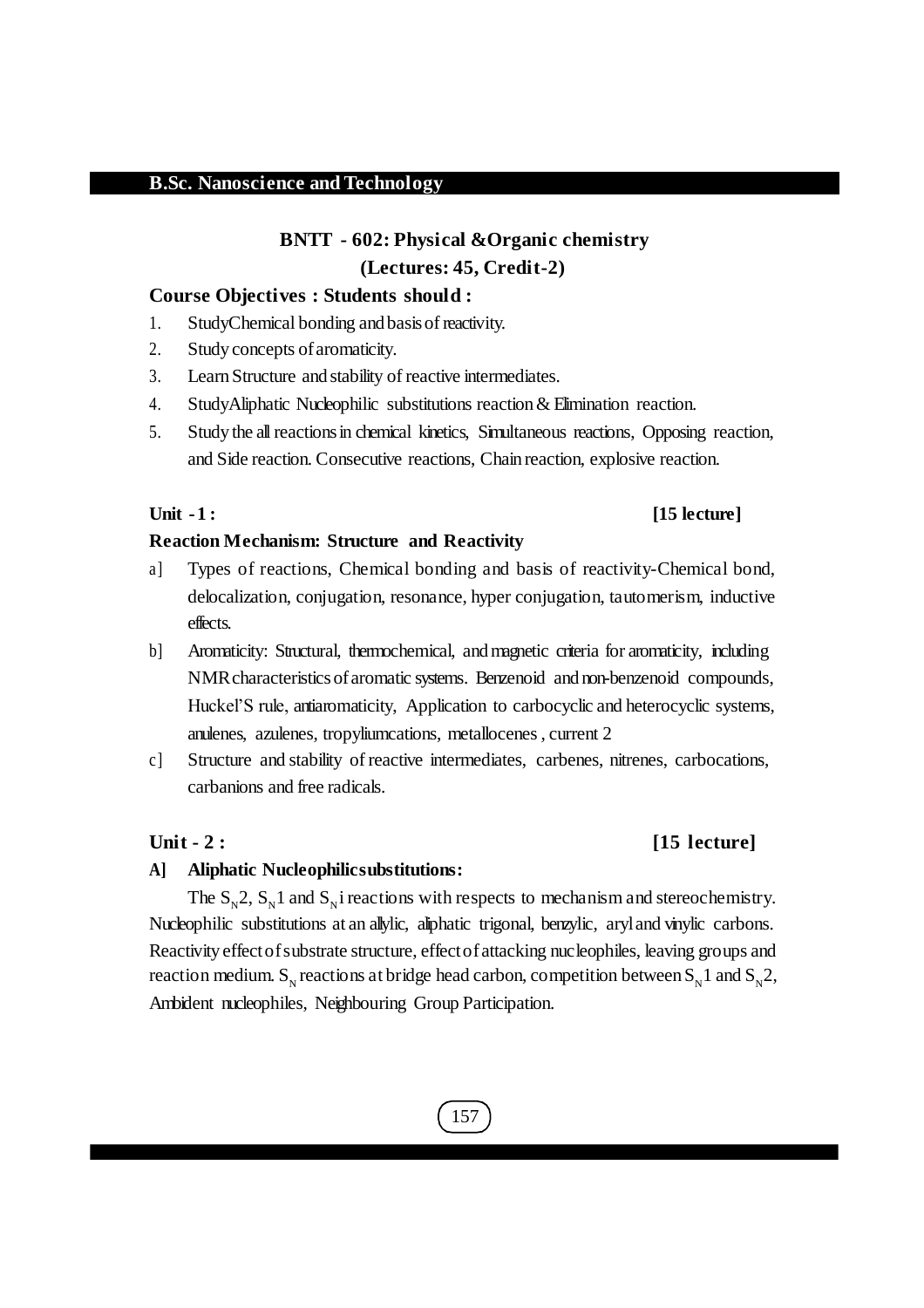**B.Sc. Nanoscience and Technology**

## BNTT - 602: Physical &Organic chemistry
### (Lectures: 45, Credit-2)

### Course Objectives : Students should :

1. StudyChemical bonding and basis of reactivity.
2. Study concepts of aromaticity.
3. Learn Structure and stability of reactive intermediates.
4. StudyAliphatic Nucleophilic substitutions reaction & Elimination reaction.
5. Study the all reactions in chemical kinetics, Simultaneous reactions, Opposing reaction, and Side reaction. Consecutive reactions, Chain reaction, explosive reaction.

### Unit -1 : [15 lecture]

### Reaction Mechanism: Structure and Reactivity

a] Types of reactions, Chemical bonding and basis of reactivity-Chemical bond, delocalization, conjugation, resonance, hyper conjugation, tautomerism, inductive effects.

b] Aromaticity: Structural, thermochemical, and magnetic criteria for aromaticity, including NMR characteristics of aromatic systems. Benzenoid and non-benzenoid compounds, Huckel'S rule, antiaromaticity, Application to carbocyclic and heterocyclic systems, anulenes, azulenes, tropyliumcations, metallocenes , current 2

c] Structure and stability of reactive intermediates, carbenes, nitrenes, carbocations, carbanions and free radicals.

### Unit - 2 : [15 lecture]

**A] Aliphatic Nucleophilicsubstitutions:**

The $S_N2$, $S_N1$ and $S_Ni$ reactions with respects to mechanism and stereochemistry. Nucleophilic substitutions at an allylic, aliphatic trigonal, benzylic, aryl and vinylic carbons. Reactivity effect of substrate structure, effect of attacking nucleophiles, leaving groups and reaction medium. $S_N$ reactions at bridge head carbon, competition between $S_N1$ and $S_N2$, Ambident nucleophiles, Neighbouring Group Participation.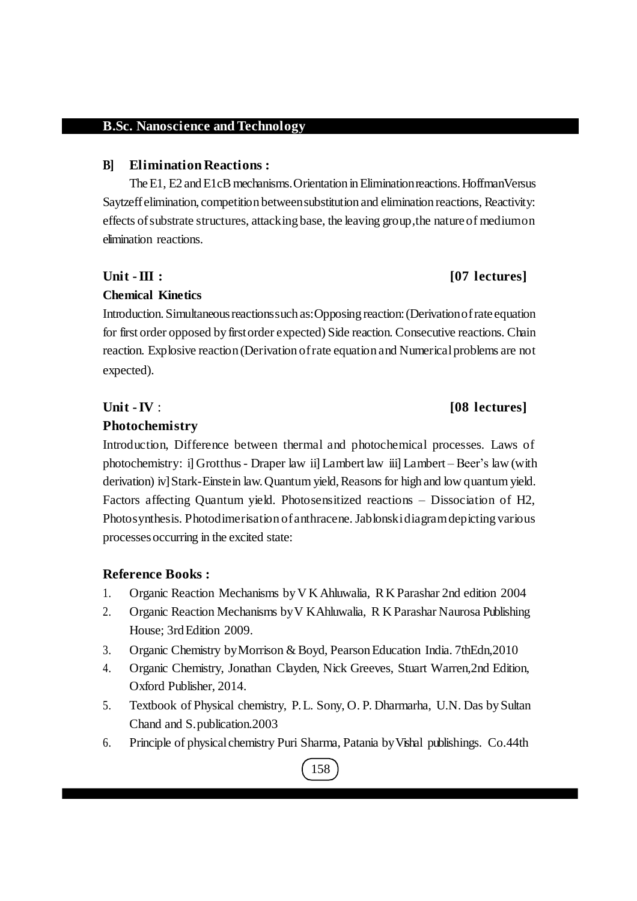**B] Elimination Reactions :**

The E1, E2 and E1cB mechanisms. Orientation in Elimination reactions. Hoffman Versus Saytzeff elimination, competition between substitution and elimination reactions, Reactivity: effects of substrate structures, attacking base, the leaving group, the nature of medium on elimination reactions.

**Unit - III : [07 lectures]**

**Chemical Kinetics**

Introduction. Simultaneous reactions such as: Opposing reaction: (Derivation of rate equation for first order opposed by first order expected) Side reaction. Consecutive reactions. Chain reaction. Explosive reaction (Derivation of rate equation and Numerical problems are not expected).

**Unit - IV : [08 lectures]**

**Photochemistry**

Introduction, Difference between thermal and photochemical processes. Laws of photochemistry: i] Grotthus - Draper law ii] Lambert law iii] Lambert – Beer's law (with derivation) iv] Stark-Einstein law. Quantum yield, Reasons for high and low quantum yield. Factors affecting Quantum yield. Photosensitized reactions – Dissociation of H2, Photosynthesis. Photodimerisation of anthracene. Jablonski diagram depicting various processes occurring in the excited state:

**Reference Books :**

1. Organic Reaction Mechanisms by V K Ahluwalia, R K Parashar 2nd edition 2004
2. Organic Reaction Mechanisms by V K Ahluwalia, R K Parashar Naurosa Publishing House; 3rd Edition 2009.
3. Organic Chemistry by Morrison & Boyd, Pearson Education India. 7thEdn,2010
4. Organic Chemistry, Jonathan Clayden, Nick Greeves, Stuart Warren,2nd Edition, Oxford Publisher, 2014.
5. Textbook of Physical chemistry, P. L. Sony, O. P. Dharmarha, U.N. Das by Sultan Chand and S.publication.2003
6. Principle of physical chemistry Puri Sharma, Patania by Vishal publishings. Co.44th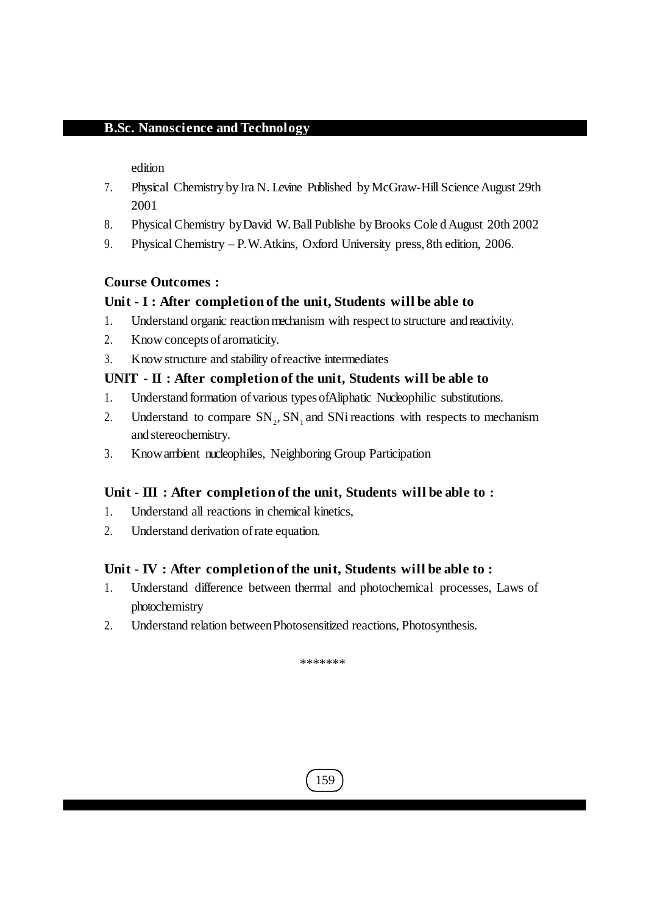edition

7. Physical Chemistry by Ira N. Levine Published by McGraw-Hill Science August 29th 2001
8. Physical Chemistry by David W. Ball Publishe by Brooks Cole d August 20th 2002
9. Physical Chemistry – P.W. Atkins, Oxford University press, 8th edition, 2006.

**Course Outcomes :**

**Unit - I : After completion of the unit, Students will be able to**

1. Understand organic reaction mechanism with respect to structure and reactivity.
2. Know concepts of aromaticity.
3. Know structure and stability of reactive intermediates

**UNIT - II : After completion of the unit, Students will be able to**

1. Understand formation of various types ofAliphatic Nucleophilic substitutions.
2. Understand to compare $SN_2$, $SN_1$ and SNi reactions with respects to mechanism and stereochemistry.
3. Know ambient nucleophiles, Neighboring Group Participation

**Unit - III : After completion of the unit, Students will be able to :**

1. Understand all reactions in chemical kinetics,
2. Understand derivation of rate equation.

**Unit - IV : After completion of the unit, Students will be able to :**

1. Understand difference between thermal and photochemical processes, Laws of photochemistry
2. Understand relation between Photosensitized reactions, Photosynthesis.

*******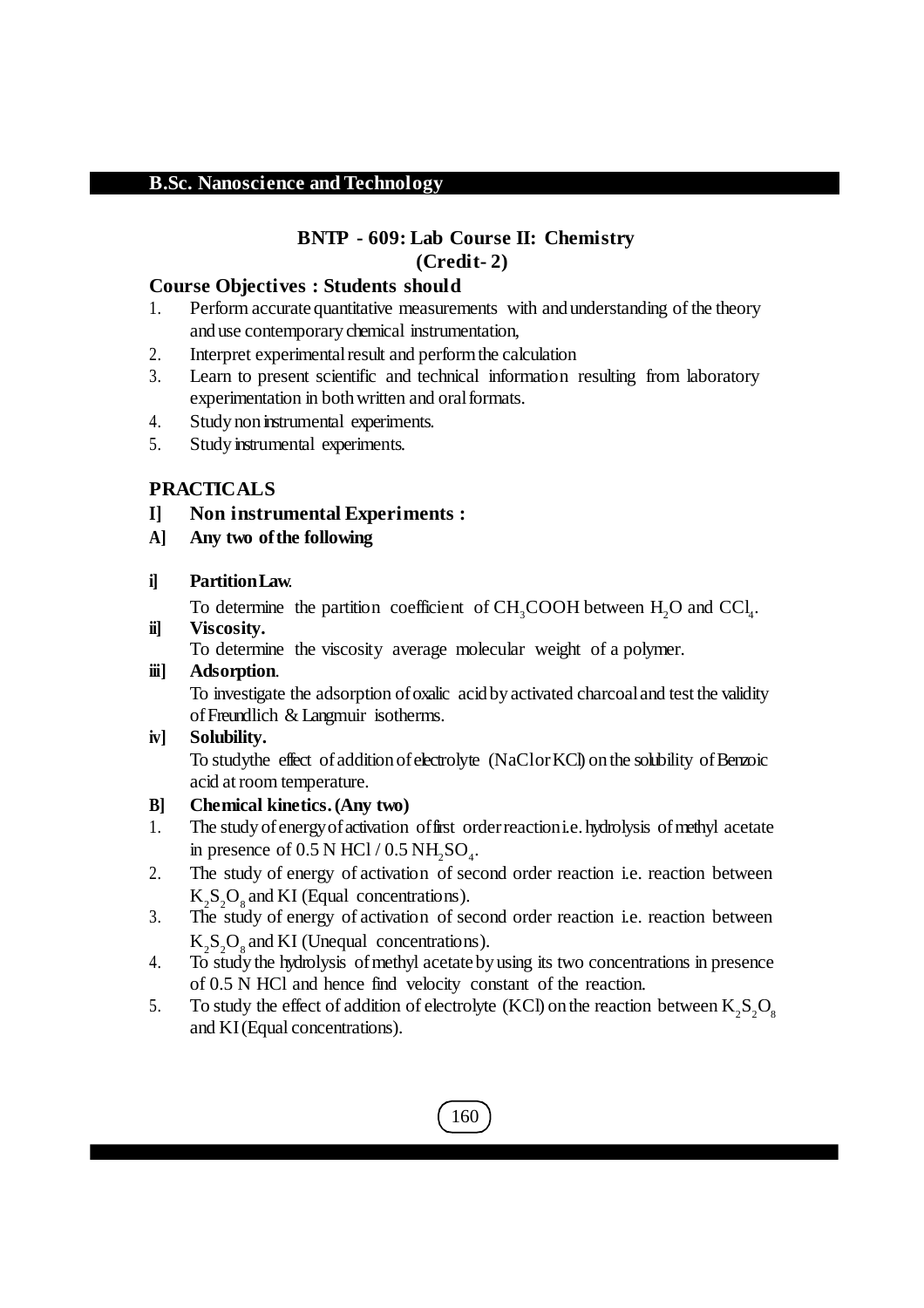## B.Sc. Nanoscience and Technology

### BNTP - 609: Lab Course II: Chemistry
### (Credit- 2)

**Course Objectives : Students should**

1. Perform accurate quantitative measurements with and understanding of the theory and use contemporary chemical instrumentation,
2. Interpret experimental result and perform the calculation
3. Learn to present scientific and technical information resulting from laboratory experimentation in both written and oral formats.
4. Study non instrumental experiments.
5. Study instrumental experiments.

**PRACTICALS**

**I] Non instrumental Experiments :**

**A] Any two of the following**

**i] Partition Law.**

To determine the partition coefficient of $CH_3COOH$ between $H_2O$ and $CCl_4$.

**ii] Viscosity.**

To determine the viscosity average molecular weight of a polymer.

**iii] Adsorption.**

To investigate the adsorption of oxalic acid by activated charcoal and test the validity of Freundlich & Langmuir isotherms.

**iv] Solubility.**

To studythe effect of addition of electrolyte (NaCl or KCl) on the solubility of Benzoic acid at room temperature.

**B] Chemical kinetics. (Any two)**

1. The study of energy of activation of first order reaction i.e. hydrolysis of methyl acetate in presence of 0.5 N HCl / 0.5 $NH_2SO_4$.
2. The study of energy of activation of second order reaction i.e. reaction between $K_2S_2O_8$ and KI (Equal concentrations).
3. The study of energy of activation of second order reaction i.e. reaction between $K_2S_2O_8$ and KI (Unequal concentrations).
4. To study the hydrolysis of methyl acetate by using its two concentrations in presence of 0.5 N HCl and hence find velocity constant of the reaction.
5. To study the effect of addition of electrolyte (KCl) on the reaction between $K_2S_2O_8$ and KI (Equal concentrations).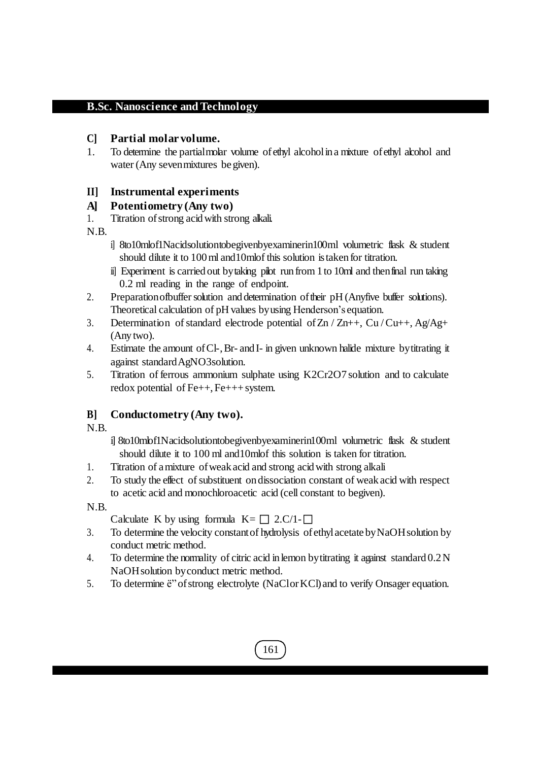### C] Partial molar volume.

1. To determine the partial molar volume of ethyl alcohol in a mixture of ethyl alcohol and water (Any seven mixtures be given).

## II] Instrumental experiments

### A] Potentiometry (Any two)

1. Titration of strong acid with strong alkali.

N.B.

i] 8to10mlof1Nacidsolutiontobegivenbyexaminerin100ml volumetric flask & student should dilute it to 100 ml and10mlof this solution is taken for titration.

ii] Experiment is carried out by taking pilot run from 1 to 10ml and then final run taking 0.2 ml reading in the range of endpoint.

2. Preparation of buffer solution and determination of their pH (Any five buffer solutions). Theoretical calculation of pH values by using Henderson's equation.
3. Determination of standard electrode potential of $Zn / Zn^{++}$, $Cu / Cu^{++}$, $Ag/Ag^{+}$ (Any two).
4. Estimate the amount of $Cl^-$, $Br^-$ and $I^-$ in given unknown halide mixture by titrating it against standard $AgNO_3$ solution.
5. Titration of ferrous ammonium sulphate using $K_2Cr_2O_7$ solution and to calculate redox potential of $Fe^{++}$, $Fe^{+++}$ system.

### B] Conductometry (Any two).

N.B.

i] 8to10mlof1Nacidsolutiontobegivenbyexaminerin100ml volumetric flask & student should dilute it to 100 ml and10mlof this solution is taken for titration.

1. Titration of a mixture of weak acid and strong acid with strong alkali
2. To study the effect of substituent on dissociation constant of weak acid with respect to acetic acid and monochloroacetic acid (cell constant to begiven).

N.B.

Calculate K by using formula K= □ 2.C/1- □

3. To determine the velocity constant of hydrolysis of ethyl acetate by NaOH solution by conduct metric method.
4. To determine the normality of citric acid in lemon by titrating it against standard 0.2 N NaOH solution by conduct metric method.
5. To determine ë" of strong electrolyte (NaCl or KCl) and to verify Onsager equation.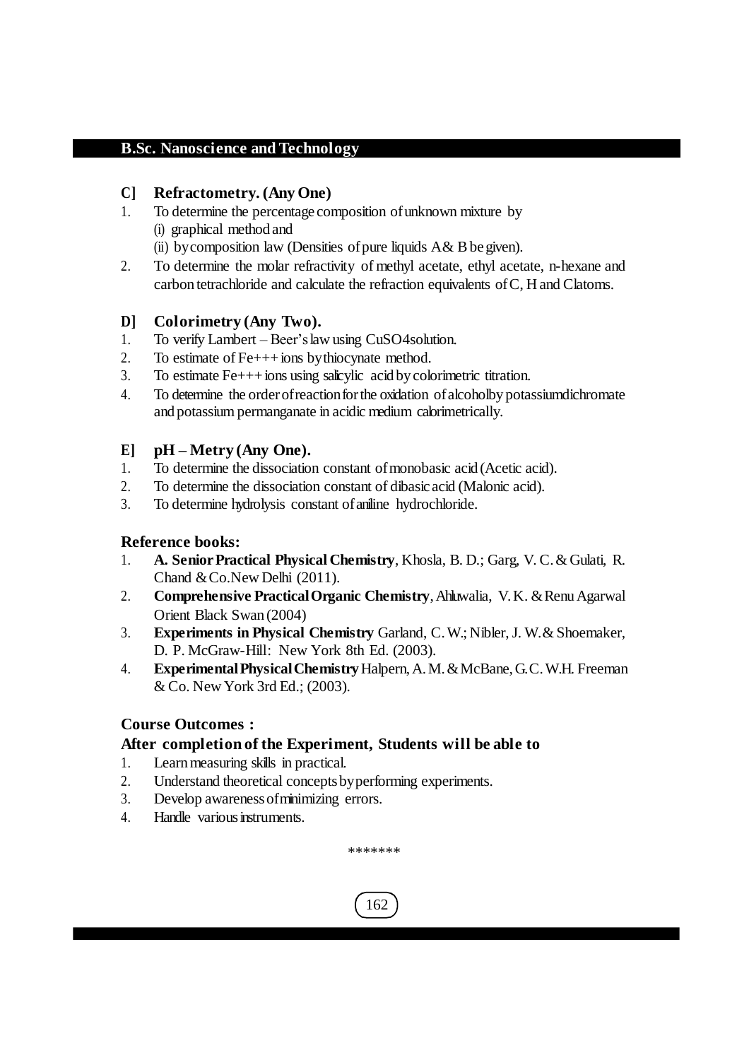### C] Refractometry. (Any One)

1. To determine the percentage composition of unknown mixture by
   (i) graphical method and
   (ii) by composition law (Densities of pure liquids A& B be given).
2. To determine the molar refractivity of methyl acetate, ethyl acetate, n-hexane and carbon tetrachloride and calculate the refraction equivalents of C, H and Cl atoms.

### D] Colorimetry (Any Two).

1. To verify Lambert – Beer's law using $CuSO_4$ solution.
2. To estimate of $Fe^{+++}$ ions by thiocynate method.
3. To estimate $Fe^{+++}$ ions using salicylic acid by colorimetric titration.
4. To determine the order of reaction for the oxidation of alcohol by potassium dichromate and potassium permanganate in acidic medium calorimetrically.

### E] pH – Metry (Any One).

1. To determine the dissociation constant of monobasic acid (Acetic acid).
2. To determine the dissociation constant of dibasic acid (Malonic acid).
3. To determine hydrolysis constant of aniline hydrochloride.

### Reference books:

1. **A. Senior Practical Physical Chemistry**, Khosla, B. D.; Garg, V. C. & Gulati, R. Chand & Co. New Delhi (2011).
2. **Comprehensive Practical Organic Chemistry**, Ahluwalia, V. K. & Renu Agarwal Orient Black Swan (2004)
3. **Experiments in Physical Chemistry** Garland, C. W.; Nibler, J. W. & Shoemaker, D. P. McGraw-Hill: New York 8th Ed. (2003).
4. **Experimental Physical Chemistry** Halpern, A. M. & McBane, G. C. W.H. Freeman & Co. New York 3rd Ed.; (2003).

### Course Outcomes :

### After completion of the Experiment, Students will be able to

1. Learn measuring skills in practical.
2. Understand theoretical concepts by performing experiments.
3. Develop awareness of minimizing errors.
4. Handle various instruments.

*******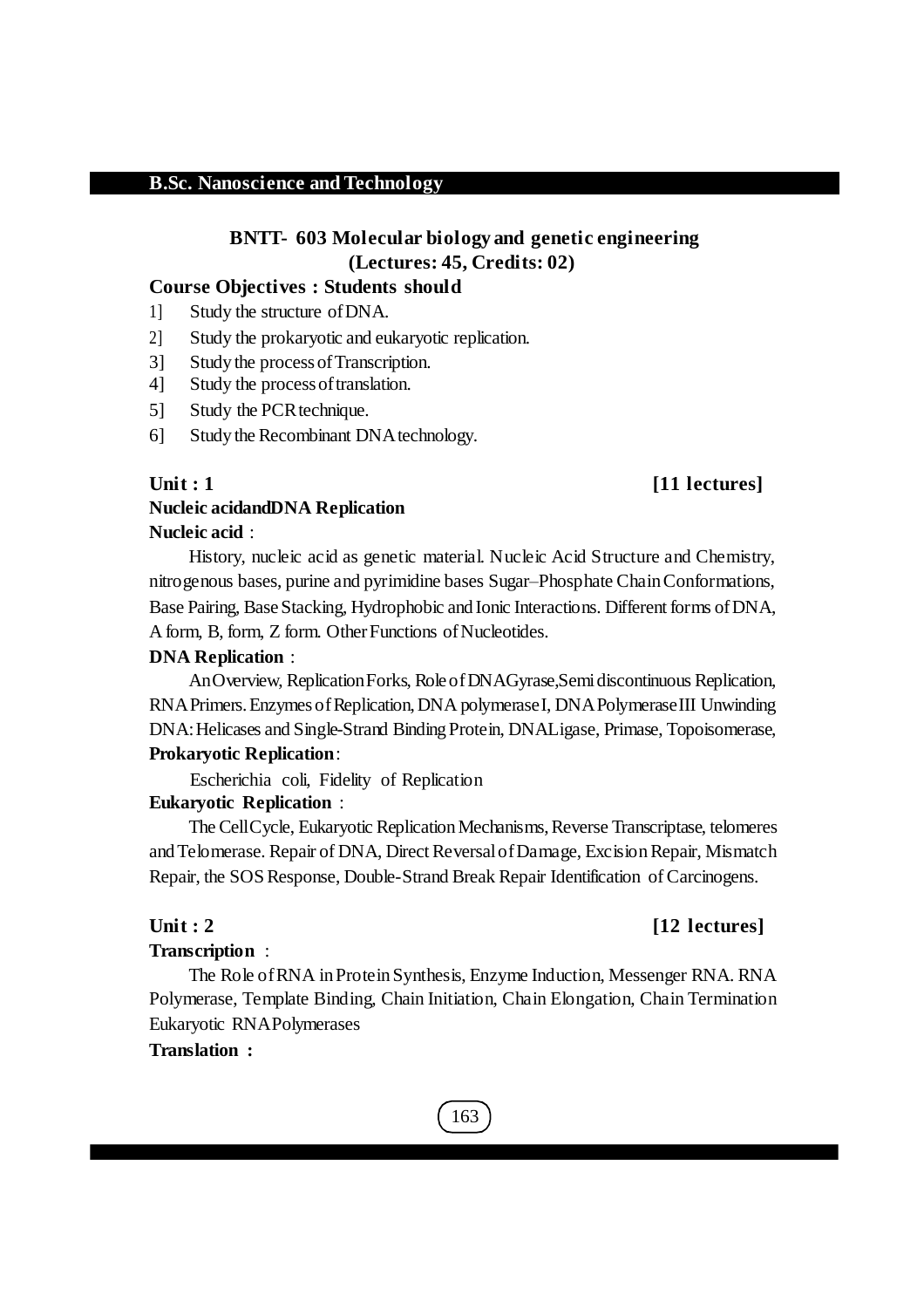## B.Sc. Nanoscience and Technology

### BNTT- 603 Molecular biology and genetic engineering
### (Lectures: 45, Credits: 02)

**Course Objectives : Students should**

1] Study the structure of DNA.

2] Study the prokaryotic and eukaryotic replication.

3] Study the process of Transcription.

4] Study the process of translation.

5] Study the PCR technique.

6] Study the Recombinant DNA technology.

**Unit : 1** **[11 lectures]**

**Nucleic acidandDNA Replication**

**Nucleic acid** :

History, nucleic acid as genetic material. Nucleic Acid Structure and Chemistry, nitrogenous bases, purine and pyrimidine bases Sugar–Phosphate Chain Conformations, Base Pairing, Base Stacking, Hydrophobic and Ionic Interactions. Different forms of DNA, A form, B, form, Z form. Other Functions of Nucleotides.

**DNA Replication** :

An Overview, Replication Forks, Role of DNAGyrase,Semi discontinuous Replication, RNA Primers. Enzymes of Replication, DNA polymerase I, DNA Polymerase III Unwinding DNA: Helicases and Single-Strand Binding Protein, DNALigase, Primase, Topoisomerase,

**Prokaryotic Replication**:

Escherichia coli, Fidelity of Replication

**Eukaryotic Replication** :

The Cell Cycle, Eukaryotic Replication Mechanisms, Reverse Transcriptase, telomeres and Telomerase. Repair of DNA, Direct Reversal of Damage, Excision Repair, Mismatch Repair, the SOS Response, Double-Strand Break Repair Identification of Carcinogens.

**Unit : 2** **[12 lectures]**

**Transcription** :

The Role of RNA in Protein Synthesis, Enzyme Induction, Messenger RNA. RNA Polymerase, Template Binding, Chain Initiation, Chain Elongation, Chain Termination Eukaryotic RNA Polymerases

**Translation :**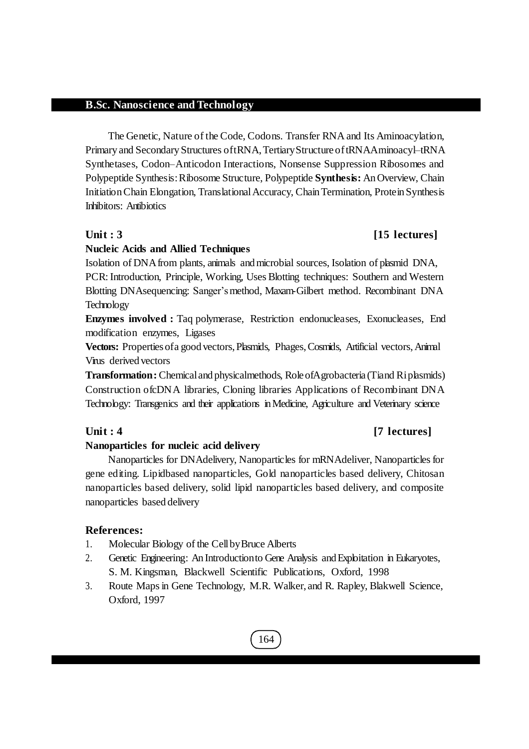The Genetic, Nature of the Code, Codons. Transfer RNA and Its Aminoacylation, Primary and Secondary Structures of tRNA, Tertiary Structure of tRNA Aminoacyl–tRNA Synthetases, Codon–Anticodon Interactions, Nonsense Suppression Ribosomes and Polypeptide Synthesis: Ribosome Structure, Polypeptide **Synthesis:** An Overview, Chain Initiation Chain Elongation, Translational Accuracy, Chain Termination, Protein Synthesis Inhibitors: Antibiotics

**Unit : 3** **[15 lectures]**

**Nucleic Acids and Allied Techniques**

Isolation of DNA from plants, animals and microbial sources, Isolation of plasmid DNA, PCR: Introduction, Principle, Working, Uses Blotting techniques: Southern and Western Blotting DNA sequencing: Sanger's method, Maxam-Gilbert method. Recombinant DNA Technology

**Enzymes involved :** Taq polymerase, Restriction endonucleases, Exonucleases, End modification enzymes, Ligases

**Vectors:** Properties of a good vectors, Plasmids, Phages, Cosmids, Artificial vectors, Animal Virus derived vectors

**Transformation:** Chemical and physical methods, Role of Agrobacteria (Ti and Ri plasmids) Construction of cDNA libraries, Cloning libraries Applications of Recombinant DNA Technology: Transgenics and their applications in Medicine, Agriculture and Veterinary science

**Unit : 4** **[7 lectures]**

**Nanoparticles for nucleic acid delivery**

Nanoparticles for DNA delivery, Nanoparticles for mRNA deliver, Nanoparticles for gene editing. Lipid based nanoparticles, Gold nanoparticles based delivery, Chitosan nanoparticles based delivery, solid lipid nanoparticles based delivery, and composite nanoparticles based delivery

### References:

1. Molecular Biology of the Cell by Bruce Alberts
2. Genetic Engineering: An Introduction to Gene Analysis and Exploitation in Eukaryotes, S. M. Kingsman, Blackwell Scientific Publications, Oxford, 1998
3. Route Maps in Gene Technology, M.R. Walker, and R. Rapley, Blakwell Science, Oxford, 1997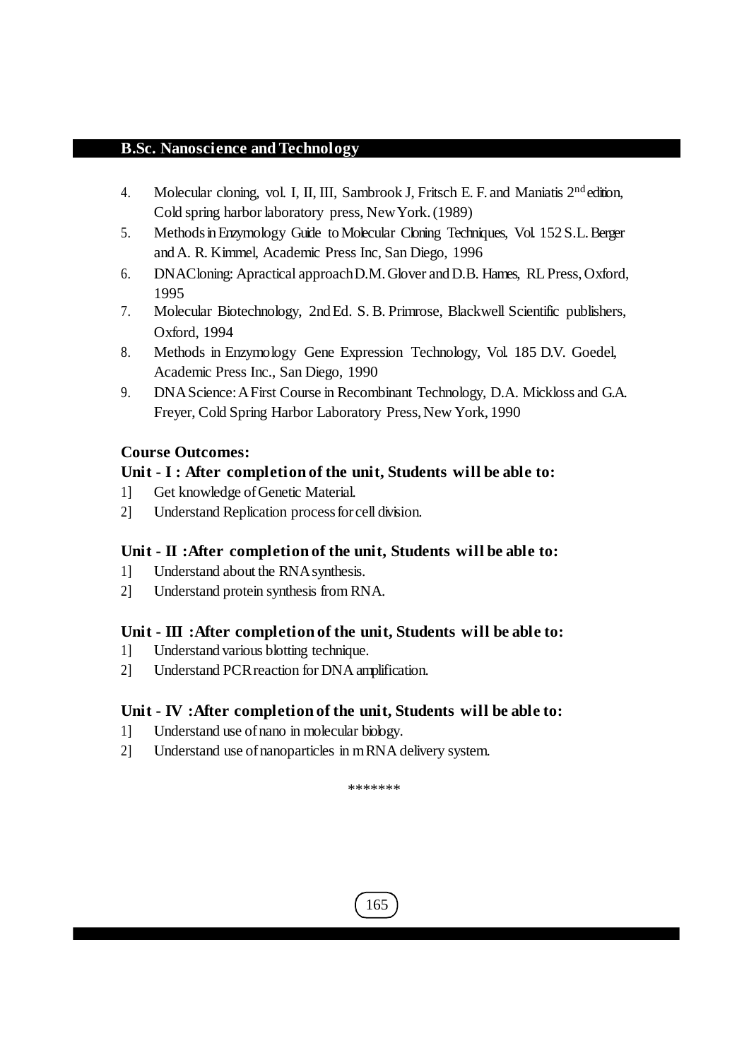4. Molecular cloning, vol. I, II, III, Sambrook J, Fritsch E. F. and Maniatis 2nd edition, Cold spring harbor laboratory press, New York. (1989)
5. Methods in Enzymology Guide to Molecular Cloning Techniques, Vol. 152 S.L. Berger and A. R. Kimmel, Academic Press Inc, San Diego, 1996
6. DNA Cloning: A practical approach D.M. Glover and D.B. Hames, RL Press, Oxford, 1995
7. Molecular Biotechnology, 2nd Ed. S. B. Primrose, Blackwell Scientific publishers, Oxford, 1994
8. Methods in Enzymology Gene Expression Technology, Vol. 185 D.V. Goedel, Academic Press Inc., San Diego, 1990
9. DNA Science: A First Course in Recombinant Technology, D.A. Mickloss and G.A. Freyer, Cold Spring Harbor Laboratory Press, New York, 1990

**Course Outcomes:**

**Unit - I : After completion of the unit, Students will be able to:**

1] Get knowledge of Genetic Material.
2] Understand Replication process for cell division.

**Unit - II :After completion of the unit, Students will be able to:**

1] Understand about the RNA synthesis.
2] Understand protein synthesis from RNA.

**Unit - III :After completion of the unit, Students will be able to:**

1] Understand various blotting technique.
2] Understand PCR reaction for DNA amplification.

**Unit - IV :After completion of the unit, Students will be able to:**

1] Understand use of nano in molecular biology.
2] Understand use of nanoparticles in mRNA delivery system.

*******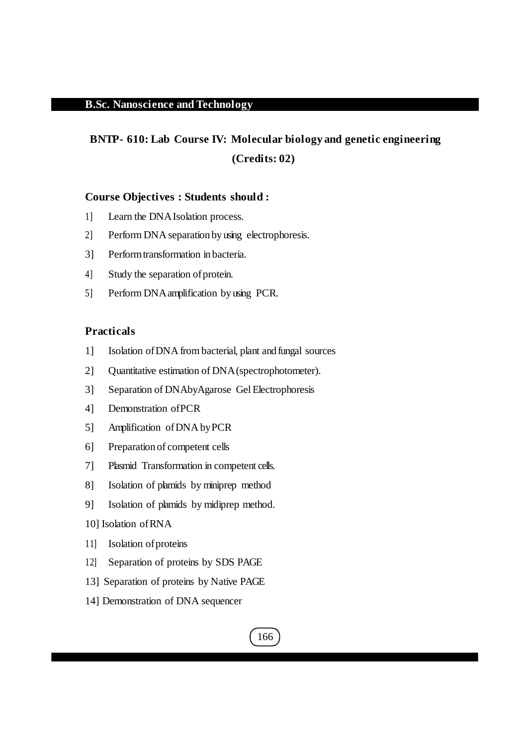**B.Sc. Nanoscience and Technology**

## BNTP- 610: Lab Course IV: Molecular biology and genetic engineering (Credits: 02)

### Course Objectives : Students should :

1] Learn the DNA Isolation process.

2] Perform DNA separation by using electrophoresis.

3] Perform transformation in bacteria.

4] Study the separation of protein.

5] Perform DNA amplification by using PCR.

### Practicals

1] Isolation of DNA from bacterial, plant and fungal sources

2] Quantitative estimation of DNA (spectrophotometer).

3] Separation of DNAbyAgarose Gel Electrophoresis

4] Demonstration of PCR

5] Amplification of DNA by PCR

6] Preparation of competent cells

7] Plasmid Transformation in competent cells.

8] Isolation of plamids by miniprep method

9] Isolation of plamids by midiprep method.

10] Isolation of RNA

11] Isolation of proteins

12] Separation of proteins by SDS PAGE

13] Separation of proteins by Native PAGE

14] Demonstration of DNA sequencer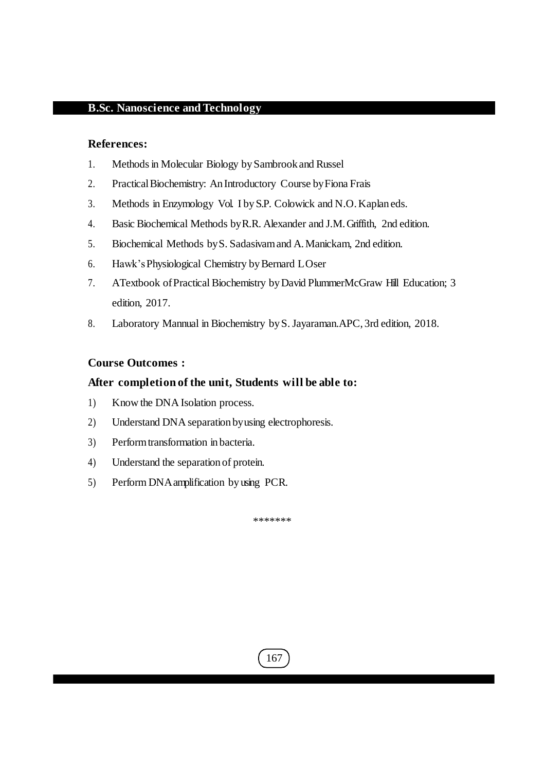**References:**

1. Methods in Molecular Biology by Sambrook and Russel
2. Practical Biochemistry: An Introductory Course by Fiona Frais
3. Methods in Enzymology Vol. I by S.P. Colowick and N.O. Kaplan eds.
4. Basic Biochemical Methods by R.R. Alexander and J.M. Griffith, 2nd edition.
5. Biochemical Methods by S. Sadasivam and A. Manickam, 2nd edition.
6. Hawk's Physiological Chemistry by Bernard L Oser
7. A Textbook of Practical Biochemistry by David Plummer McGraw Hill Education; 3 edition, 2017.
8. Laboratory Mannual in Biochemistry by S. Jayaraman. APC, 3rd edition, 2018.

**Course Outcomes :**

**After completion of the unit, Students will be able to:**

1) Know the DNA Isolation process.
2) Understand DNA separation by using electrophoresis.
3) Perform transformation in bacteria.
4) Understand the separation of protein.
5) Perform DNA amplification by using PCR.

*******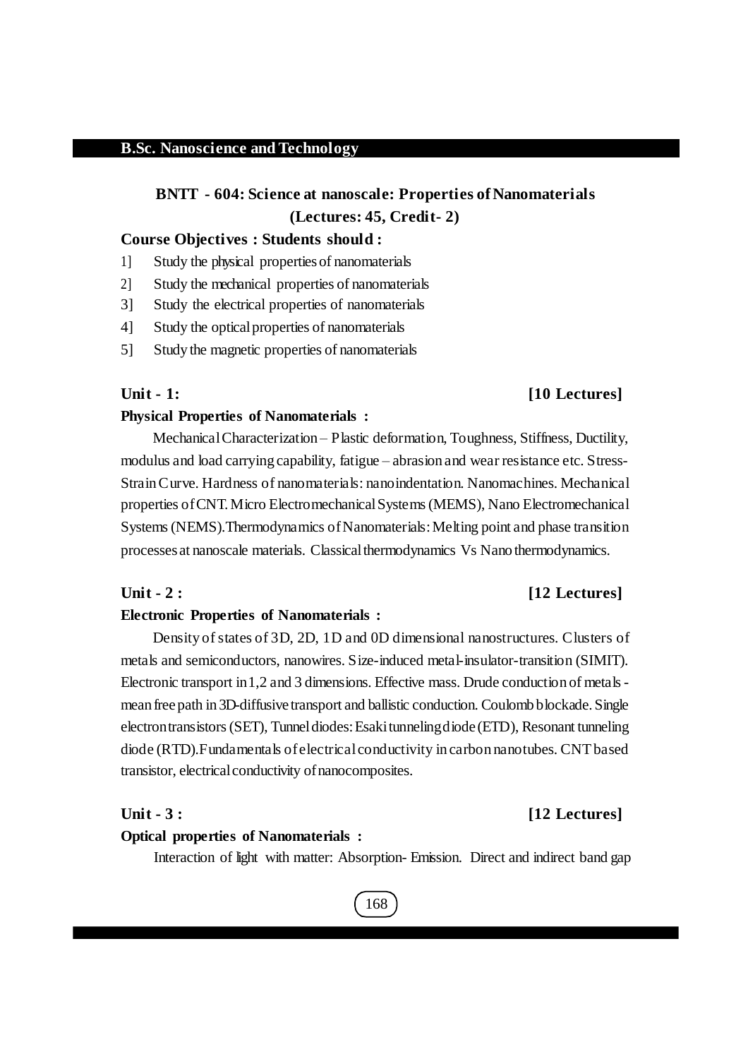## BNTT - 604: Science at nanoscale: Properties of Nanomaterials
### (Lectures: 45, Credit- 2)

**Course Objectives : Students should :**

1] Study the physical properties of nanomaterials

2] Study the mechanical properties of nanomaterials

3] Study the electrical properties of nanomaterials

4] Study the optical properties of nanomaterials

5] Study the magnetic properties of nanomaterials

**Unit - 1: [10 Lectures]**

**Physical Properties of Nanomaterials :**

Mechanical Characterization – Plastic deformation, Toughness, Stiffness, Ductility, modulus and load carrying capability, fatigue – abrasion and wear resistance etc. Stress-Strain Curve. Hardness of nanomaterials: nanoindentation. Nanomachines. Mechanical properties of CNT. Micro Electromechanical Systems (MEMS), Nano Electromechanical Systems (NEMS).Thermodynamics of Nanomaterials: Melting point and phase transition processes at nanoscale materials. Classical thermodynamics Vs Nano thermodynamics.

**Unit - 2 : [12 Lectures]**

**Electronic Properties of Nanomaterials :**

Density of states of 3D, 2D, 1D and 0D dimensional nanostructures. Clusters of metals and semiconductors, nanowires. Size-induced metal-insulator-transition (SIMIT). Electronic transport in 1,2 and 3 dimensions. Effective mass. Drude conduction of metals - mean free path in 3D-diffusive transport and ballistic conduction. Coulomb blockade. Single electron transistors (SET), Tunnel diodes: Esaki tunneling diode (ETD), Resonant tunneling diode (RTD).Fundamentals of electrical conductivity in carbon nanotubes. CNT based transistor, electrical conductivity of nanocomposites.

**Unit - 3 : [12 Lectures]**

**Optical properties of Nanomaterials :**

Interaction of light with matter: Absorption- Emission. Direct and indirect band gap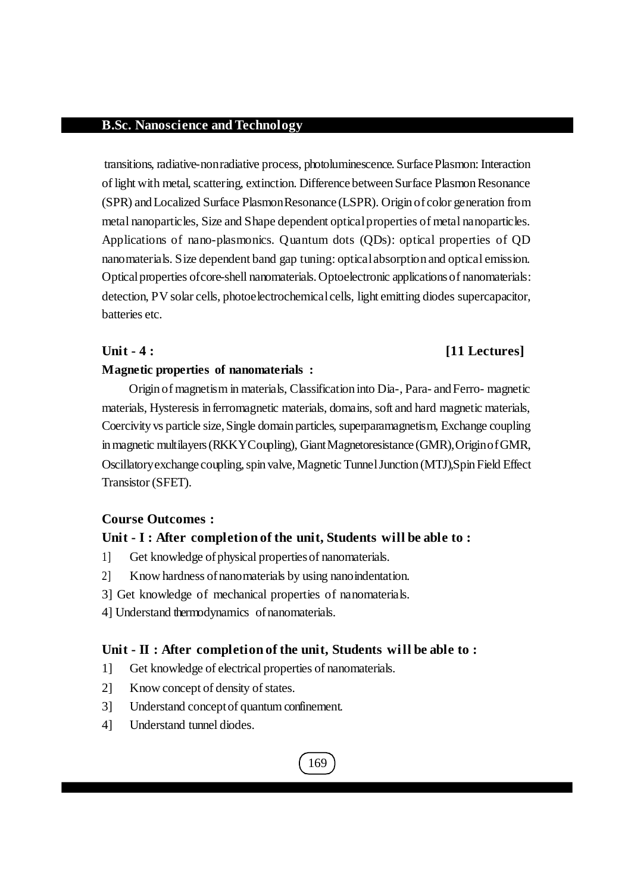transitions, radiative-nonradiative process, photoluminescence. Surface Plasmon: Interaction of light with metal, scattering, extinction. Difference between Surface Plasmon Resonance (SPR) and Localized Surface Plasmon Resonance (LSPR). Origin of color generation from metal nanoparticles, Size and Shape dependent optical properties of metal nanoparticles. Applications of nano-plasmonics. Quantum dots (QDs): optical properties of QD nanomaterials. Size dependent band gap tuning: optical absorption and optical emission. Optical properties of core-shell nanomaterials. Optoelectronic applications of nanomaterials: detection, PV solar cells, photoelectrochemical cells, light emitting diodes supercapacitor, batteries etc.

**Unit - 4 :** **[11 Lectures]**

**Magnetic properties of nanomaterials :**

Origin of magnetism in materials, Classification into Dia-, Para- and Ferro- magnetic materials, Hysteresis in ferromagnetic materials, domains, soft and hard magnetic materials, Coercivity vs particle size, Single domain particles, superparamagnetism, Exchange coupling in magnetic multilayers (RKKY Coupling), Giant Magnetoresistance (GMR), Origin of GMR, Oscillatory exchange coupling, spin valve, Magnetic Tunnel Junction (MTJ),Spin Field Effect Transistor (SFET).

**Course Outcomes :**

**Unit - I : After completion of the unit, Students will be able to :**

1] Get knowledge of physical properties of nanomaterials.

2] Know hardness of nanomaterials by using nanoindentation.

3] Get knowledge of mechanical properties of nanomaterials.

4] Understand thermodynamics of nanomaterials.

**Unit - II : After completion of the unit, Students will be able to :**

1] Get knowledge of electrical properties of nanomaterials.

2] Know concept of density of states.

3] Understand concept of quantum confinement.

4] Understand tunnel diodes.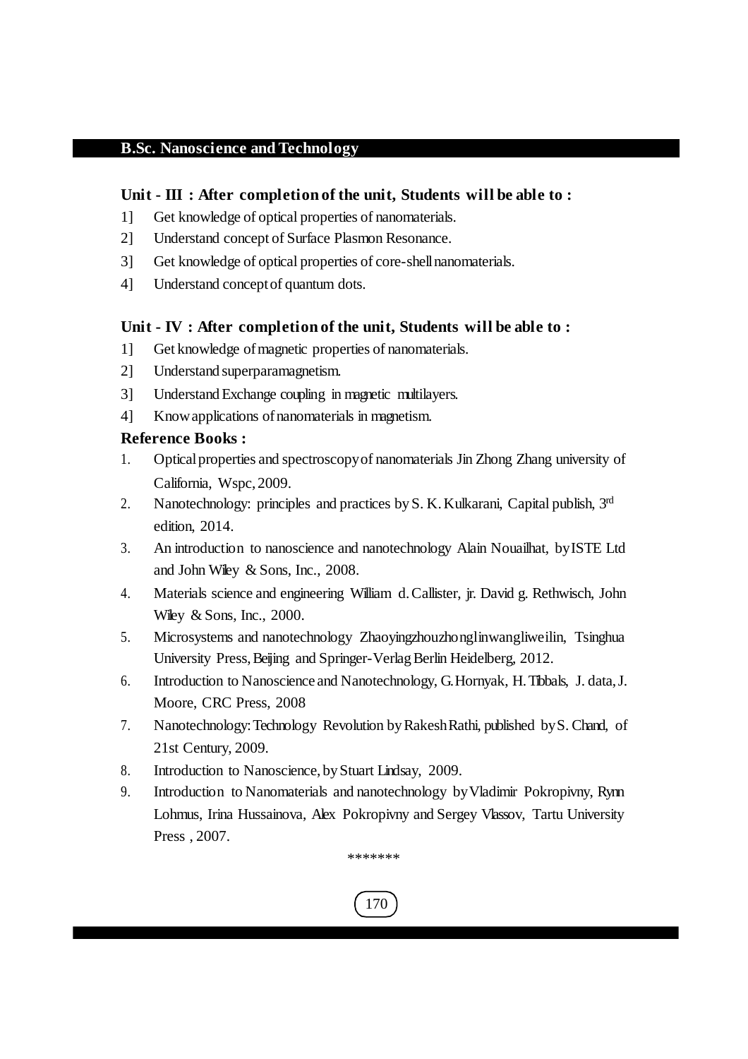**Unit - III : After completion of the unit, Students will be able to :**

1] Get knowledge of optical properties of nanomaterials.

2] Understand concept of Surface Plasmon Resonance.

3] Get knowledge of optical properties of core-shell nanomaterials.

4] Understand concept of quantum dots.

**Unit - IV : After completion of the unit, Students will be able to :**

1] Get knowledge of magnetic properties of nanomaterials.

2] Understand superparamagnetism.

3] Understand Exchange coupling in magnetic multilayers.

4] Know applications of nanomaterials in magnetism.

**Reference Books :**

1. Optical properties and spectroscopy of nanomaterials Jin Zhong Zhang university of California, Wspc, 2009.
2. Nanotechnology: principles and practices by S. K. Kulkarani, Capital publish, 3rd edition, 2014.
3. An introduction to nanoscience and nanotechnology Alain Nouailhat, by ISTE Ltd and John Wiley & Sons, Inc., 2008.
4. Materials science and engineering William d. Callister, jr. David g. Rethwisch, John Wiley & Sons, Inc., 2000.
5. Microsystems and nanotechnology Zhaoyingzhouzhonglinwangliweilin, Tsinghua University Press, Beijing and Springer-Verlag Berlin Heidelberg, 2012.
6. Introduction to Nanoscience and Nanotechnology, G. Hornyak, H. Tibbals, J. data, J. Moore, CRC Press, 2008
7. Nanotechnology: Technology Revolution by Rakesh Rathi, published by S. Chand, of 21st Century, 2009.
8. Introduction to Nanoscience, by Stuart Lindsay, 2009.
9. Introduction to Nanomaterials and nanotechnology by Vladimir Pokropivny, Rynn Lohmus, Irina Hussainova, Alex Pokropivny and Sergey Vlassov, Tartu University Press , 2007.

*******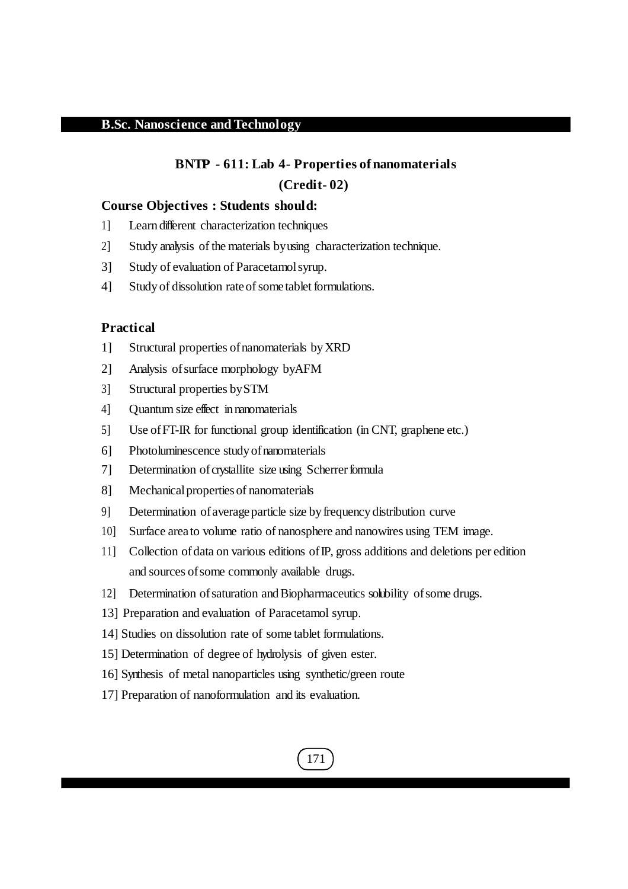## BNTP - 611: Lab 4- Properties of nanomaterials

**(Credit- 02)**

**Course Objectives : Students should:**

1] Learn different characterization techniques

2] Study analysis of the materials by using characterization technique.

3] Study of evaluation of Paracetamol syrup.

4] Study of dissolution rate of some tablet formulations.

**Practical**

1] Structural properties of nanomaterials by XRD

2] Analysis of surface morphology by AFM

3] Structural properties by STM

4] Quantum size effect in nanomaterials

5] Use of FT-IR for functional group identification (in CNT, graphene etc.)

6] Photoluminescence study of nanomaterials

7] Determination of crystallite size using Scherrer formula

8] Mechanical properties of nanomaterials

9] Determination of average particle size by frequency distribution curve

10] Surface area to volume ratio of nanosphere and nanowires using TEM image.

11] Collection of data on various editions of IP, gross additions and deletions per edition and sources of some commonly available drugs.

12] Determination of saturation and Biopharmaceutics solubility of some drugs.

13] Preparation and evaluation of Paracetamol syrup.

14] Studies on dissolution rate of some tablet formulations.

15] Determination of degree of hydrolysis of given ester.

16] Synthesis of metal nanoparticles using synthetic/green route

17] Preparation of nanoformulation and its evaluation.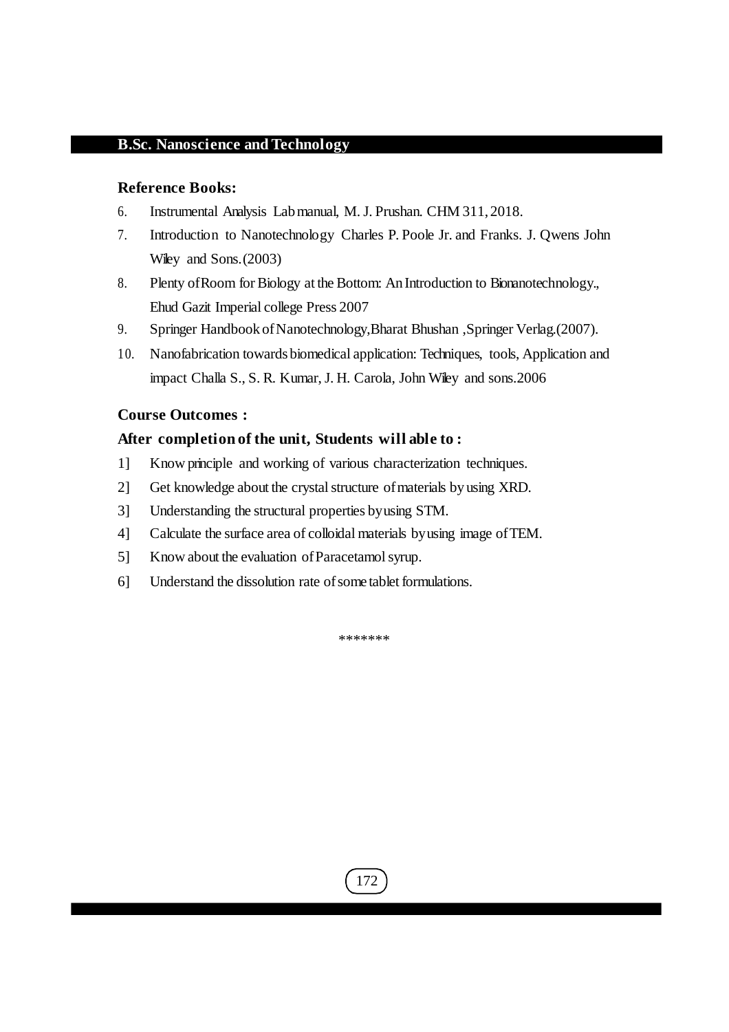### Reference Books:

6. Instrumental Analysis Lab manual, M. J. Prushan. CHM 311, 2018.
7. Introduction to Nanotechnology Charles P. Poole Jr. and Franks. J. Qwens John Wiley and Sons.(2003)
8. Plenty of Room for Biology at the Bottom: An Introduction to Bionanotechnology., Ehud Gazit Imperial college Press 2007
9. Springer Handbook of Nanotechnology,Bharat Bhushan ,Springer Verlag.(2007).
10. Nanofabrication towards biomedical application: Techniques, tools, Application and impact Challa S., S. R. Kumar, J. H. Carola, John Wiley and sons.2006

### Course Outcomes :

### After completion of the unit, Students will able to :

1] Know principle and working of various characterization techniques.

2] Get knowledge about the crystal structure of materials by using XRD.

3] Understanding the structural properties by using STM.

4] Calculate the surface area of colloidal materials by using image of TEM.

5] Know about the evaluation of Paracetamol syrup.

6] Understand the dissolution rate of some tablet formulations.

*******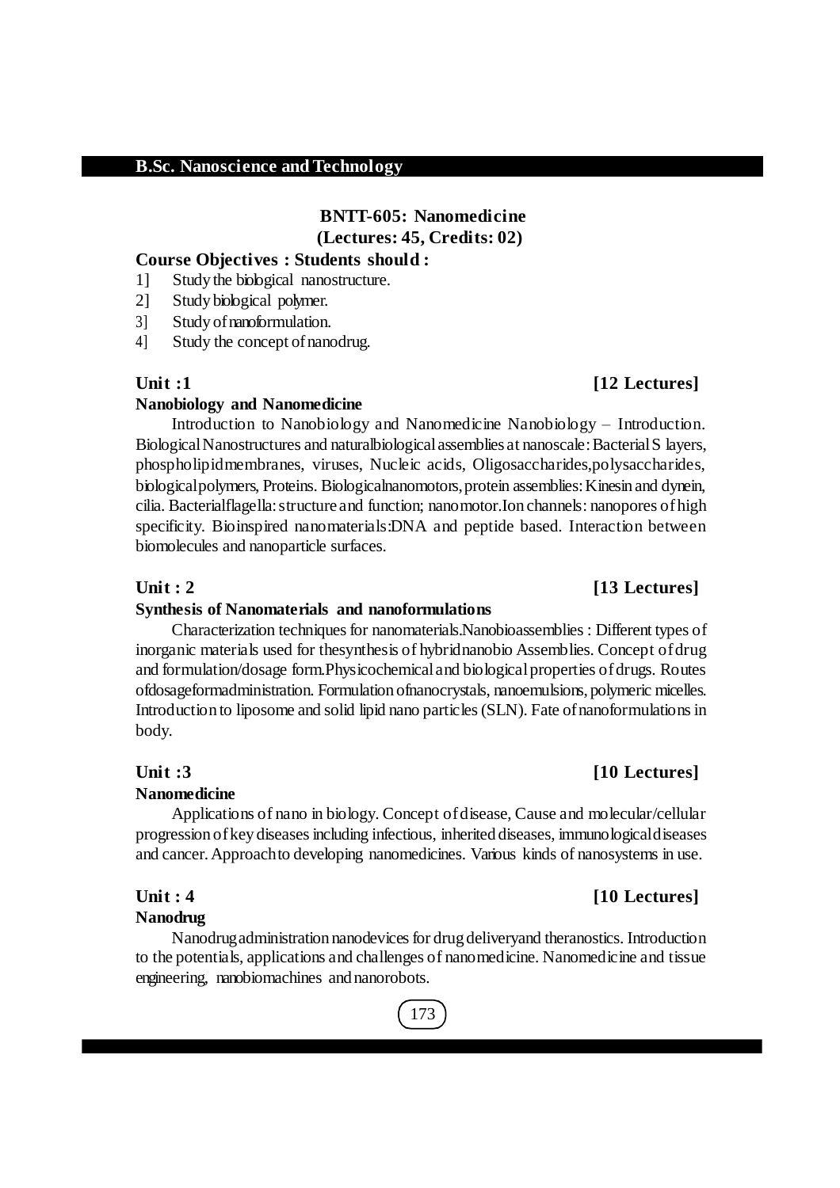## BNTT-605: Nanomedicine
**(Lectures: 45, Credits: 02)**

**Course Objectives : Students should :**

1] Study the biological nanostructure.
2] Study biological polymer.
3] Study of nanoformulation.
4] Study the concept of nanodrug.

### Unit :1 [12 Lectures]

**Nanobiology and Nanomedicine**

Introduction to Nanobiology and Nanomedicine Nanobiology – Introduction. Biological Nanostructures and natural biological assemblies at nanoscale: Bacterial S layers, phospholipid membranes, viruses, Nucleic acids, Oligosaccharides, polysaccharides, biological polymers, Proteins. Biological nanomotors, protein assemblies: Kinesin and dynein, cilia. Bacterial flagella: structure and function; nanomotor. Ion channels: nanopores of high specificity. Bioinspired nanomaterials: DNA and peptide based. Interaction between biomolecules and nanoparticle surfaces.

### Unit : 2 [13 Lectures]

**Synthesis of Nanomaterials and nanoformulations**

Characterization techniques for nanomaterials. Nanobioassemblies : Different types of inorganic materials used for the synthesis of hybrid nanobio Assemblies. Concept of drug and formulation/dosage form. Physicochemical and biological properties of drugs. Routes of dosage form administration. Formulation of nanocrystals, nanoemulsions, polymeric micelles. Introduction to liposome and solid lipid nano particles (SLN). Fate of nanoformulations in body.

### Unit :3 [10 Lectures]

**Nanomedicine**

Applications of nano in biology. Concept of disease, Cause and molecular/cellular progression of key diseases including infectious, inherited diseases, immunological diseases and cancer. Approach to developing nanomedicines. Various kinds of nanosystems in use.

### Unit : 4 [10 Lectures]

**Nanodrug**

Nanodrug administration nanodevices for drug delivery and theranostics. Introduction to the potentials, applications and challenges of nanomedicine. Nanomedicine and tissue engineering, nanobiomachines and nanorobots.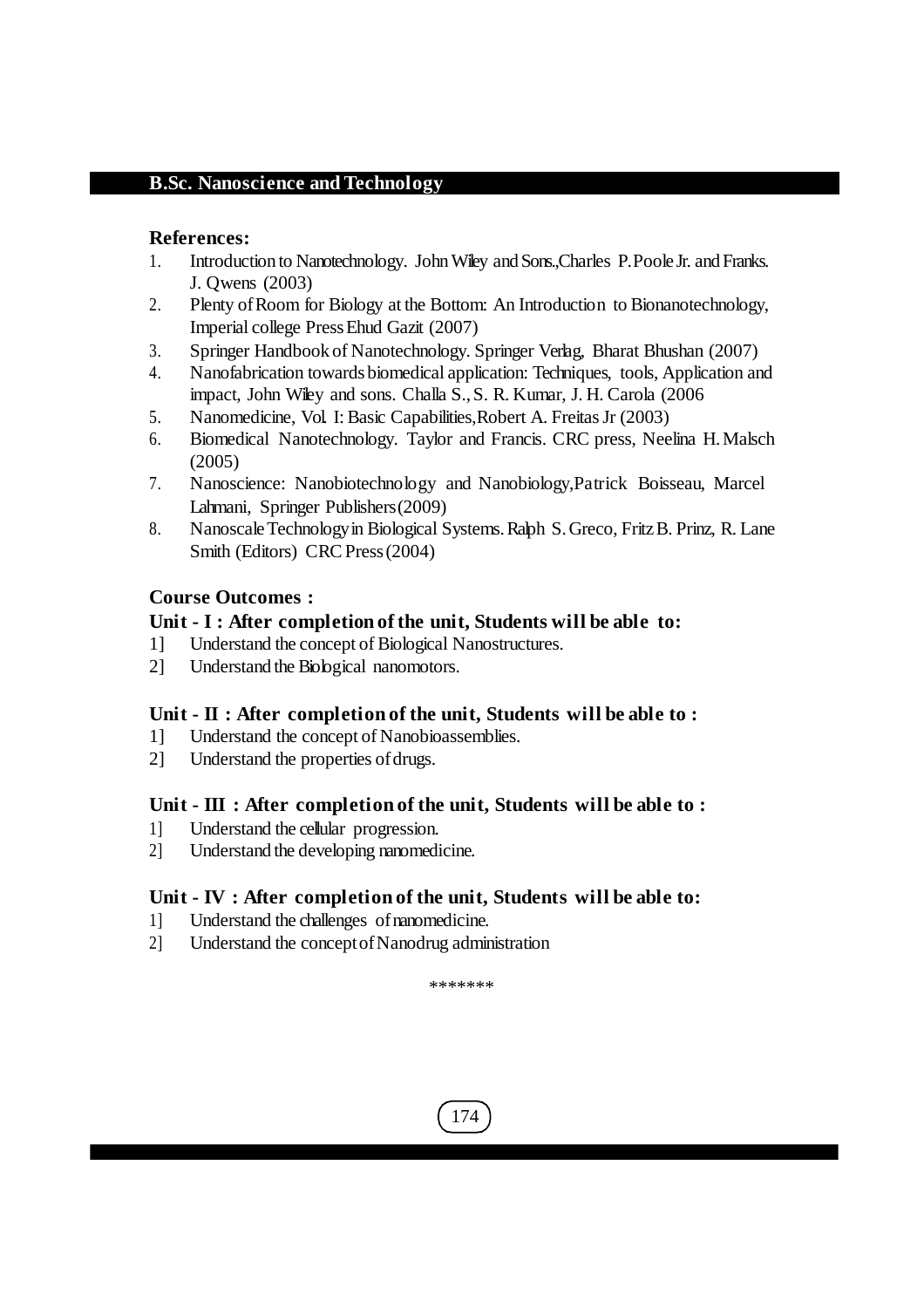**References:**

1. Introduction to Nanotechnology. John Wiley and Sons.,Charles P. Poole Jr. and Franks. J. Qwens (2003)
2. Plenty of Room for Biology at the Bottom: An Introduction to Bionanotechnology, Imperial college Press Ehud Gazit (2007)
3. Springer Handbook of Nanotechnology. Springer Verlag, Bharat Bhushan (2007)
4. Nanofabrication towards biomedical application: Techniques, tools, Application and impact, John Wiley and sons. Challa S., S. R. Kumar, J. H. Carola (2006
5. Nanomedicine, Vol. I: Basic Capabilities,Robert A. Freitas Jr (2003)
6. Biomedical Nanotechnology. Taylor and Francis. CRC press, Neelina H. Malsch (2005)
7. Nanoscience: Nanobiotechnology and Nanobiology,Patrick Boisseau, Marcel Lahmani, Springer Publishers (2009)
8. Nanoscale Technology in Biological Systems. Ralph S. Greco, Fritz B. Prinz, R. Lane Smith (Editors) CRC Press (2004)

**Course Outcomes :**

**Unit - I : After completion of the unit, Students will be able to:**

1] Understand the concept of Biological Nanostructures.

2] Understand the Biological nanomotors.

**Unit - II : After completion of the unit, Students will be able to :**

1] Understand the concept of Nanobioassemblies.

2] Understand the properties of drugs.

**Unit - III : After completion of the unit, Students will be able to :**

1] Understand the cellular progression.

2] Understand the developing nanomedicine.

**Unit - IV : After completion of the unit, Students will be able to:**

1] Understand the challenges of nanomedicine.

2] Understand the concept of Nanodrug administration

*******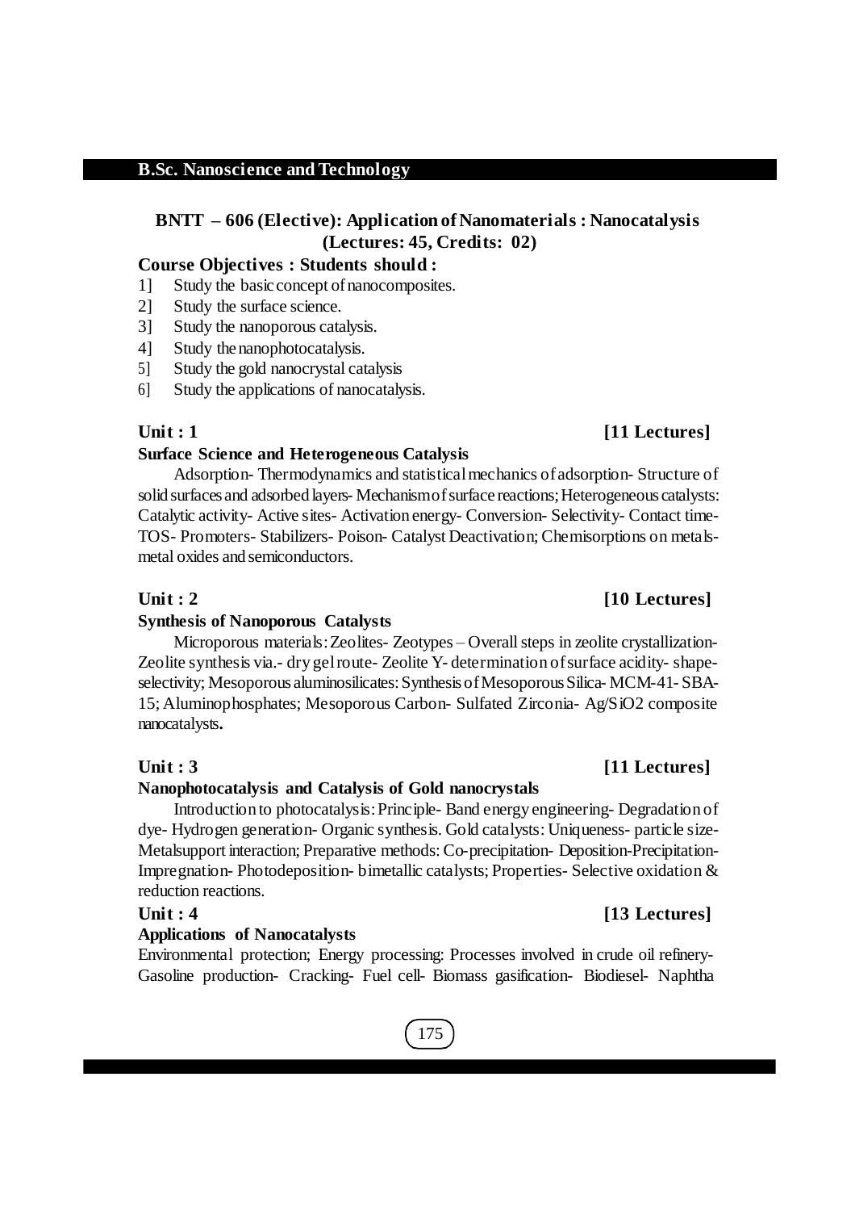## B.Sc. Nanoscience and Technology

### BNTT – 606 (Elective): Application of Nanomaterials : Nanocatalysis (Lectures: 45, Credits: 02)

**Course Objectives : Students should :**

1] Study the basic concept of nanocomposites.
2] Study the surface science.
3] Study the nanoporous catalysis.
4] Study the nanophotocatalysis.
5] Study the gold nanocrystal catalysis
6] Study the applications of nanocatalysis.

**Unit : 1** **[11 Lectures]**

**Surface Science and Heterogeneous Catalysis**

Adsorption- Thermodynamics and statistical mechanics of adsorption- Structure of solid surfaces and adsorbed layers- Mechanism of surface reactions; Heterogeneous catalysts: Catalytic activity- Active sites- Activation energy- Conversion- Selectivity- Contact time- TOS- Promoters- Stabilizers- Poison- Catalyst Deactivation; Chemisorptions on metals- metal oxides and semiconductors.

**Unit : 2** **[10 Lectures]**

**Synthesis of Nanoporous Catalysts**

Microporous materials: Zeolites- Zeotypes – Overall steps in zeolite crystallization- Zeolite synthesis via.- dry gel route- Zeolite Y- determination of surface acidity- shape-selectivity; Mesoporous aluminosilicates: Synthesis of Mesoporous Silica- MCM-41- SBA-15; Aluminophosphates; Mesoporous Carbon- Sulfated Zirconia- Ag/$SiO_2$ composite nanocatalysts**.**

**Unit : 3** **[11 Lectures]**

**Nanophotocatalysis and Catalysis of Gold nanocrystals**

Introduction to photocatalysis: Principle- Band energy engineering- Degradation of dye- Hydrogen generation- Organic synthesis. Gold catalysts: Uniqueness- particle size- Metalsupport interaction; Preparative methods: Co-precipitation- Deposition-Precipitation- Impregnation- Photodeposition- bimetallic catalysts; Properties- Selective oxidation & reduction reactions.

**Unit : 4** **[13 Lectures]**

**Applications of Nanocatalysts**

Environmental protection; Energy processing: Processes involved in crude oil refinery- Gasoline production- Cracking- Fuel cell- Biomass gasification- Biodiesel- Naphtha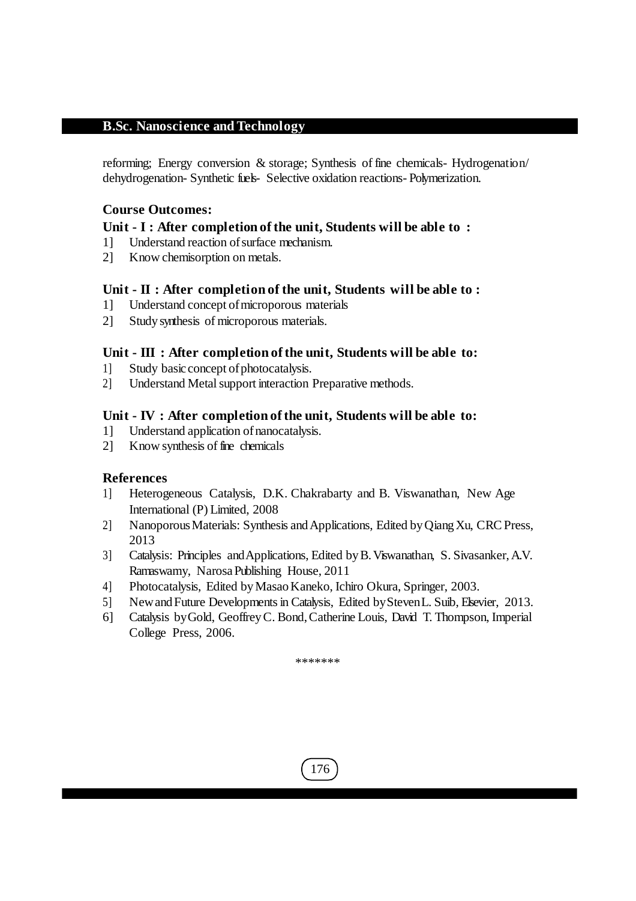reforming; Energy conversion & storage; Synthesis of fine chemicals- Hydrogenation/ dehydrogenation- Synthetic fuels- Selective oxidation reactions- Polymerization.

### Course Outcomes:

**Unit - I : After completion of the unit, Students will be able to :**

1] Understand reaction of surface mechanism.
2] Know chemisorption on metals.

**Unit - II : After completion of the unit, Students will be able to :**

1] Understand concept of microporous materials
2] Study synthesis of microporous materials.

**Unit - III : After completion of the unit, Students will be able to:**

1] Study basic concept of photocatalysis.
2] Understand Metal support interaction Preparative methods.

**Unit - IV : After completion of the unit, Students will be able to:**

1] Understand application of nanocatalysis.
2] Know synthesis of fine chemicals

### References

1] Heterogeneous Catalysis, D.K. Chakrabarty and B. Viswanathan, New Age International (P) Limited, 2008
2] Nanoporous Materials: Synthesis and Applications, Edited by Qiang Xu, CRC Press, 2013
3] Catalysis: Principles and Applications, Edited by B. Viswanathan, S. Sivasanker, A.V. Ramaswamy, Narosa Publishing House, 2011
4] Photocatalysis, Edited by Masao Kaneko, Ichiro Okura, Springer, 2003.
5] New and Future Developments in Catalysis, Edited by Steven L. Suib, Elsevier, 2013.
6] Catalysis by Gold, Geoffrey C. Bond, Catherine Louis, David T. Thompson, Imperial College Press, 2006.

*******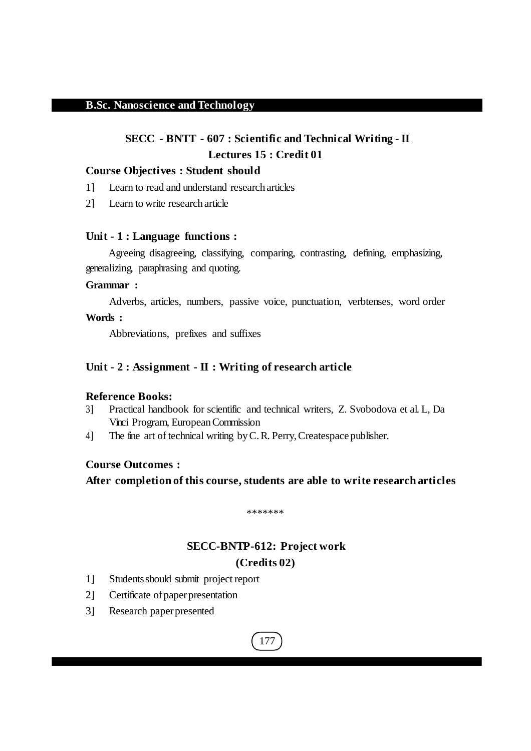## SECC - BNTT - 607 : Scientific and Technical Writing - II

**Lectures 15 : Credit 01**

**Course Objectives : Student should**

1] Learn to read and understand research articles

2] Learn to write research article

### Unit - 1 : Language functions :

Agreeing disagreeing, classifying, comparing, contrasting, defining, emphasizing, generalizing, paraphrasing and quoting.

**Grammar :**

Adverbs, articles, numbers, passive voice, punctuation, verbtenses, word order

**Words :**

Abbreviations, prefixes and suffixes

### Unit - 2 : Assignment - II : Writing of research article

**Reference Books:**

3] Practical handbook for scientific and technical writers, Z. Svobodova et al. L, Da Vinci Program, European Commission

4] The fine art of technical writing by C. R. Perry, Createspace publisher.

**Course Outcomes :**

**After completion of this course, students are able to write research articles**

*******

## SECC-BNTP-612: Project work

**(Credits 02)**

1] Students should submit project report

2] Certificate of paper presentation

3] Research paper presented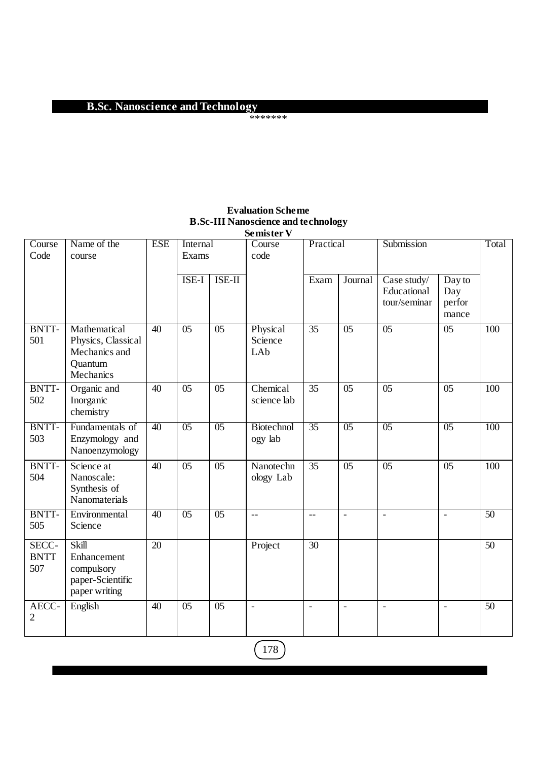## B.Sc. Nanoscience and Technology

*******

### Evaluation Scheme
### B.Sc-III Nanoscience and technology
### Semister V

| Course Code | Name of the course | ESE | Internal Exams | | Course code | Practical | | Submission | | Total |
|---|---|---|---|---|---|---|---|---|---|---|
| | | | ISE-I | ISE-II | | Exam | Journal | Case study/ Educational tour/seminar | Day to Day perfor mance | |
| BNTT-501 | Mathematical Physics, Classical Mechanics and Quantum Mechanics | 40 | 05 | 05 | Physical Science LAb | 35 | 05 | 05 | 05 | 100 |
| BNTT-502 | Organic and Inorganic chemistry | 40 | 05 | 05 | Chemical science lab | 35 | 05 | 05 | 05 | 100 |
| BNTT-503 | Fundamentals of Enzymology and Nanoenzymology | 40 | 05 | 05 | Biotechnol ogy lab | 35 | 05 | 05 | 05 | 100 |
| BNTT-504 | Science at Nanoscale: Synthesis of Nanomaterials | 40 | 05 | 05 | Nanotechn ology Lab | 35 | 05 | 05 | 05 | 100 |
| BNTT-505 | Environmental Science | 40 | 05 | 05 | -- | -- | - | - | - | 50 |
| SECC-BNTT 507 | Skill Enhancement compulsory paper-Scientific paper writing | 20 | | | Project | 30 | | | | 50 |
| AECC-2 | English | 40 | 05 | 05 | - | - | - | - | - | 50 |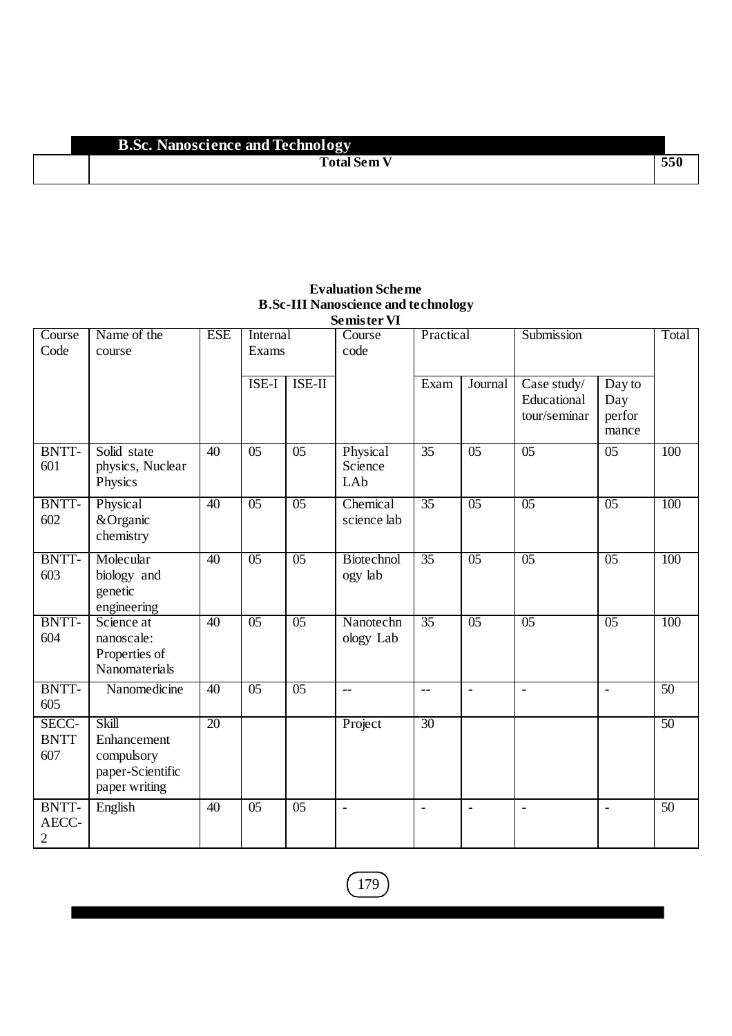| | Total Sem V | 550 |
|---|---|---|

**Evaluation Scheme**
**B.Sc-III Nanoscience and technology**
**Semister VI**

| Course Code | Name of the course | ESE | Internal Exams | | Course code | Practical | | Submission | | Total |
|---|---|---|---|---|---|---|---|---|---|---|
| | | | ISE-I | ISE-II | | Exam | Journal | Case study/ Educational tour/seminar | Day to Day perfor mance | |
| BNTT-601 | Solid state physics, Nuclear Physics | 40 | 05 | 05 | Physical Science LAb | 35 | 05 | 05 | 05 | 100 |
| BNTT-602 | Physical &Organic chemistry | 40 | 05 | 05 | Chemical science lab | 35 | 05 | 05 | 05 | 100 |
| BNTT-603 | Molecular biology and genetic engineering | 40 | 05 | 05 | Biotechnology lab | 35 | 05 | 05 | 05 | 100 |
| BNTT-604 | Science at nanoscale: Properties of Nanomaterials | 40 | 05 | 05 | Nanotechnology Lab | 35 | 05 | 05 | 05 | 100 |
| BNTT-605 | Nanomedicine | 40 | 05 | 05 | -- | -- | - | - | - | 50 |
| SECC-BNTT 607 | Skill Enhancement compulsory paper-Scientific paper writing | 20 | | | Project | 30 | | | | 50 |
| BNTT-AECC-2 | English | 40 | 05 | 05 | - | - | - | - | - | 50 |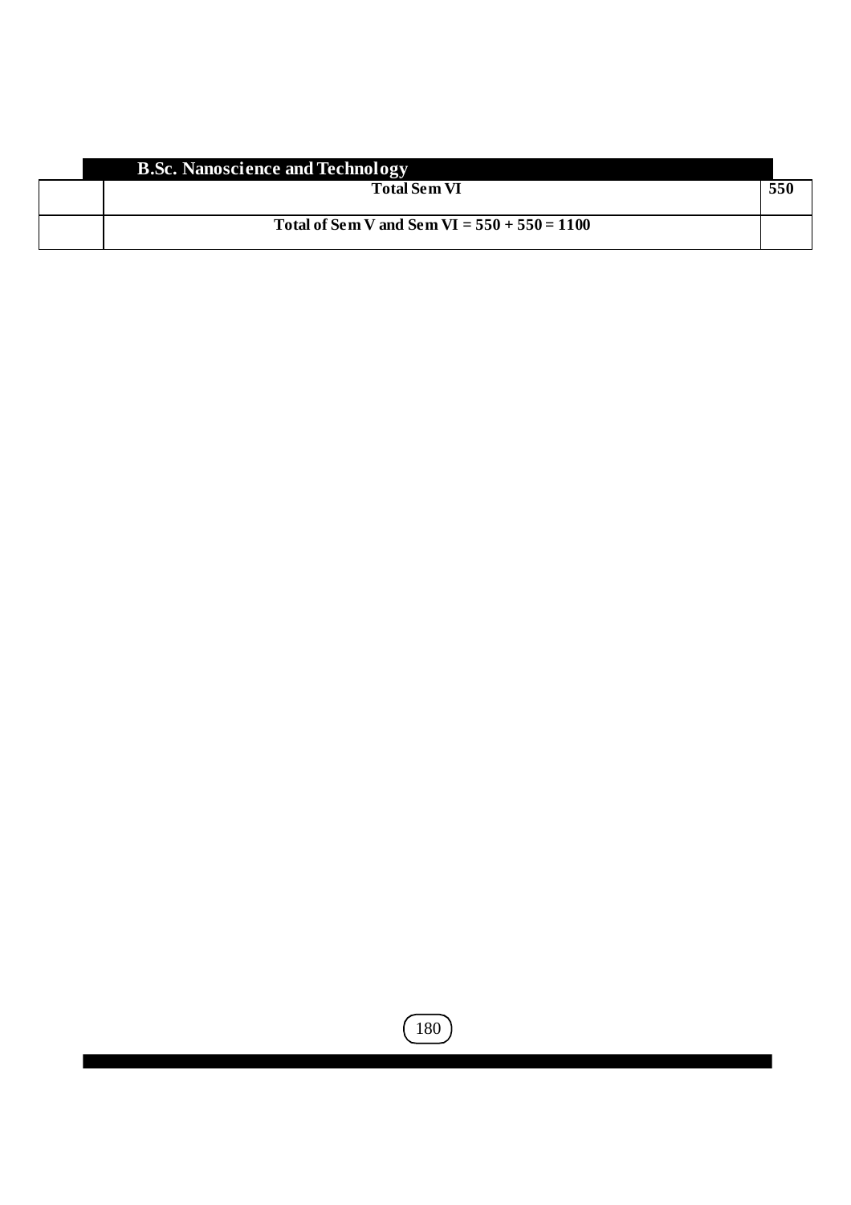| | | |
|---|---|---|
| | **Total Sem VI** | **550** |
| | **Total of Sem V and Sem VI = 550 + 550 = 1100** | |